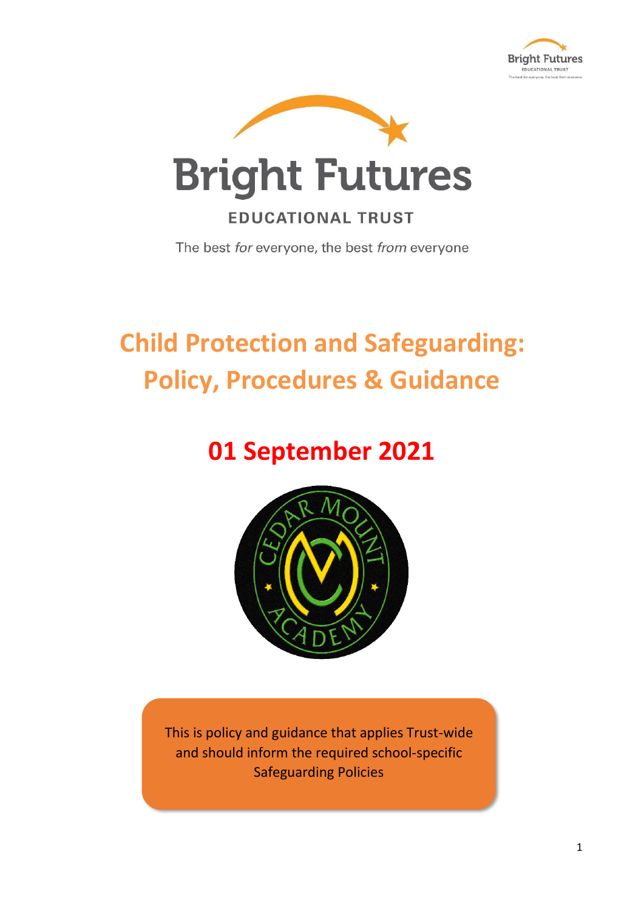Bright Futures

EDUCATIONAL TRUST

The best *for* everyone, the best *from* everyone

# Child Protection and Safeguarding: Policy, Procedures & Guidance

## 01 September 2021

CEDAR MOUNT ACADEMY

This is policy and guidance that applies Trust-wide and should inform the required school-specific Safeguarding Policies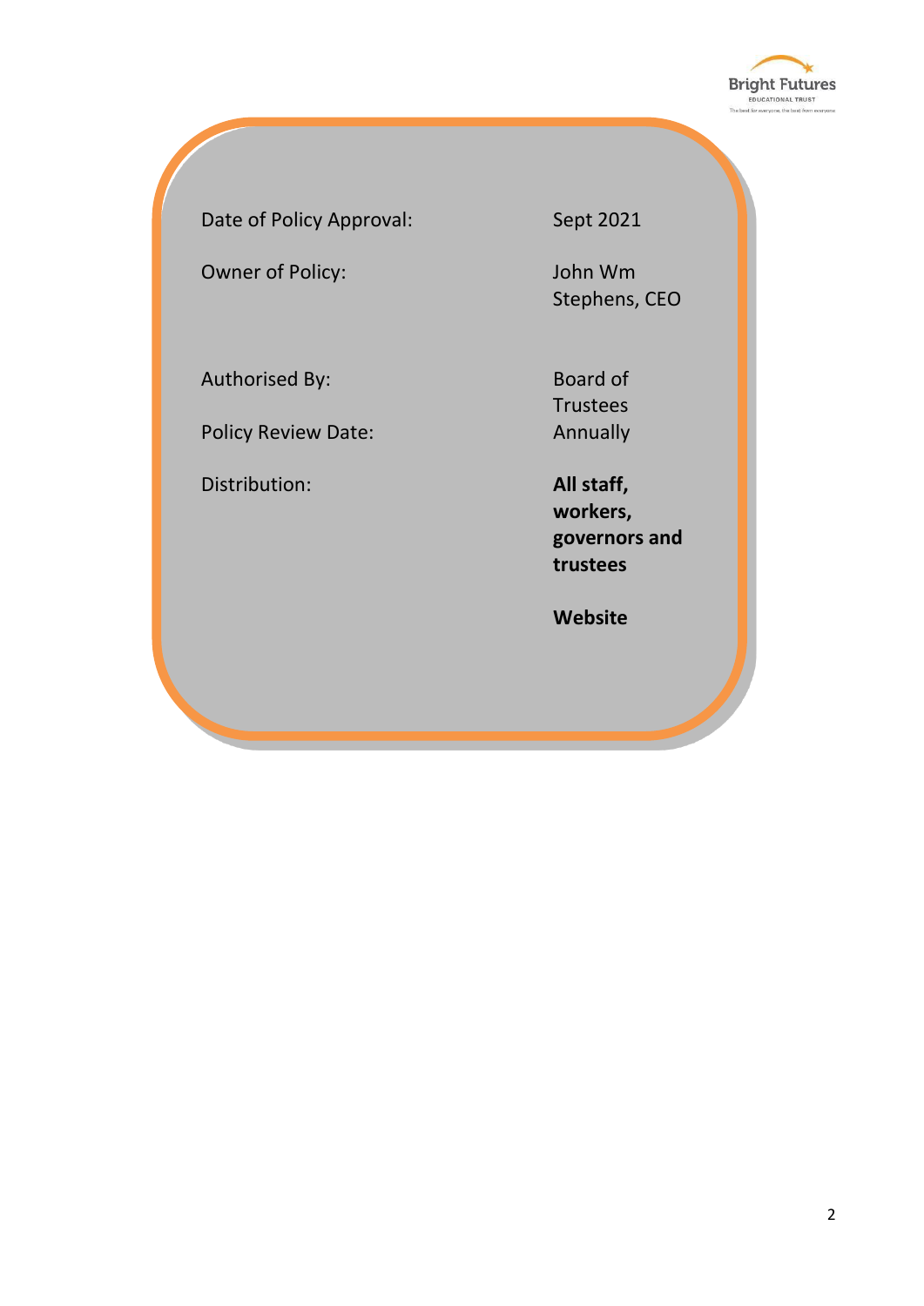| | |
|---|---|
| Date of Policy Approval: | Sept 2021 |
| Owner of Policy: | John Wm Stephens, CEO |
| Authorised By: | Board of Trustees |
| Policy Review Date: | Annually |
| Distribution: | **All staff, workers, governors and trustees**<br><br>**Website** |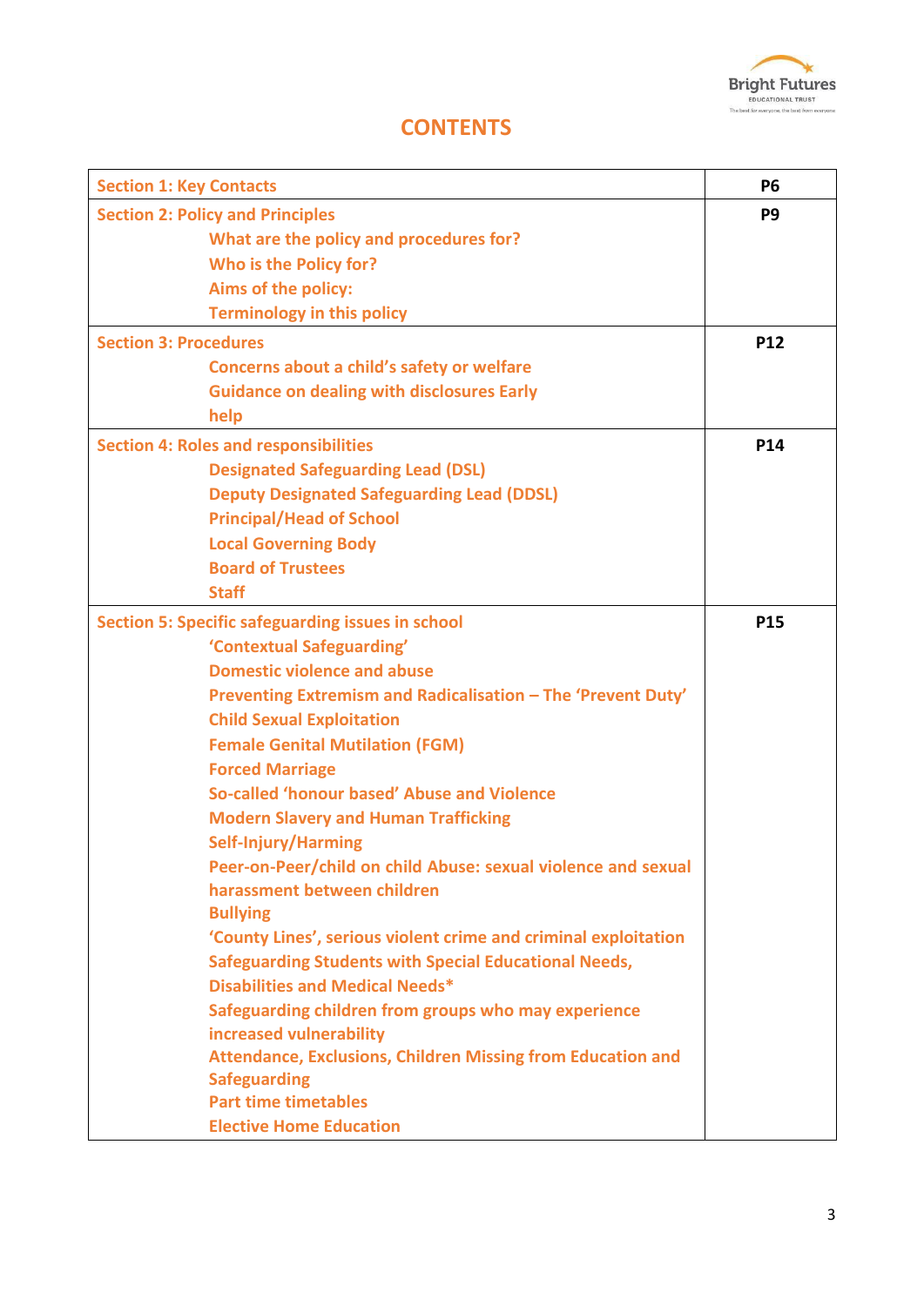# CONTENTS

| Section | Page |
| --- | --- |
| **Section 1: Key Contacts** | **P6** |
| **Section 2: Policy and Principles**<br>What are the policy and procedures for?<br>Who is the Policy for?<br>Aims of the policy:<br>Terminology in this policy | **P9** |
| **Section 3: Procedures**<br>Concerns about a child's safety or welfare<br>Guidance on dealing with disclosures Early help | **P12** |
| **Section 4: Roles and responsibilities**<br>Designated Safeguarding Lead (DSL)<br>Deputy Designated Safeguarding Lead (DDSL)<br>Principal/Head of School<br>Local Governing Body<br>Board of Trustees<br>Staff | **P14** |
| **Section 5: Specific safeguarding issues in school**<br>'Contextual Safeguarding'<br>Domestic violence and abuse<br>Preventing Extremism and Radicalisation – The 'Prevent Duty'<br>Child Sexual Exploitation<br>Female Genital Mutilation (FGM)<br>Forced Marriage<br>So-called 'honour based' Abuse and Violence<br>Modern Slavery and Human Trafficking<br>Self-Injury/Harming<br>Peer-on-Peer/child on child Abuse: sexual violence and sexual harassment between children<br>Bullying<br>'County Lines', serious violent crime and criminal exploitation<br>Safeguarding Students with Special Educational Needs, Disabilities and Medical Needs*<br>Safeguarding children from groups who may experience increased vulnerability<br>Attendance, Exclusions, Children Missing from Education and Safeguarding<br>Part time timetables<br>Elective Home Education | **P15** |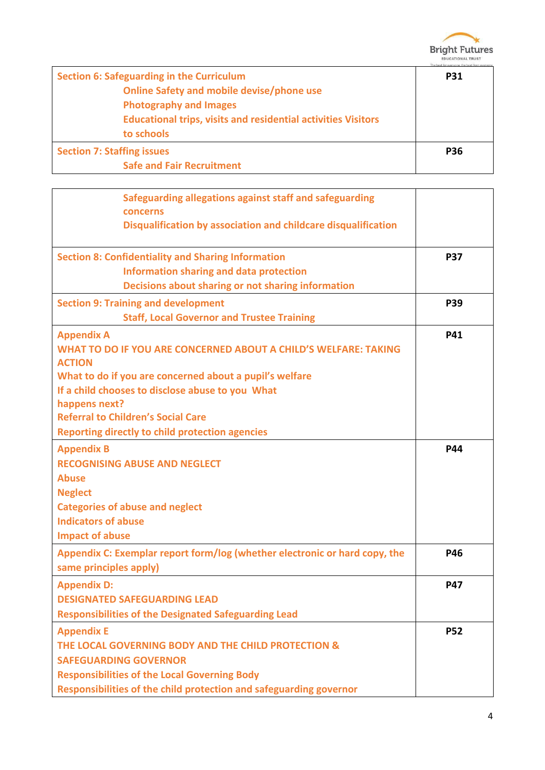| | |
|---|---|
| **Section 6: Safeguarding in the Curriculum**<br>**Online Safety and mobile devise/phone use**<br>**Photography and Images**<br>**Educational trips, visits and residential activities Visitors to schools** | **P31** |
| **Section 7: Staffing issues**<br>**Safe and Fair Recruitment**<br>**Safeguarding allegations against staff and safeguarding concerns**<br>**Disqualification by association and childcare disqualification** | **P36** |
| **Section 8: Confidentiality and Sharing Information**<br>**Information sharing and data protection**<br>**Decisions about sharing or not sharing information** | **P37** |
| **Section 9: Training and development**<br>**Staff, Local Governor and Trustee Training** | **P39** |
| **Appendix A**<br>**WHAT TO DO IF YOU ARE CONCERNED ABOUT A CHILD'S WELFARE: TAKING ACTION**<br>**What to do if you are concerned about a pupil's welfare**<br>**If a child chooses to disclose abuse to you What happens next?**<br>**Referral to Children's Social Care**<br>**Reporting directly to child protection agencies** | **P41** |
| **Appendix B**<br>**RECOGNISING ABUSE AND NEGLECT**<br>**Abuse**<br>**Neglect**<br>**Categories of abuse and neglect**<br>**Indicators of abuse**<br>**Impact of abuse** | **P44** |
| **Appendix C: Exemplar report form/log (whether electronic or hard copy, the same principles apply)** | **P46** |
| **Appendix D:**<br>**DESIGNATED SAFEGUARDING LEAD**<br>**Responsibilities of the Designated Safeguarding Lead** | **P47** |
| **Appendix E**<br>**THE LOCAL GOVERNING BODY AND THE CHILD PROTECTION & SAFEGUARDING GOVERNOR**<br>**Responsibilities of the Local Governing Body**<br>**Responsibilities of the child protection and safeguarding governor** | **P52** |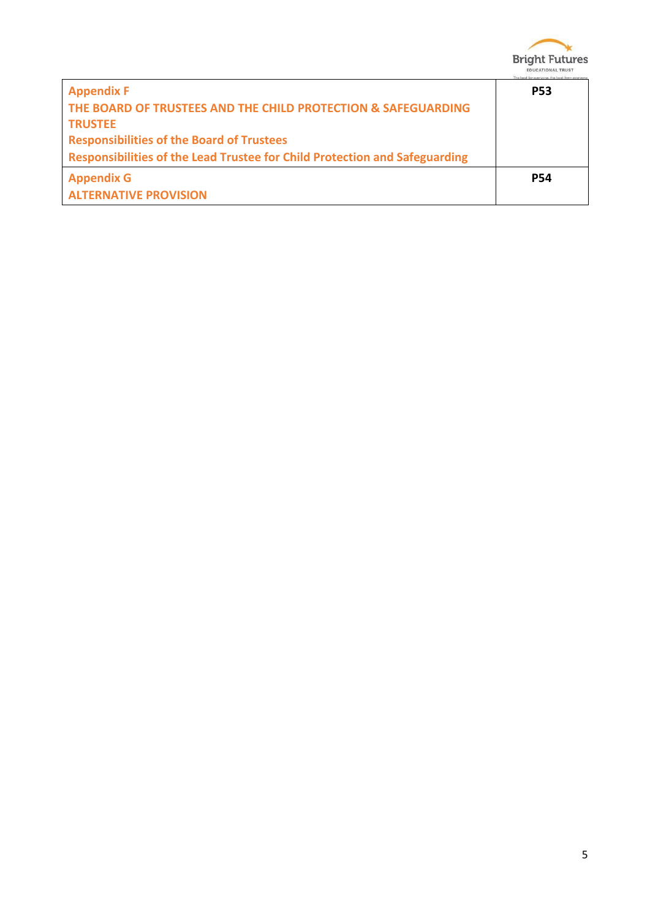| | |
|---|---|
| **Appendix F**<br>**THE BOARD OF TRUSTEES AND THE CHILD PROTECTION & SAFEGUARDING TRUSTEE**<br>**Responsibilities of the Board of Trustees**<br>**Responsibilities of the Lead Trustee for Child Protection and Safeguarding** | **P53** |
| **Appendix G**<br>**ALTERNATIVE PROVISION** | **P54** |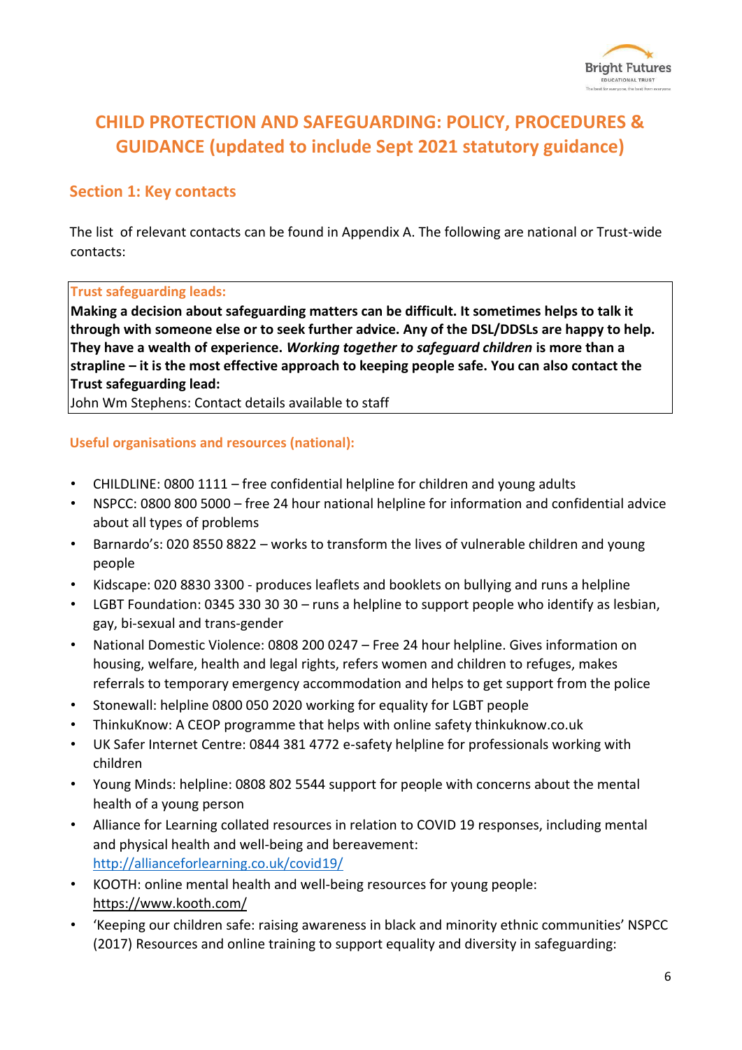# CHILD PROTECTION AND SAFEGUARDING: POLICY, PROCEDURES & GUIDANCE (updated to include Sept 2021 statutory guidance)

## Section 1: Key contacts

The list of relevant contacts can be found in Appendix A. The following are national or Trust-wide contacts:

### Trust safeguarding leads:

**Making a decision about safeguarding matters can be difficult. It sometimes helps to talk it through with someone else or to seek further advice. Any of the DSL/DDSLs are happy to help. They have a wealth of experience. *Working together to safeguard children* is more than a strapline – it is the most effective approach to keeping people safe. You can also contact the Trust safeguarding lead:**

John Wm Stephens: Contact details available to staff

### Useful organisations and resources (national):

- CHILDLINE: 0800 1111 – free confidential helpline for children and young adults
- NSPCC: 0800 800 5000 – free 24 hour national helpline for information and confidential advice about all types of problems
- Barnardo's: 020 8550 8822 – works to transform the lives of vulnerable children and young people
- Kidscape: 020 8830 3300 - produces leaflets and booklets on bullying and runs a helpline
- LGBT Foundation: 0345 330 30 30 – runs a helpline to support people who identify as lesbian, gay, bi-sexual and trans-gender
- National Domestic Violence: 0808 200 0247 – Free 24 hour helpline. Gives information on housing, welfare, health and legal rights, refers women and children to refuges, makes referrals to temporary emergency accommodation and helps to get support from the police
- Stonewall: helpline 0800 050 2020 working for equality for LGBT people
- ThinkuKnow: A CEOP programme that helps with online safety thinkuknow.co.uk
- UK Safer Internet Centre: 0844 381 4772 e-safety helpline for professionals working with children
- Young Minds: helpline: 0808 802 5544 support for people with concerns about the mental health of a young person
- Alliance for Learning collated resources in relation to COVID 19 responses, including mental and physical health and well-being and bereavement: http://allianceforlearning.co.uk/covid19/
- KOOTH: online mental health and well-being resources for young people: https://www.kooth.com/
- 'Keeping our children safe: raising awareness in black and minority ethnic communities' NSPCC (2017) Resources and online training to support equality and diversity in safeguarding: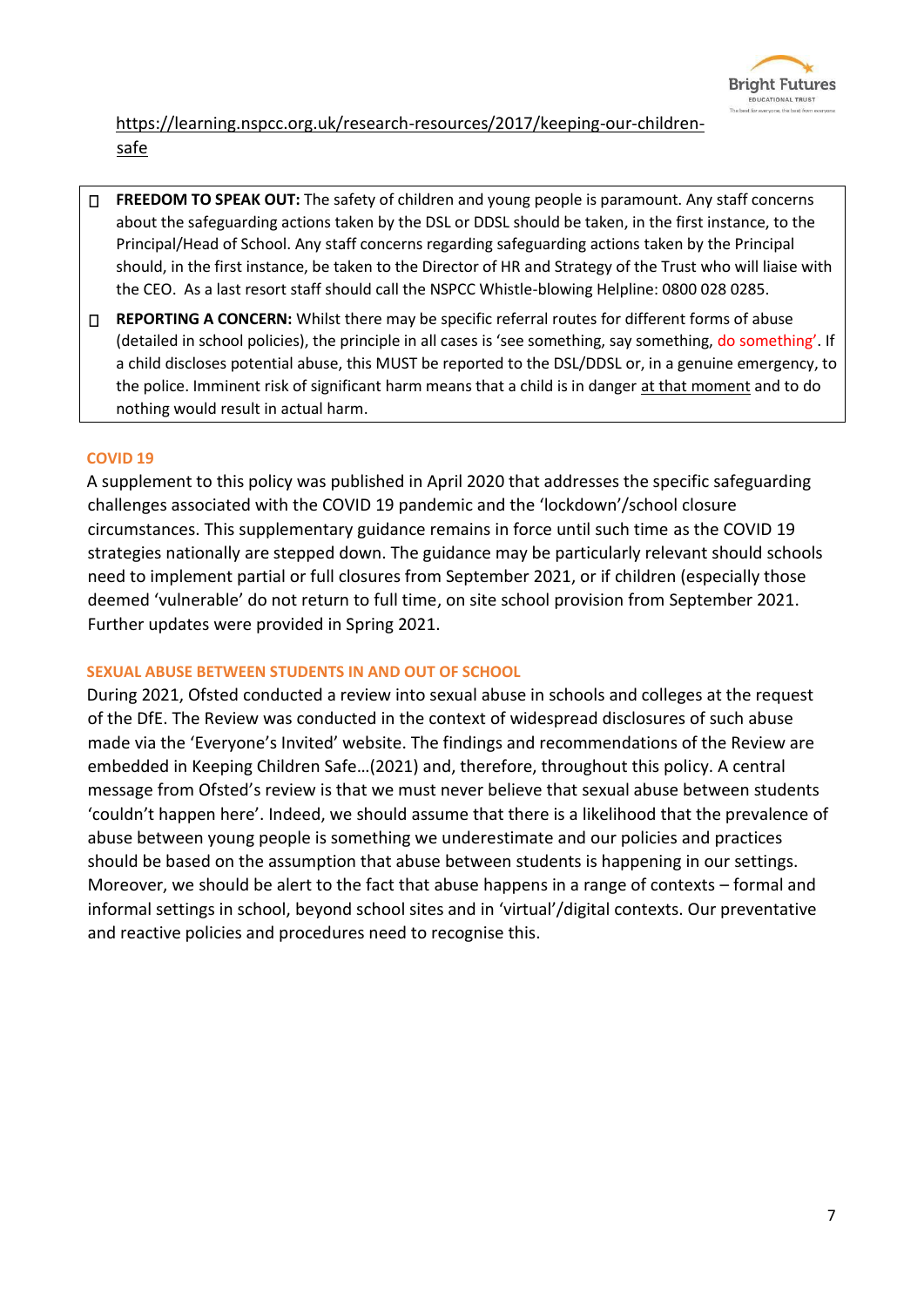https://learning.nspcc.org.uk/research-resources/2017/keeping-our-children-safe

- **FREEDOM TO SPEAK OUT:** The safety of children and young people is paramount. Any staff concerns about the safeguarding actions taken by the DSL or DDSL should be taken, in the first instance, to the Principal/Head of School. Any staff concerns regarding safeguarding actions taken by the Principal should, in the first instance, be taken to the Director of HR and Strategy of the Trust who will liaise with the CEO. As a last resort staff should call the NSPCC Whistle-blowing Helpline: 0800 028 0285.
- **REPORTING A CONCERN:** Whilst there may be specific referral routes for different forms of abuse (detailed in school policies), the principle in all cases is 'see something, say something, do something'. If a child discloses potential abuse, this MUST be reported to the DSL/DDSL or, in a genuine emergency, to the police. Imminent risk of significant harm means that a child is in danger at that moment and to do nothing would result in actual harm.

#### COVID 19

A supplement to this policy was published in April 2020 that addresses the specific safeguarding challenges associated with the COVID 19 pandemic and the 'lockdown'/school closure circumstances. This supplementary guidance remains in force until such time as the COVID 19 strategies nationally are stepped down. The guidance may be particularly relevant should schools need to implement partial or full closures from September 2021, or if children (especially those deemed 'vulnerable' do not return to full time, on site school provision from September 2021. Further updates were provided in Spring 2021.

#### SEXUAL ABUSE BETWEEN STUDENTS IN AND OUT OF SCHOOL

During 2021, Ofsted conducted a review into sexual abuse in schools and colleges at the request of the DfE. The Review was conducted in the context of widespread disclosures of such abuse made via the 'Everyone's Invited' website. The findings and recommendations of the Review are embedded in Keeping Children Safe…(2021) and, therefore, throughout this policy. A central message from Ofsted's review is that we must never believe that sexual abuse between students 'couldn't happen here'. Indeed, we should assume that there is a likelihood that the prevalence of abuse between young people is something we underestimate and our policies and practices should be based on the assumption that abuse between students is happening in our settings. Moreover, we should be alert to the fact that abuse happens in a range of contexts – formal and informal settings in school, beyond school sites and in 'virtual'/digital contexts. Our preventative and reactive policies and procedures need to recognise this.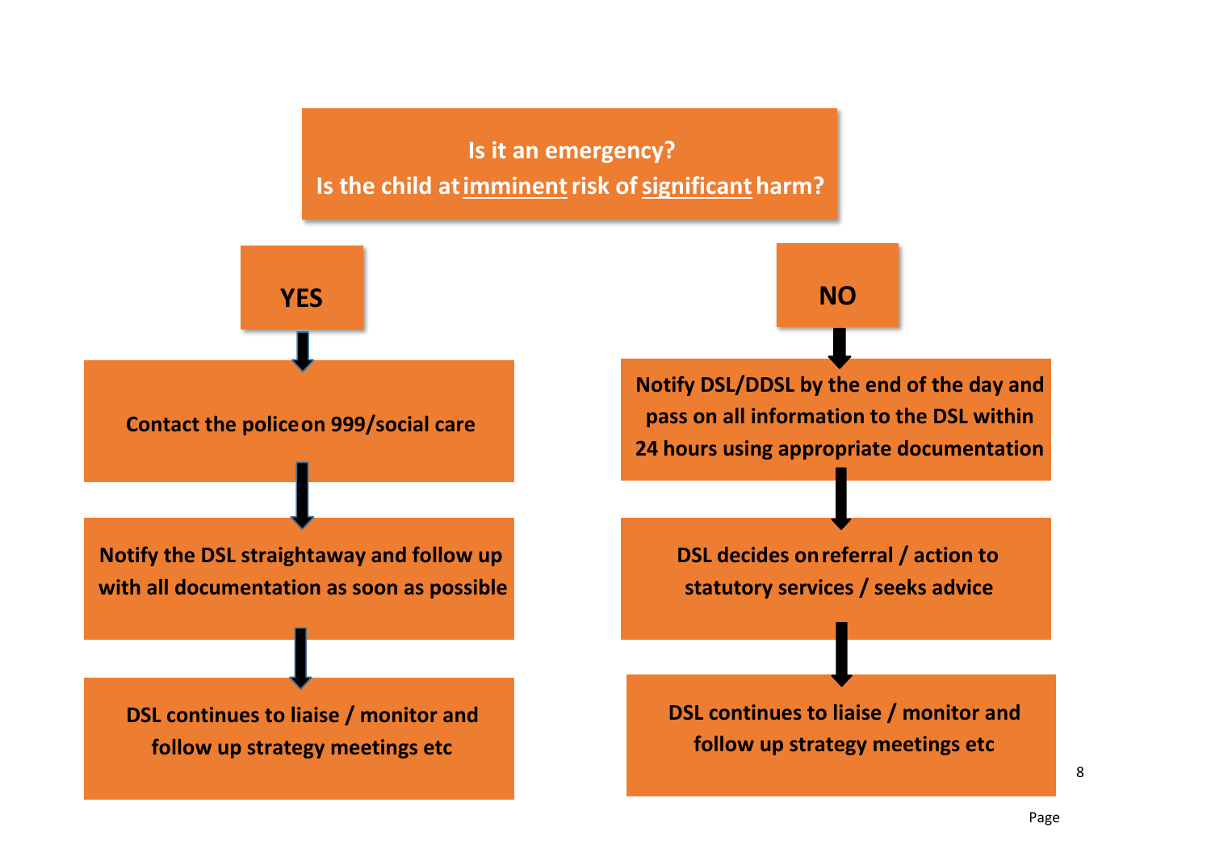**Is it an emergency?**

**Is the child at <u>imminent</u> risk of <u>significant</u> harm?**

**YES**

- **Contact the police on 999/social care**
- ↓ **Notify the DSL straightaway and follow up with all documentation as soon as possible**
- ↓ **DSL continues to liaise / monitor and follow up strategy meetings etc**

**NO**

- **Notify DSL/DDSL by the end of the day and pass on all information to the DSL within 24 hours using appropriate documentation**
- ↓ **DSL decides on referral / action to statutory services / seeks advice**
- ↓ **DSL continues to liaise / monitor and follow up strategy meetings etc**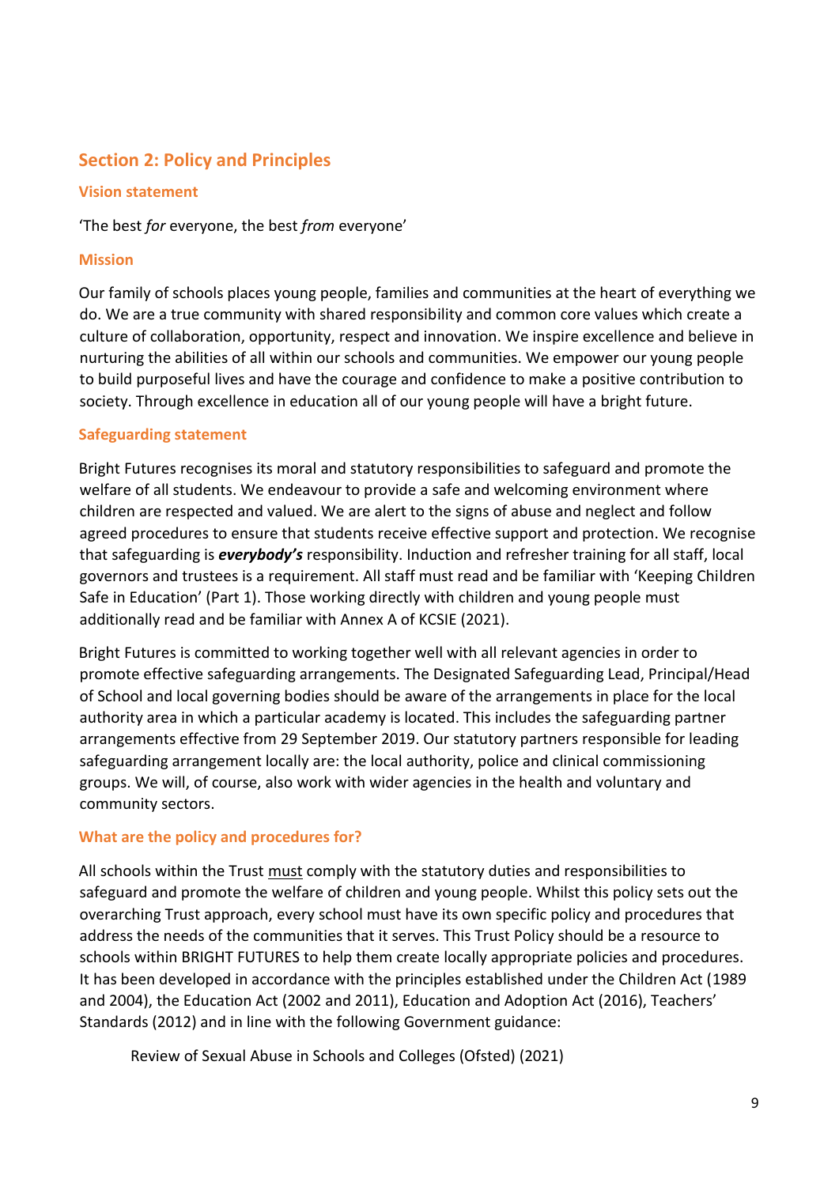## Section 2: Policy and Principles

### Vision statement

'The best *for* everyone, the best *from* everyone'

### Mission

Our family of schools places young people, families and communities at the heart of everything we do. We are a true community with shared responsibility and common core values which create a culture of collaboration, opportunity, respect and innovation. We inspire excellence and believe in nurturing the abilities of all within our schools and communities. We empower our young people to build purposeful lives and have the courage and confidence to make a positive contribution to society. Through excellence in education all of our young people will have a bright future.

### Safeguarding statement

Bright Futures recognises its moral and statutory responsibilities to safeguard and promote the welfare of all students. We endeavour to provide a safe and welcoming environment where children are respected and valued. We are alert to the signs of abuse and neglect and follow agreed procedures to ensure that students receive effective support and protection. We recognise that safeguarding is ***everybody's*** responsibility. Induction and refresher training for all staff, local governors and trustees is a requirement. All staff must read and be familiar with 'Keeping Children Safe in Education' (Part 1). Those working directly with children and young people must additionally read and be familiar with Annex A of KCSIE (2021).

Bright Futures is committed to working together well with all relevant agencies in order to promote effective safeguarding arrangements. The Designated Safeguarding Lead, Principal/Head of School and local governing bodies should be aware of the arrangements in place for the local authority area in which a particular academy is located. This includes the safeguarding partner arrangements effective from 29 September 2019. Our statutory partners responsible for leading safeguarding arrangement locally are: the local authority, police and clinical commissioning groups. We will, of course, also work with wider agencies in the health and voluntary and community sectors.

### What are the policy and procedures for?

All schools within the Trust <u>must</u> comply with the statutory duties and responsibilities to safeguard and promote the welfare of children and young people. Whilst this policy sets out the overarching Trust approach, every school must have its own specific policy and procedures that address the needs of the communities that it serves. This Trust Policy should be a resource to schools within BRIGHT FUTURES to help them create locally appropriate policies and procedures. It has been developed in accordance with the principles established under the Children Act (1989 and 2004), the Education Act (2002 and 2011), Education and Adoption Act (2016), Teachers' Standards (2012) and in line with the following Government guidance:

Review of Sexual Abuse in Schools and Colleges (Ofsted) (2021)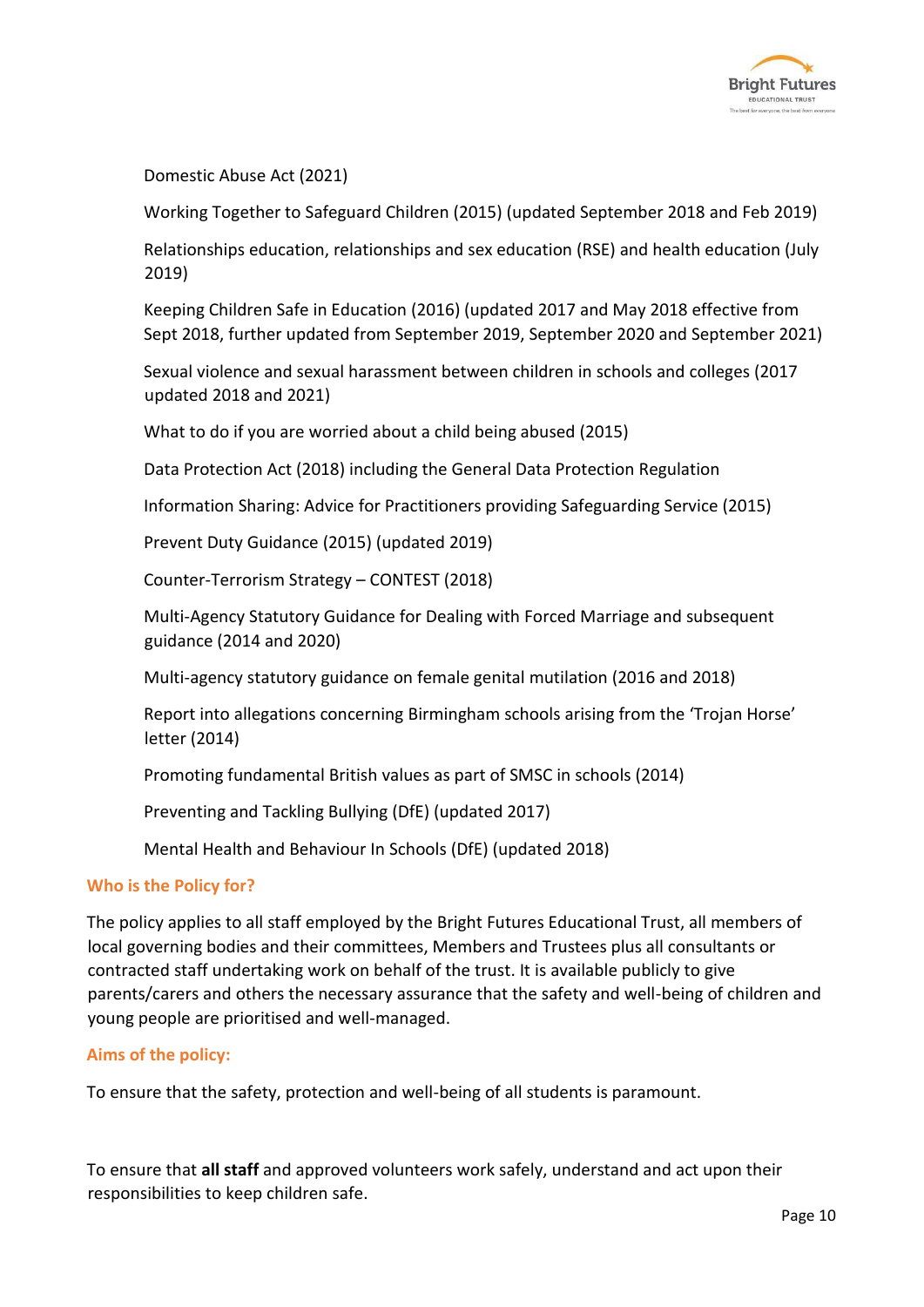Domestic Abuse Act (2021)

Working Together to Safeguard Children (2015) (updated September 2018 and Feb 2019)

Relationships education, relationships and sex education (RSE) and health education (July 2019)

Keeping Children Safe in Education (2016) (updated 2017 and May 2018 effective from Sept 2018, further updated from September 2019, September 2020 and September 2021)

Sexual violence and sexual harassment between children in schools and colleges (2017 updated 2018 and 2021)

What to do if you are worried about a child being abused (2015)

Data Protection Act (2018) including the General Data Protection Regulation

Information Sharing: Advice for Practitioners providing Safeguarding Service (2015)

Prevent Duty Guidance (2015) (updated 2019)

Counter-Terrorism Strategy – CONTEST (2018)

Multi-Agency Statutory Guidance for Dealing with Forced Marriage and subsequent guidance (2014 and 2020)

Multi-agency statutory guidance on female genital mutilation (2016 and 2018)

Report into allegations concerning Birmingham schools arising from the 'Trojan Horse' letter (2014)

Promoting fundamental British values as part of SMSC in schools (2014)

Preventing and Tackling Bullying (DfE) (updated 2017)

Mental Health and Behaviour In Schools (DfE) (updated 2018)

## Who is the Policy for?

The policy applies to all staff employed by the Bright Futures Educational Trust, all members of local governing bodies and their committees, Members and Trustees plus all consultants or contracted staff undertaking work on behalf of the trust. It is available publicly to give parents/carers and others the necessary assurance that the safety and well-being of children and young people are prioritised and well-managed.

## Aims of the policy:

To ensure that the safety, protection and well-being of all students is paramount.

To ensure that **all staff** and approved volunteers work safely, understand and act upon their responsibilities to keep children safe.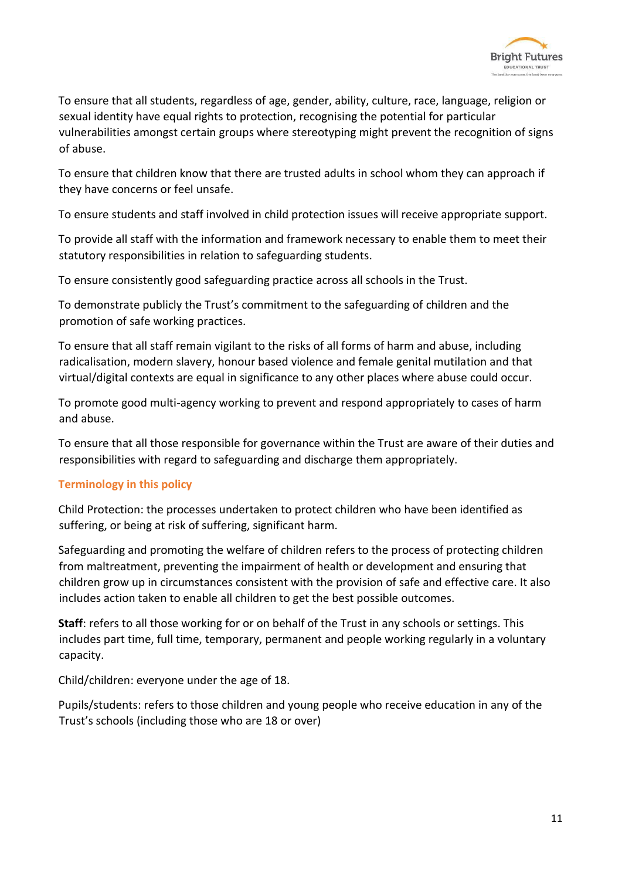To ensure that all students, regardless of age, gender, ability, culture, race, language, religion or sexual identity have equal rights to protection, recognising the potential for particular vulnerabilities amongst certain groups where stereotyping might prevent the recognition of signs of abuse.

To ensure that children know that there are trusted adults in school whom they can approach if they have concerns or feel unsafe.

To ensure students and staff involved in child protection issues will receive appropriate support.

To provide all staff with the information and framework necessary to enable them to meet their statutory responsibilities in relation to safeguarding students.

To ensure consistently good safeguarding practice across all schools in the Trust.

To demonstrate publicly the Trust's commitment to the safeguarding of children and the promotion of safe working practices.

To ensure that all staff remain vigilant to the risks of all forms of harm and abuse, including radicalisation, modern slavery, honour based violence and female genital mutilation and that virtual/digital contexts are equal in significance to any other places where abuse could occur.

To promote good multi-agency working to prevent and respond appropriately to cases of harm and abuse.

To ensure that all those responsible for governance within the Trust are aware of their duties and responsibilities with regard to safeguarding and discharge them appropriately.

### Terminology in this policy

Child Protection: the processes undertaken to protect children who have been identified as suffering, or being at risk of suffering, significant harm.

Safeguarding and promoting the welfare of children refers to the process of protecting children from maltreatment, preventing the impairment of health or development and ensuring that children grow up in circumstances consistent with the provision of safe and effective care. It also includes action taken to enable all children to get the best possible outcomes.

**Staff**: refers to all those working for or on behalf of the Trust in any schools or settings. This includes part time, full time, temporary, permanent and people working regularly in a voluntary capacity.

Child/children: everyone under the age of 18.

Pupils/students: refers to those children and young people who receive education in any of the Trust's schools (including those who are 18 or over)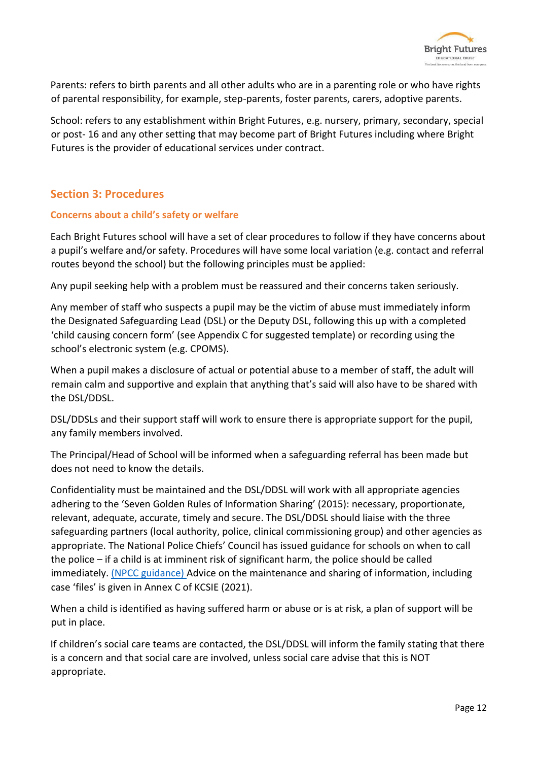Parents: refers to birth parents and all other adults who are in a parenting role or who have rights of parental responsibility, for example, step-parents, foster parents, carers, adoptive parents.

School: refers to any establishment within Bright Futures, e.g. nursery, primary, secondary, special or post- 16 and any other setting that may become part of Bright Futures including where Bright Futures is the provider of educational services under contract.

## Section 3: Procedures

### Concerns about a child's safety or welfare

Each Bright Futures school will have a set of clear procedures to follow if they have concerns about a pupil's welfare and/or safety. Procedures will have some local variation (e.g. contact and referral routes beyond the school) but the following principles must be applied:

Any pupil seeking help with a problem must be reassured and their concerns taken seriously.

Any member of staff who suspects a pupil may be the victim of abuse must immediately inform the Designated Safeguarding Lead (DSL) or the Deputy DSL, following this up with a completed 'child causing concern form' (see Appendix C for suggested template) or recording using the school's electronic system (e.g. CPOMS).

When a pupil makes a disclosure of actual or potential abuse to a member of staff, the adult will remain calm and supportive and explain that anything that's said will also have to be shared with the DSL/DDSL.

DSL/DDSLs and their support staff will work to ensure there is appropriate support for the pupil, any family members involved.

The Principal/Head of School will be informed when a safeguarding referral has been made but does not need to know the details.

Confidentiality must be maintained and the DSL/DDSL will work with all appropriate agencies adhering to the 'Seven Golden Rules of Information Sharing' (2015): necessary, proportionate, relevant, adequate, accurate, timely and secure. The DSL/DDSL should liaise with the three safeguarding partners (local authority, police, clinical commissioning group) and other agencies as appropriate. The National Police Chiefs' Council has issued guidance for schools on when to call the police – if a child is at imminent risk of significant harm, the police should be called immediately. (NPCC guidance) Advice on the maintenance and sharing of information, including case 'files' is given in Annex C of KCSIE (2021).

When a child is identified as having suffered harm or abuse or is at risk, a plan of support will be put in place.

If children's social care teams are contacted, the DSL/DDSL will inform the family stating that there is a concern and that social care are involved, unless social care advise that this is NOT appropriate.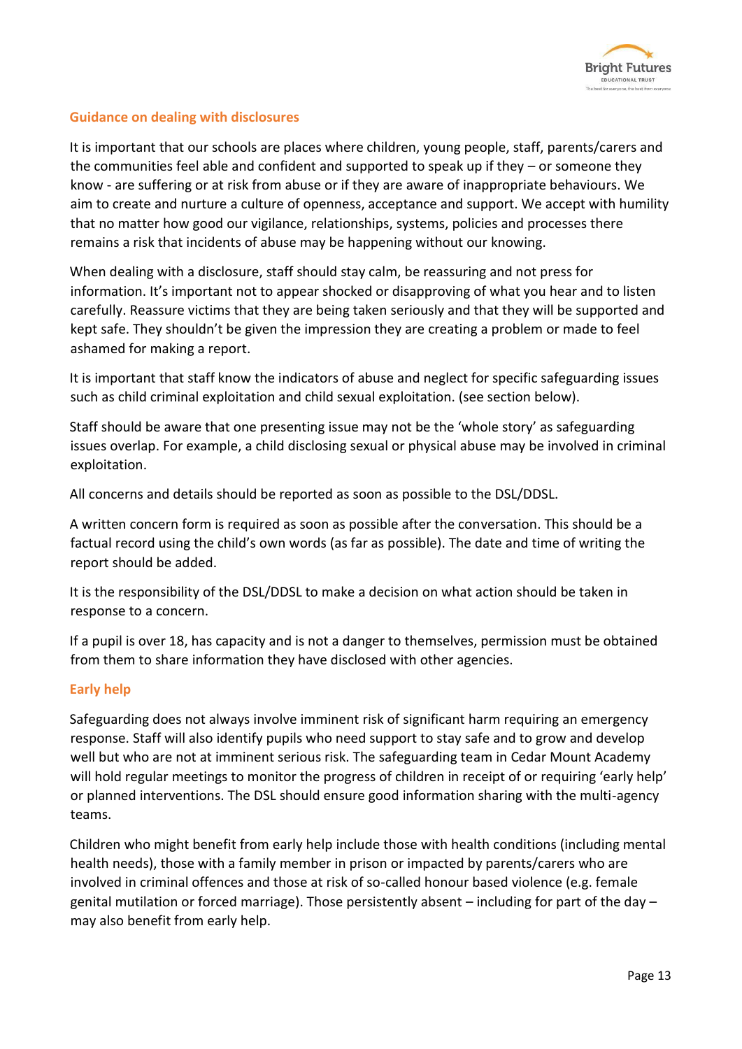## Guidance on dealing with disclosures

It is important that our schools are places where children, young people, staff, parents/carers and the communities feel able and confident and supported to speak up if they – or someone they know - are suffering or at risk from abuse or if they are aware of inappropriate behaviours. We aim to create and nurture a culture of openness, acceptance and support. We accept with humility that no matter how good our vigilance, relationships, systems, policies and processes there remains a risk that incidents of abuse may be happening without our knowing.

When dealing with a disclosure, staff should stay calm, be reassuring and not press for information. It's important not to appear shocked or disapproving of what you hear and to listen carefully. Reassure victims that they are being taken seriously and that they will be supported and kept safe. They shouldn't be given the impression they are creating a problem or made to feel ashamed for making a report.

It is important that staff know the indicators of abuse and neglect for specific safeguarding issues such as child criminal exploitation and child sexual exploitation. (see section below).

Staff should be aware that one presenting issue may not be the 'whole story' as safeguarding issues overlap. For example, a child disclosing sexual or physical abuse may be involved in criminal exploitation.

All concerns and details should be reported as soon as possible to the DSL/DDSL.

A written concern form is required as soon as possible after the conversation. This should be a factual record using the child's own words (as far as possible). The date and time of writing the report should be added.

It is the responsibility of the DSL/DDSL to make a decision on what action should be taken in response to a concern.

If a pupil is over 18, has capacity and is not a danger to themselves, permission must be obtained from them to share information they have disclosed with other agencies.

## Early help

Safeguarding does not always involve imminent risk of significant harm requiring an emergency response. Staff will also identify pupils who need support to stay safe and to grow and develop well but who are not at imminent serious risk. The safeguarding team in Cedar Mount Academy will hold regular meetings to monitor the progress of children in receipt of or requiring 'early help' or planned interventions. The DSL should ensure good information sharing with the multi-agency teams.

Children who might benefit from early help include those with health conditions (including mental health needs), those with a family member in prison or impacted by parents/carers who are involved in criminal offences and those at risk of so-called honour based violence (e.g. female genital mutilation or forced marriage). Those persistently absent – including for part of the day – may also benefit from early help.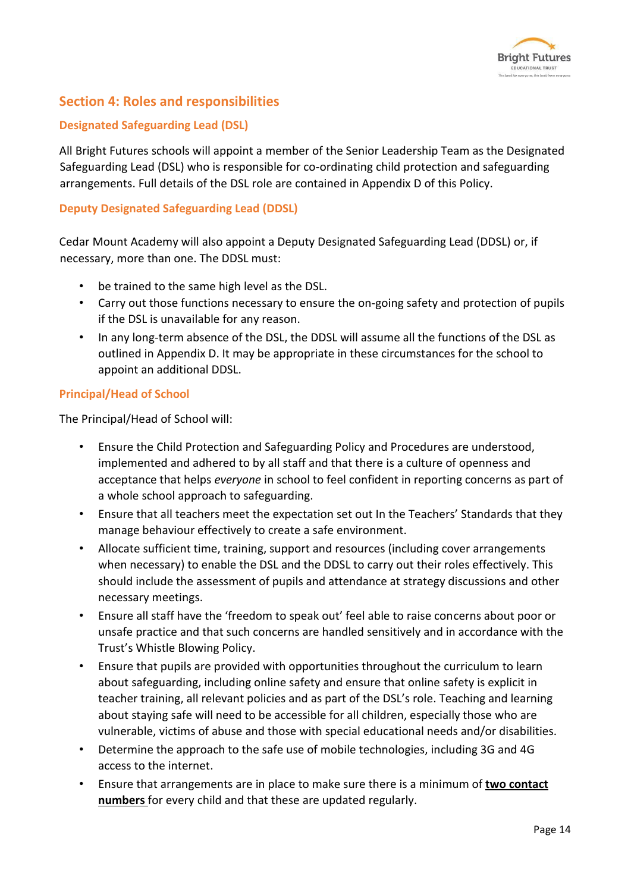## Section 4: Roles and responsibilities

### Designated Safeguarding Lead (DSL)

All Bright Futures schools will appoint a member of the Senior Leadership Team as the Designated Safeguarding Lead (DSL) who is responsible for co-ordinating child protection and safeguarding arrangements. Full details of the DSL role are contained in Appendix D of this Policy.

### Deputy Designated Safeguarding Lead (DDSL)

Cedar Mount Academy will also appoint a Deputy Designated Safeguarding Lead (DDSL) or, if necessary, more than one. The DDSL must:

- be trained to the same high level as the DSL.
- Carry out those functions necessary to ensure the on-going safety and protection of pupils if the DSL is unavailable for any reason.
- In any long-term absence of the DSL, the DDSL will assume all the functions of the DSL as outlined in Appendix D. It may be appropriate in these circumstances for the school to appoint an additional DDSL.

### Principal/Head of School

The Principal/Head of School will:

- Ensure the Child Protection and Safeguarding Policy and Procedures are understood, implemented and adhered to by all staff and that there is a culture of openness and acceptance that helps *everyone* in school to feel confident in reporting concerns as part of a whole school approach to safeguarding.
- Ensure that all teachers meet the expectation set out In the Teachers' Standards that they manage behaviour effectively to create a safe environment.
- Allocate sufficient time, training, support and resources (including cover arrangements when necessary) to enable the DSL and the DDSL to carry out their roles effectively. This should include the assessment of pupils and attendance at strategy discussions and other necessary meetings.
- Ensure all staff have the 'freedom to speak out' feel able to raise concerns about poor or unsafe practice and that such concerns are handled sensitively and in accordance with the Trust's Whistle Blowing Policy.
- Ensure that pupils are provided with opportunities throughout the curriculum to learn about safeguarding, including online safety and ensure that online safety is explicit in teacher training, all relevant policies and as part of the DSL's role. Teaching and learning about staying safe will need to be accessible for all children, especially those who are vulnerable, victims of abuse and those with special educational needs and/or disabilities.
- Determine the approach to the safe use of mobile technologies, including 3G and 4G access to the internet.
- Ensure that arrangements are in place to make sure there is a minimum of **two contact numbers** for every child and that these are updated regularly.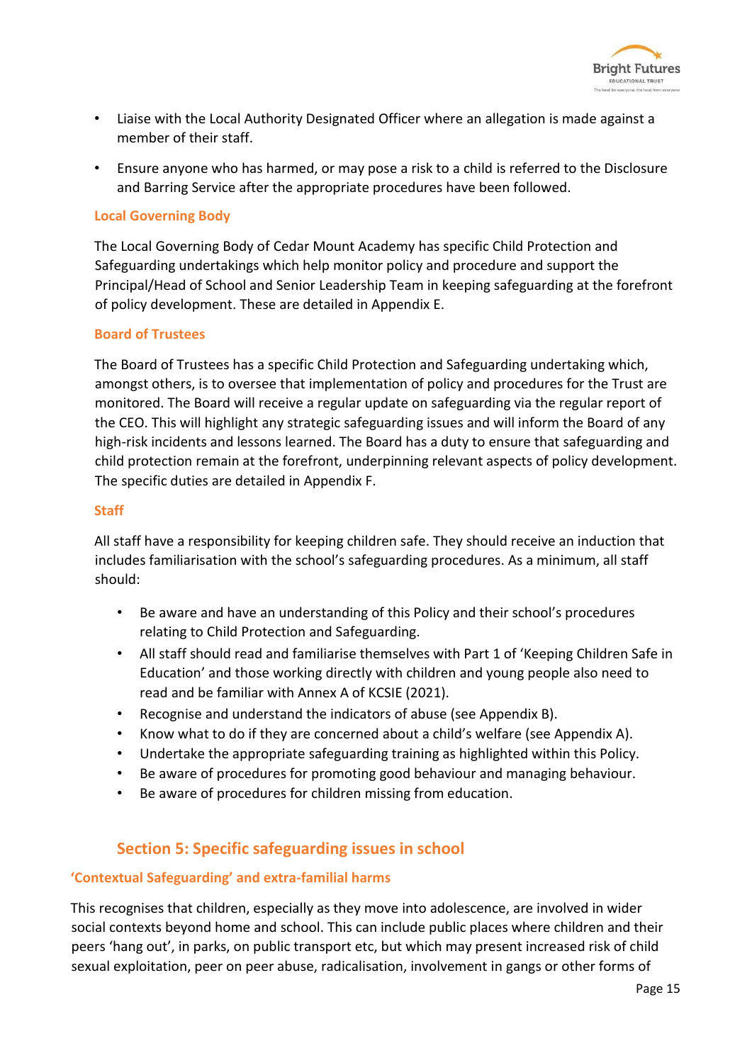- Liaise with the Local Authority Designated Officer where an allegation is made against a member of their staff.
- Ensure anyone who has harmed, or may pose a risk to a child is referred to the Disclosure and Barring Service after the appropriate procedures have been followed.

### Local Governing Body

The Local Governing Body of Cedar Mount Academy has specific Child Protection and Safeguarding undertakings which help monitor policy and procedure and support the Principal/Head of School and Senior Leadership Team in keeping safeguarding at the forefront of policy development. These are detailed in Appendix E.

### Board of Trustees

The Board of Trustees has a specific Child Protection and Safeguarding undertaking which, amongst others, is to oversee that implementation of policy and procedures for the Trust are monitored. The Board will receive a regular update on safeguarding via the regular report of the CEO. This will highlight any strategic safeguarding issues and will inform the Board of any high-risk incidents and lessons learned. The Board has a duty to ensure that safeguarding and child protection remain at the forefront, underpinning relevant aspects of policy development. The specific duties are detailed in Appendix F.

### Staff

All staff have a responsibility for keeping children safe. They should receive an induction that includes familiarisation with the school's safeguarding procedures. As a minimum, all staff should:

- Be aware and have an understanding of this Policy and their school's procedures relating to Child Protection and Safeguarding.
- All staff should read and familiarise themselves with Part 1 of 'Keeping Children Safe in Education' and those working directly with children and young people also need to read and be familiar with Annex A of KCSIE (2021).
- Recognise and understand the indicators of abuse (see Appendix B).
- Know what to do if they are concerned about a child's welfare (see Appendix A).
- Undertake the appropriate safeguarding training as highlighted within this Policy.
- Be aware of procedures for promoting good behaviour and managing behaviour.
- Be aware of procedures for children missing from education.

## Section 5: Specific safeguarding issues in school

### 'Contextual Safeguarding' and extra-familial harms

This recognises that children, especially as they move into adolescence, are involved in wider social contexts beyond home and school. This can include public places where children and their peers 'hang out', in parks, on public transport etc, but which may present increased risk of child sexual exploitation, peer on peer abuse, radicalisation, involvement in gangs or other forms of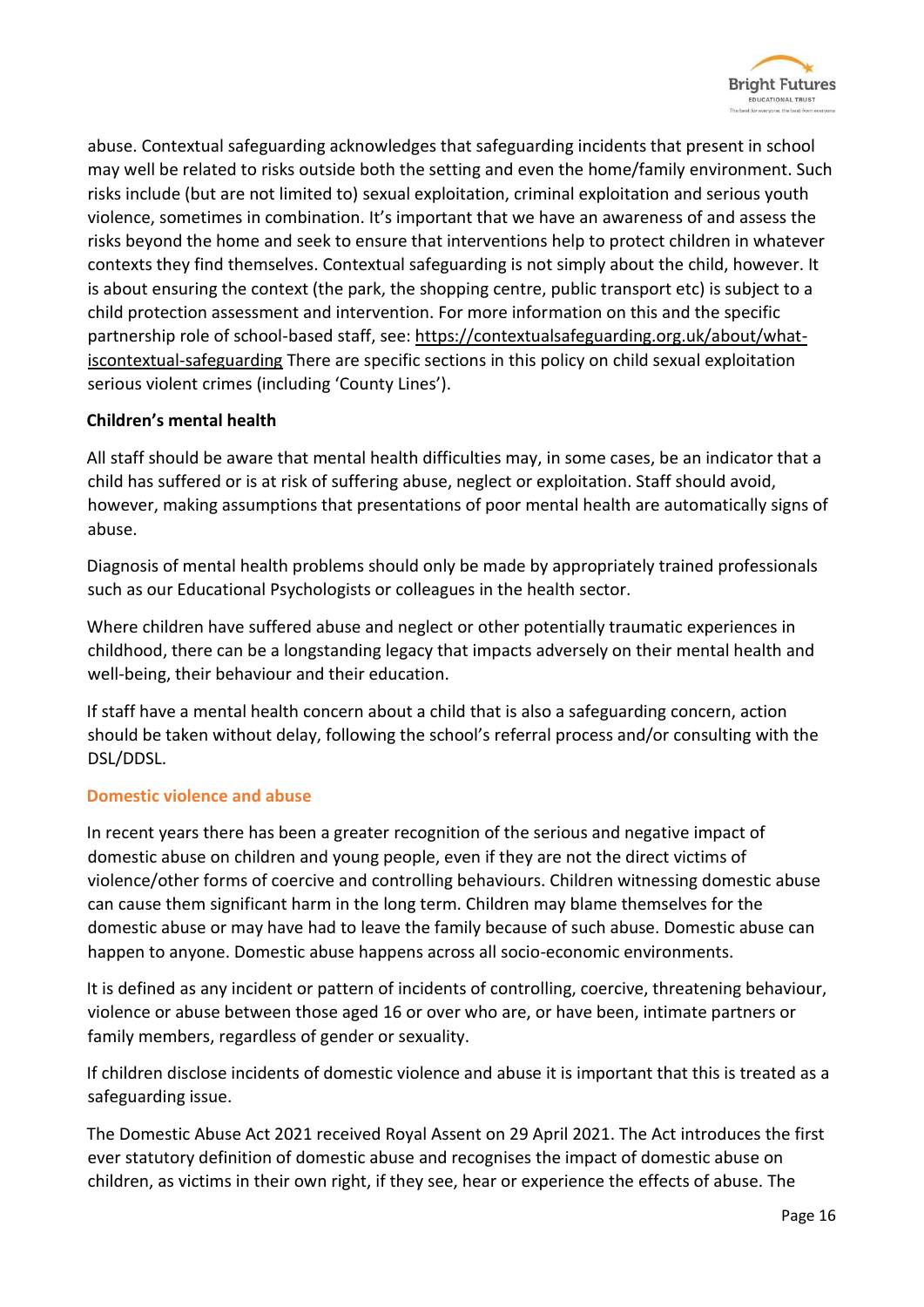abuse. Contextual safeguarding acknowledges that safeguarding incidents that present in school may well be related to risks outside both the setting and even the home/family environment. Such risks include (but are not limited to) sexual exploitation, criminal exploitation and serious youth violence, sometimes in combination. It's important that we have an awareness of and assess the risks beyond the home and seek to ensure that interventions help to protect children in whatever contexts they find themselves. Contextual safeguarding is not simply about the child, however. It is about ensuring the context (the park, the shopping centre, public transport etc) is subject to a child protection assessment and intervention. For more information on this and the specific partnership role of school-based staff, see: https://contextualsafeguarding.org.uk/about/what-iscontextual-safeguarding There are specific sections in this policy on child sexual exploitation serious violent crimes (including 'County Lines').

**Children's mental health**

All staff should be aware that mental health difficulties may, in some cases, be an indicator that a child has suffered or is at risk of suffering abuse, neglect or exploitation. Staff should avoid, however, making assumptions that presentations of poor mental health are automatically signs of abuse.

Diagnosis of mental health problems should only be made by appropriately trained professionals such as our Educational Psychologists or colleagues in the health sector.

Where children have suffered abuse and neglect or other potentially traumatic experiences in childhood, there can be a longstanding legacy that impacts adversely on their mental health and well-being, their behaviour and their education.

If staff have a mental health concern about a child that is also a safeguarding concern, action should be taken without delay, following the school's referral process and/or consulting with the DSL/DDSL.

### Domestic violence and abuse

In recent years there has been a greater recognition of the serious and negative impact of domestic abuse on children and young people, even if they are not the direct victims of violence/other forms of coercive and controlling behaviours. Children witnessing domestic abuse can cause them significant harm in the long term. Children may blame themselves for the domestic abuse or may have had to leave the family because of such abuse. Domestic abuse can happen to anyone. Domestic abuse happens across all socio-economic environments.

It is defined as any incident or pattern of incidents of controlling, coercive, threatening behaviour, violence or abuse between those aged 16 or over who are, or have been, intimate partners or family members, regardless of gender or sexuality.

If children disclose incidents of domestic violence and abuse it is important that this is treated as a safeguarding issue.

The Domestic Abuse Act 2021 received Royal Assent on 29 April 2021. The Act introduces the first ever statutory definition of domestic abuse and recognises the impact of domestic abuse on children, as victims in their own right, if they see, hear or experience the effects of abuse. The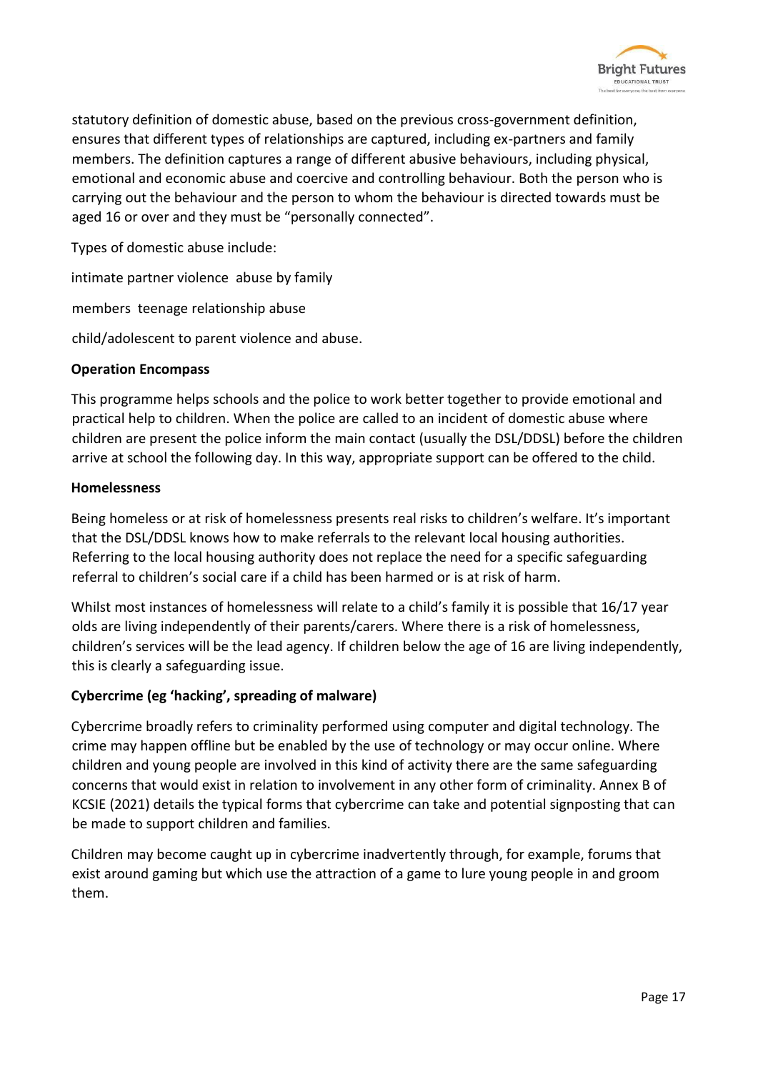statutory definition of domestic abuse, based on the previous cross-government definition, ensures that different types of relationships are captured, including ex-partners and family members. The definition captures a range of different abusive behaviours, including physical, emotional and economic abuse and coercive and controlling behaviour. Both the person who is carrying out the behaviour and the person to whom the behaviour is directed towards must be aged 16 or over and they must be "personally connected".

Types of domestic abuse include:

intimate partner violence  abuse by family

members  teenage relationship abuse

child/adolescent to parent violence and abuse.

**Operation Encompass**

This programme helps schools and the police to work better together to provide emotional and practical help to children. When the police are called to an incident of domestic abuse where children are present the police inform the main contact (usually the DSL/DDSL) before the children arrive at school the following day. In this way, appropriate support can be offered to the child.

**Homelessness**

Being homeless or at risk of homelessness presents real risks to children's welfare. It's important that the DSL/DDSL knows how to make referrals to the relevant local housing authorities. Referring to the local housing authority does not replace the need for a specific safeguarding referral to children's social care if a child has been harmed or is at risk of harm.

Whilst most instances of homelessness will relate to a child's family it is possible that 16/17 year olds are living independently of their parents/carers. Where there is a risk of homelessness, children's services will be the lead agency. If children below the age of 16 are living independently, this is clearly a safeguarding issue.

**Cybercrime (eg 'hacking', spreading of malware)**

Cybercrime broadly refers to criminality performed using computer and digital technology. The crime may happen offline but be enabled by the use of technology or may occur online. Where children and young people are involved in this kind of activity there are the same safeguarding concerns that would exist in relation to involvement in any other form of criminality. Annex B of KCSIE (2021) details the typical forms that cybercrime can take and potential signposting that can be made to support children and families.

Children may become caught up in cybercrime inadvertently through, for example, forums that exist around gaming but which use the attraction of a game to lure young people in and groom them.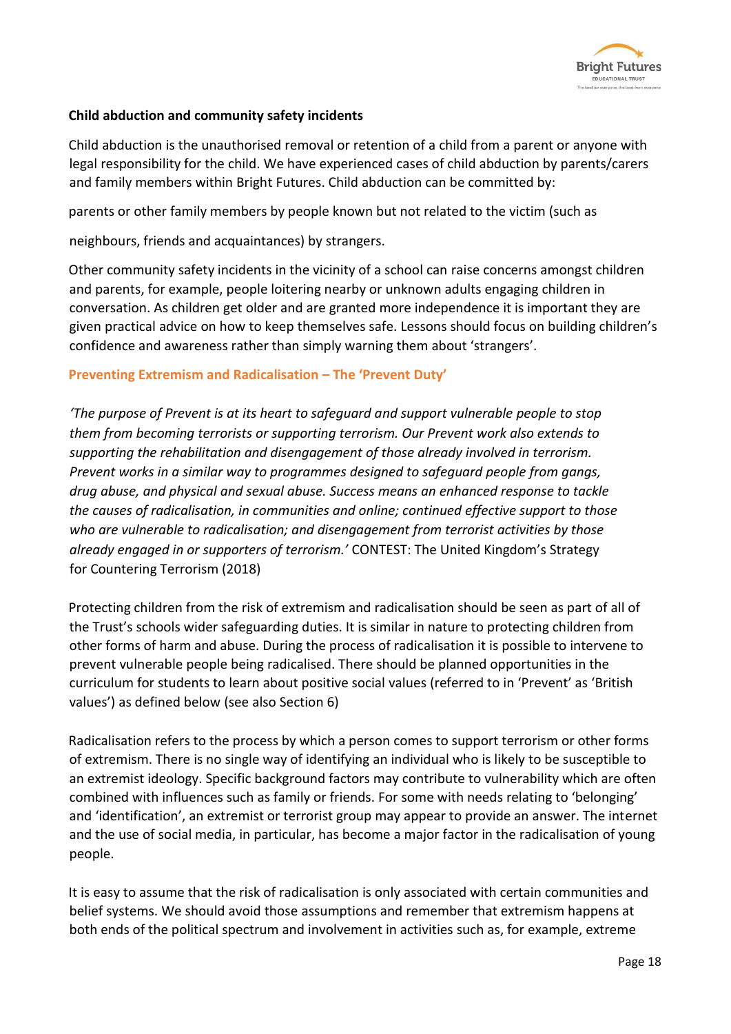**Child abduction and community safety incidents**

Child abduction is the unauthorised removal or retention of a child from a parent or anyone with legal responsibility for the child. We have experienced cases of child abduction by parents/carers and family members within Bright Futures. Child abduction can be committed by:

parents or other family members by people known but not related to the victim (such as

neighbours, friends and acquaintances) by strangers.

Other community safety incidents in the vicinity of a school can raise concerns amongst children and parents, for example, people loitering nearby or unknown adults engaging children in conversation. As children get older and are granted more independence it is important they are given practical advice on how to keep themselves safe. Lessons should focus on building children's confidence and awareness rather than simply warning them about 'strangers'.

## Preventing Extremism and Radicalisation – The 'Prevent Duty'

*'The purpose of Prevent is at its heart to safeguard and support vulnerable people to stop them from becoming terrorists or supporting terrorism. Our Prevent work also extends to supporting the rehabilitation and disengagement of those already involved in terrorism. Prevent works in a similar way to programmes designed to safeguard people from gangs, drug abuse, and physical and sexual abuse. Success means an enhanced response to tackle the causes of radicalisation, in communities and online; continued effective support to those who are vulnerable to radicalisation; and disengagement from terrorist activities by those already engaged in or supporters of terrorism.'* CONTEST: The United Kingdom's Strategy for Countering Terrorism (2018)

Protecting children from the risk of extremism and radicalisation should be seen as part of all of the Trust's schools wider safeguarding duties. It is similar in nature to protecting children from other forms of harm and abuse. During the process of radicalisation it is possible to intervene to prevent vulnerable people being radicalised. There should be planned opportunities in the curriculum for students to learn about positive social values (referred to in 'Prevent' as 'British values') as defined below (see also Section 6)

Radicalisation refers to the process by which a person comes to support terrorism or other forms of extremism. There is no single way of identifying an individual who is likely to be susceptible to an extremist ideology. Specific background factors may contribute to vulnerability which are often combined with influences such as family or friends. For some with needs relating to 'belonging' and 'identification', an extremist or terrorist group may appear to provide an answer. The internet and the use of social media, in particular, has become a major factor in the radicalisation of young people.

It is easy to assume that the risk of radicalisation is only associated with certain communities and belief systems. We should avoid those assumptions and remember that extremism happens at both ends of the political spectrum and involvement in activities such as, for example, extreme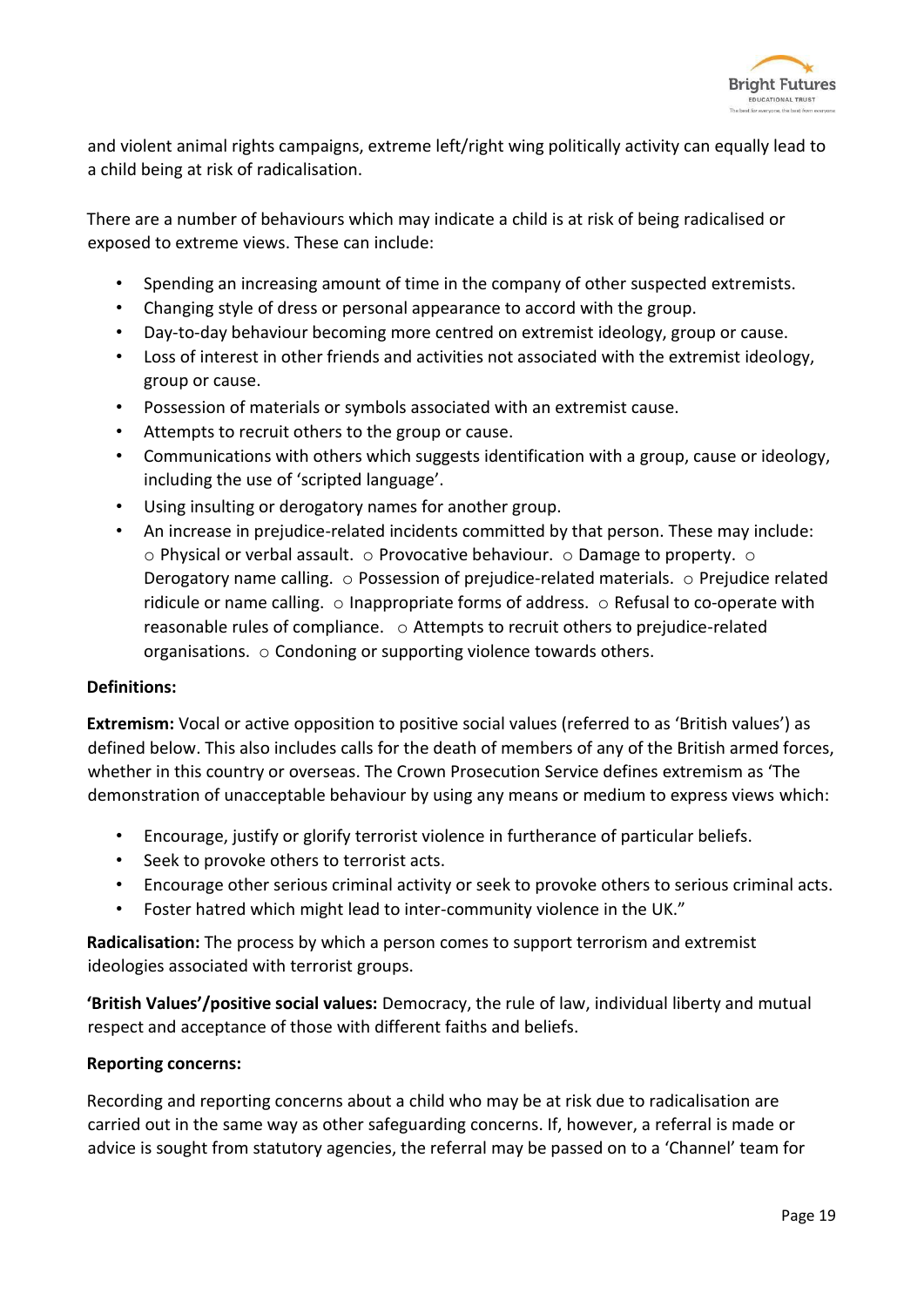and violent animal rights campaigns, extreme left/right wing politically activity can equally lead to a child being at risk of radicalisation.

There are a number of behaviours which may indicate a child is at risk of being radicalised or exposed to extreme views. These can include:

- Spending an increasing amount of time in the company of other suspected extremists.
- Changing style of dress or personal appearance to accord with the group.
- Day-to-day behaviour becoming more centred on extremist ideology, group or cause.
- Loss of interest in other friends and activities not associated with the extremist ideology, group or cause.
- Possession of materials or symbols associated with an extremist cause.
- Attempts to recruit others to the group or cause.
- Communications with others which suggests identification with a group, cause or ideology, including the use of 'scripted language'.
- Using insulting or derogatory names for another group.
- An increase in prejudice-related incidents committed by that person. These may include: ○ Physical or verbal assault. ○ Provocative behaviour. ○ Damage to property. ○ Derogatory name calling. ○ Possession of prejudice-related materials. ○ Prejudice related ridicule or name calling. ○ Inappropriate forms of address. ○ Refusal to co-operate with reasonable rules of compliance. ○ Attempts to recruit others to prejudice-related organisations. ○ Condoning or supporting violence towards others.

**Definitions:**

**Extremism:** Vocal or active opposition to positive social values (referred to as 'British values') as defined below. This also includes calls for the death of members of any of the British armed forces, whether in this country or overseas. The Crown Prosecution Service defines extremism as 'The demonstration of unacceptable behaviour by using any means or medium to express views which:

- Encourage, justify or glorify terrorist violence in furtherance of particular beliefs.
- Seek to provoke others to terrorist acts.
- Encourage other serious criminal activity or seek to provoke others to serious criminal acts.
- Foster hatred which might lead to inter-community violence in the UK."

**Radicalisation:** The process by which a person comes to support terrorism and extremist ideologies associated with terrorist groups.

**'British Values'/positive social values:** Democracy, the rule of law, individual liberty and mutual respect and acceptance of those with different faiths and beliefs.

**Reporting concerns:**

Recording and reporting concerns about a child who may be at risk due to radicalisation are carried out in the same way as other safeguarding concerns. If, however, a referral is made or advice is sought from statutory agencies, the referral may be passed on to a 'Channel' team for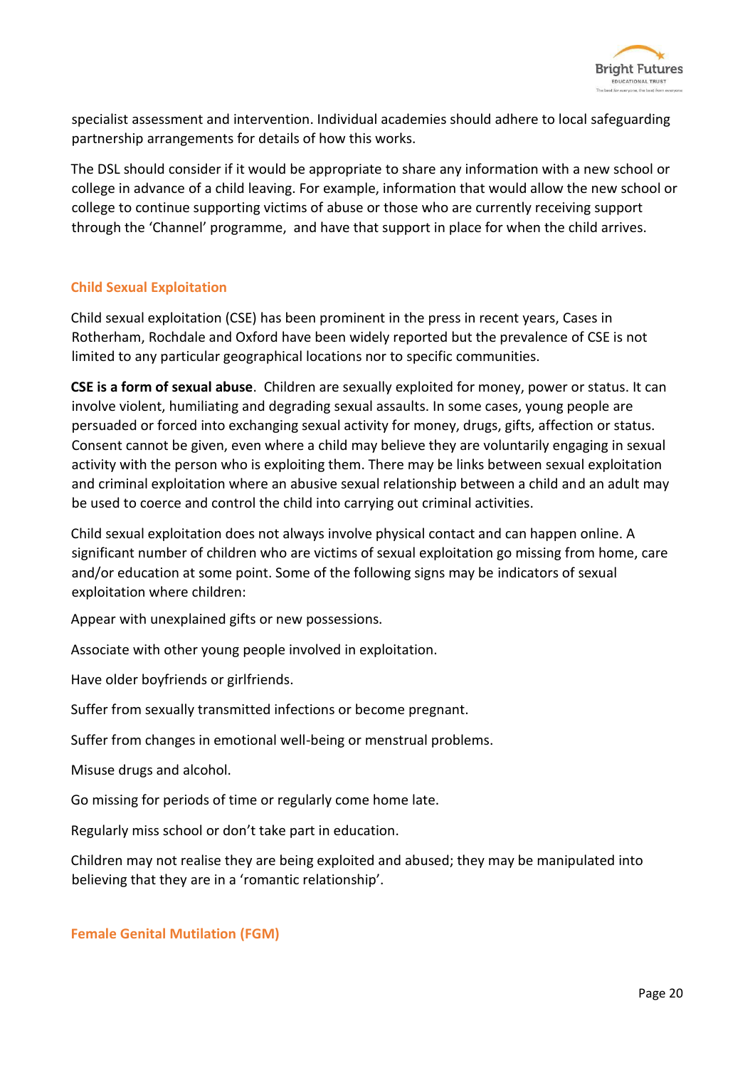specialist assessment and intervention. Individual academies should adhere to local safeguarding partnership arrangements for details of how this works.

The DSL should consider if it would be appropriate to share any information with a new school or college in advance of a child leaving. For example, information that would allow the new school or college to continue supporting victims of abuse or those who are currently receiving support through the 'Channel' programme, and have that support in place for when the child arrives.

### Child Sexual Exploitation

Child sexual exploitation (CSE) has been prominent in the press in recent years, Cases in Rotherham, Rochdale and Oxford have been widely reported but the prevalence of CSE is not limited to any particular geographical locations nor to specific communities.

**CSE is a form of sexual abuse**. Children are sexually exploited for money, power or status. It can involve violent, humiliating and degrading sexual assaults. In some cases, young people are persuaded or forced into exchanging sexual activity for money, drugs, gifts, affection or status. Consent cannot be given, even where a child may believe they are voluntarily engaging in sexual activity with the person who is exploiting them. There may be links between sexual exploitation and criminal exploitation where an abusive sexual relationship between a child and an adult may be used to coerce and control the child into carrying out criminal activities.

Child sexual exploitation does not always involve physical contact and can happen online. A significant number of children who are victims of sexual exploitation go missing from home, care and/or education at some point. Some of the following signs may be indicators of sexual exploitation where children:

Appear with unexplained gifts or new possessions.

Associate with other young people involved in exploitation.

Have older boyfriends or girlfriends.

Suffer from sexually transmitted infections or become pregnant.

Suffer from changes in emotional well-being or menstrual problems.

Misuse drugs and alcohol.

Go missing for periods of time or regularly come home late.

Regularly miss school or don't take part in education.

Children may not realise they are being exploited and abused; they may be manipulated into believing that they are in a 'romantic relationship'.

### Female Genital Mutilation (FGM)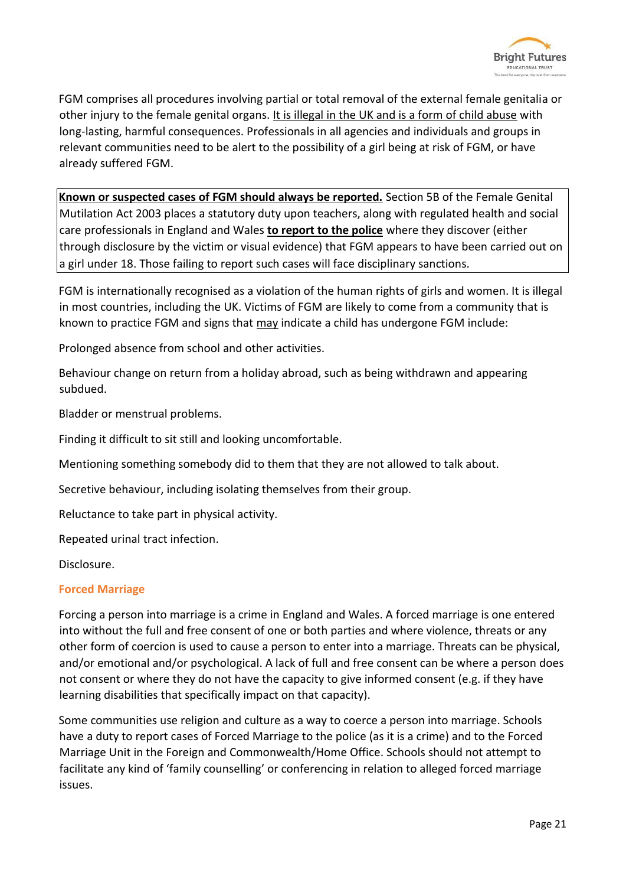FGM comprises all procedures involving partial or total removal of the external female genitalia or other injury to the female genital organs. <u>It is illegal in the UK and is a form of child abuse</u> with long-lasting, harmful consequences. Professionals in all agencies and individuals and groups in relevant communities need to be alert to the possibility of a girl being at risk of FGM, or have already suffered FGM.

**<u>Known or suspected cases of FGM should always be reported.</u>** Section 5B of the Female Genital Mutilation Act 2003 places a statutory duty upon teachers, along with regulated health and social care professionals in England and Wales **<u>to report to the police</u>** where they discover (either through disclosure by the victim or visual evidence) that FGM appears to have been carried out on a girl under 18. Those failing to report such cases will face disciplinary sanctions.

FGM is internationally recognised as a violation of the human rights of girls and women. It is illegal in most countries, including the UK. Victims of FGM are likely to come from a community that is known to practice FGM and signs that <u>may</u> indicate a child has undergone FGM include:

Prolonged absence from school and other activities.

Behaviour change on return from a holiday abroad, such as being withdrawn and appearing subdued.

Bladder or menstrual problems.

Finding it difficult to sit still and looking uncomfortable.

Mentioning something somebody did to them that they are not allowed to talk about.

Secretive behaviour, including isolating themselves from their group.

Reluctance to take part in physical activity.

Repeated urinal tract infection.

Disclosure.

### Forced Marriage

Forcing a person into marriage is a crime in England and Wales. A forced marriage is one entered into without the full and free consent of one or both parties and where violence, threats or any other form of coercion is used to cause a person to enter into a marriage. Threats can be physical, and/or emotional and/or psychological. A lack of full and free consent can be where a person does not consent or where they do not have the capacity to give informed consent (e.g. if they have learning disabilities that specifically impact on that capacity).

Some communities use religion and culture as a way to coerce a person into marriage. Schools have a duty to report cases of Forced Marriage to the police (as it is a crime) and to the Forced Marriage Unit in the Foreign and Commonwealth/Home Office. Schools should not attempt to facilitate any kind of 'family counselling' or conferencing in relation to alleged forced marriage issues.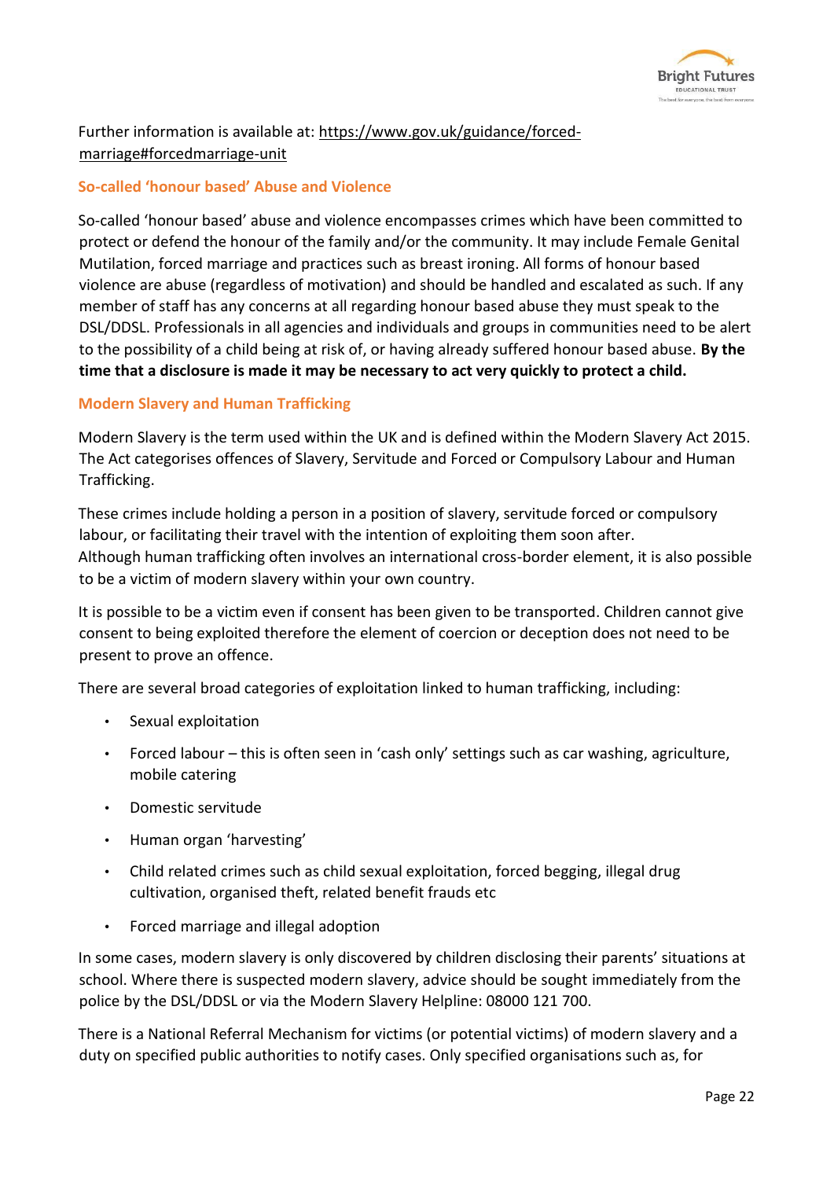Further information is available at: https://www.gov.uk/guidance/forced-marriage#forcedmarriage-unit

### So-called 'honour based' Abuse and Violence

So-called 'honour based' abuse and violence encompasses crimes which have been committed to protect or defend the honour of the family and/or the community. It may include Female Genital Mutilation, forced marriage and practices such as breast ironing. All forms of honour based violence are abuse (regardless of motivation) and should be handled and escalated as such. If any member of staff has any concerns at all regarding honour based abuse they must speak to the DSL/DDSL. Professionals in all agencies and individuals and groups in communities need to be alert to the possibility of a child being at risk of, or having already suffered honour based abuse. **By the time that a disclosure is made it may be necessary to act very quickly to protect a child.**

### Modern Slavery and Human Trafficking

Modern Slavery is the term used within the UK and is defined within the Modern Slavery Act 2015. The Act categorises offences of Slavery, Servitude and Forced or Compulsory Labour and Human Trafficking.

These crimes include holding a person in a position of slavery, servitude forced or compulsory labour, or facilitating their travel with the intention of exploiting them soon after.
Although human trafficking often involves an international cross-border element, it is also possible to be a victim of modern slavery within your own country.

It is possible to be a victim even if consent has been given to be transported. Children cannot give consent to being exploited therefore the element of coercion or deception does not need to be present to prove an offence.

There are several broad categories of exploitation linked to human trafficking, including:

- Sexual exploitation
- Forced labour – this is often seen in 'cash only' settings such as car washing, agriculture, mobile catering
- Domestic servitude
- Human organ 'harvesting'
- Child related crimes such as child sexual exploitation, forced begging, illegal drug cultivation, organised theft, related benefit frauds etc
- Forced marriage and illegal adoption

In some cases, modern slavery is only discovered by children disclosing their parents' situations at school. Where there is suspected modern slavery, advice should be sought immediately from the police by the DSL/DDSL or via the Modern Slavery Helpline: 08000 121 700.

There is a National Referral Mechanism for victims (or potential victims) of modern slavery and a duty on specified public authorities to notify cases. Only specified organisations such as, for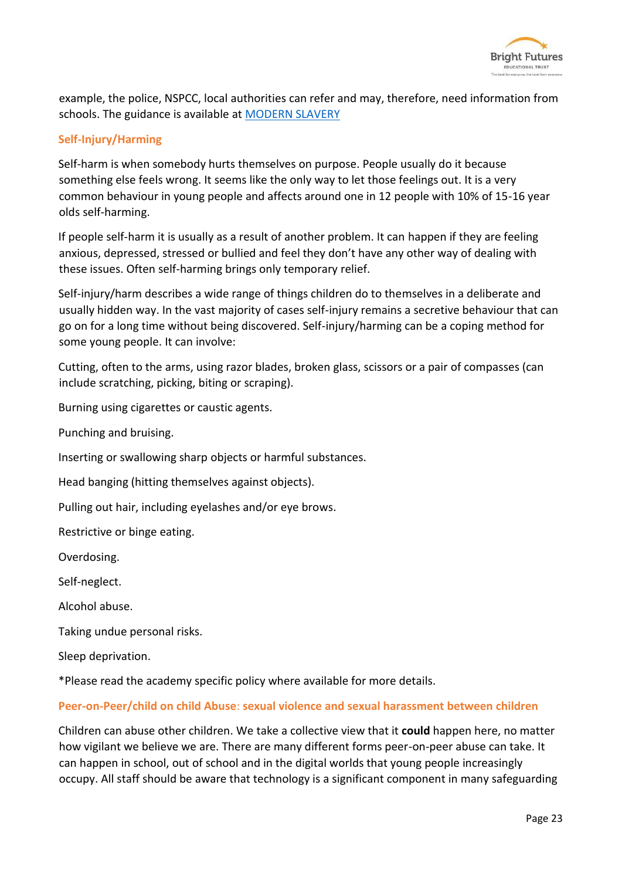example, the police, NSPCC, local authorities can refer and may, therefore, need information from schools. The guidance is available at [MODERN SLAVERY]()

### Self-Injury/Harming

Self-harm is when somebody hurts themselves on purpose. People usually do it because something else feels wrong. It seems like the only way to let those feelings out. It is a very common behaviour in young people and affects around one in 12 people with 10% of 15-16 year olds self-harming.

If people self-harm it is usually as a result of another problem. It can happen if they are feeling anxious, depressed, stressed or bullied and feel they don't have any other way of dealing with these issues. Often self-harming brings only temporary relief.

Self-injury/harm describes a wide range of things children do to themselves in a deliberate and usually hidden way. In the vast majority of cases self-injury remains a secretive behaviour that can go on for a long time without being discovered. Self-injury/harming can be a coping method for some young people. It can involve:

Cutting, often to the arms, using razor blades, broken glass, scissors or a pair of compasses (can include scratching, picking, biting or scraping).

Burning using cigarettes or caustic agents.

Punching and bruising.

Inserting or swallowing sharp objects or harmful substances.

Head banging (hitting themselves against objects).

Pulling out hair, including eyelashes and/or eye brows.

Restrictive or binge eating.

Overdosing.

Self-neglect.

Alcohol abuse.

Taking undue personal risks.

Sleep deprivation.

*Please read the academy specific policy where available for more details.

### Peer-on-Peer/child on child Abuse: sexual violence and sexual harassment between children

Children can abuse other children. We take a collective view that it **could** happen here, no matter how vigilant we believe we are. There are many different forms peer-on-peer abuse can take. It can happen in school, out of school and in the digital worlds that young people increasingly occupy. All staff should be aware that technology is a significant component in many safeguarding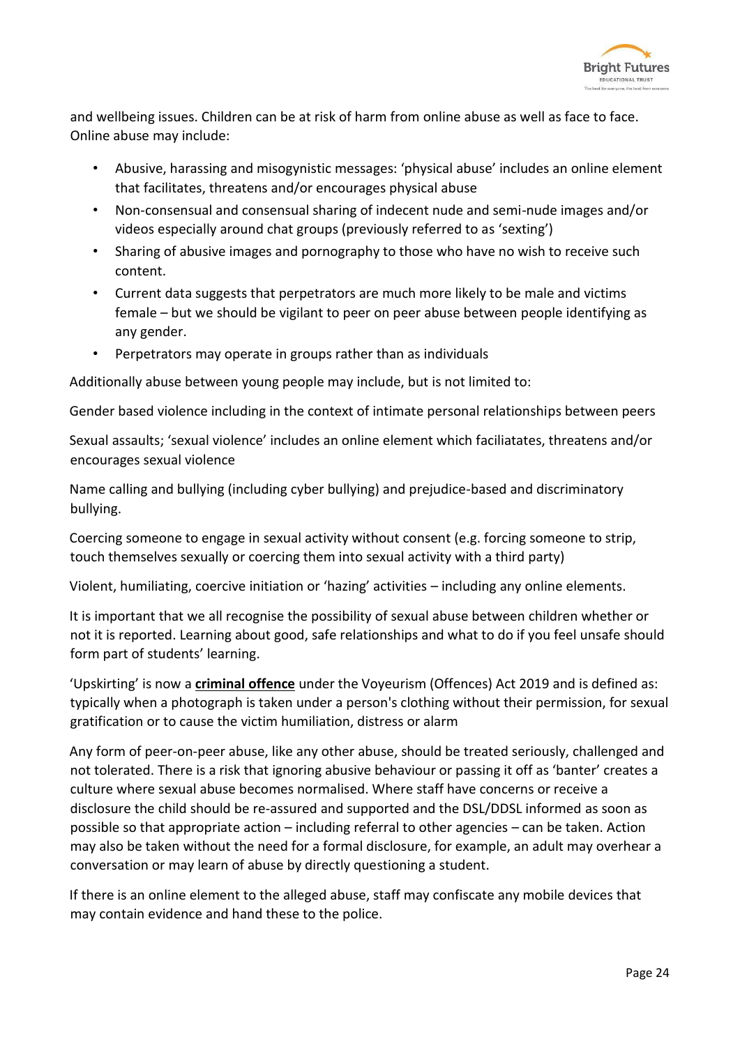and wellbeing issues. Children can be at risk of harm from online abuse as well as face to face. Online abuse may include:

- Abusive, harassing and misogynistic messages: 'physical abuse' includes an online element that facilitates, threatens and/or encourages physical abuse
- Non-consensual and consensual sharing of indecent nude and semi-nude images and/or videos especially around chat groups (previously referred to as 'sexting')
- Sharing of abusive images and pornography to those who have no wish to receive such content.
- Current data suggests that perpetrators are much more likely to be male and victims female – but we should be vigilant to peer on peer abuse between people identifying as any gender.
- Perpetrators may operate in groups rather than as individuals

Additionally abuse between young people may include, but is not limited to:

Gender based violence including in the context of intimate personal relationships between peers

Sexual assaults; 'sexual violence' includes an online element which faciliatates, threatens and/or encourages sexual violence

Name calling and bullying (including cyber bullying) and prejudice-based and discriminatory bullying.

Coercing someone to engage in sexual activity without consent (e.g. forcing someone to strip, touch themselves sexually or coercing them into sexual activity with a third party)

Violent, humiliating, coercive initiation or 'hazing' activities – including any online elements.

It is important that we all recognise the possibility of sexual abuse between children whether or not it is reported. Learning about good, safe relationships and what to do if you feel unsafe should form part of students' learning.

'Upskirting' is now a **criminal offence** under the Voyeurism (Offences) Act 2019 and is defined as: typically when a photograph is taken under a person's clothing without their permission, for sexual gratification or to cause the victim humiliation, distress or alarm

Any form of peer-on-peer abuse, like any other abuse, should be treated seriously, challenged and not tolerated. There is a risk that ignoring abusive behaviour or passing it off as 'banter' creates a culture where sexual abuse becomes normalised. Where staff have concerns or receive a disclosure the child should be re-assured and supported and the DSL/DDSL informed as soon as possible so that appropriate action – including referral to other agencies – can be taken. Action may also be taken without the need for a formal disclosure, for example, an adult may overhear a conversation or may learn of abuse by directly questioning a student.

If there is an online element to the alleged abuse, staff may confiscate any mobile devices that may contain evidence and hand these to the police.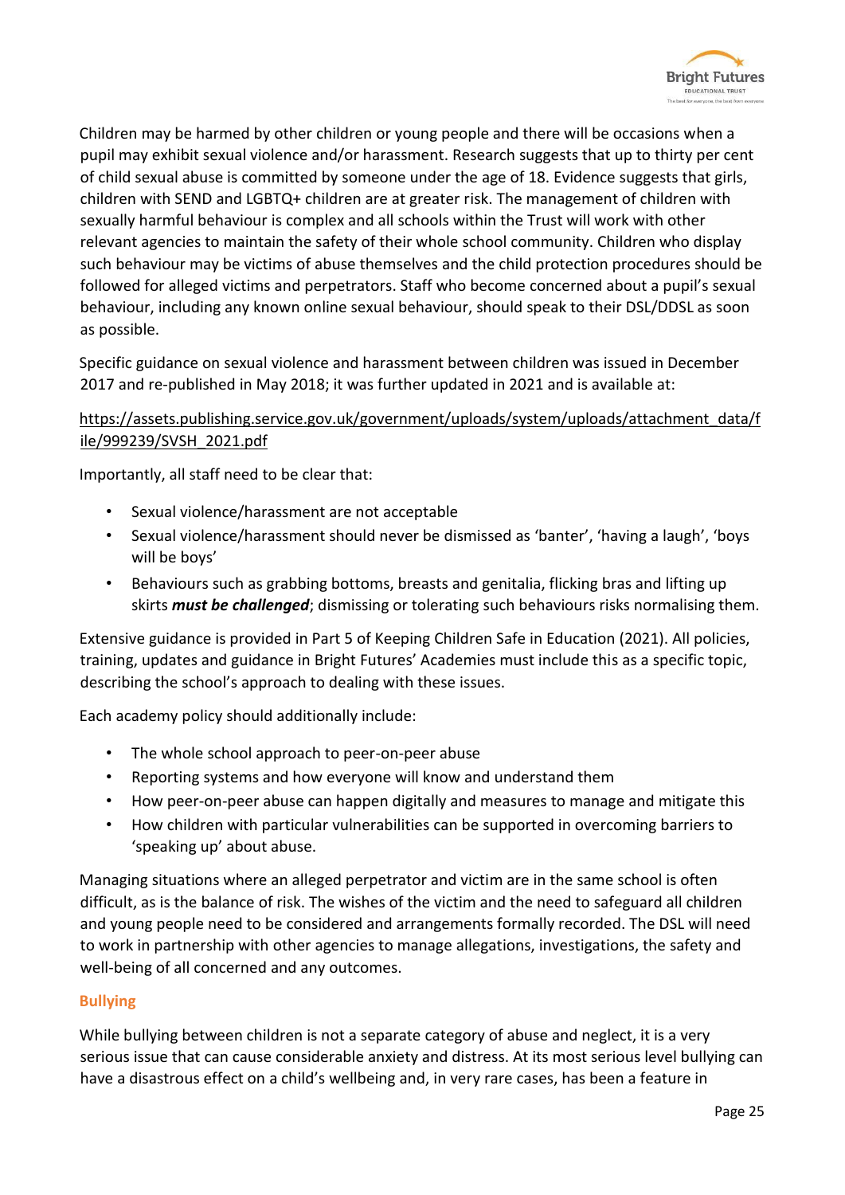Children may be harmed by other children or young people and there will be occasions when a pupil may exhibit sexual violence and/or harassment. Research suggests that up to thirty per cent of child sexual abuse is committed by someone under the age of 18. Evidence suggests that girls, children with SEND and LGBTQ+ children are at greater risk. The management of children with sexually harmful behaviour is complex and all schools within the Trust will work with other relevant agencies to maintain the safety of their whole school community. Children who display such behaviour may be victims of abuse themselves and the child protection procedures should be followed for alleged victims and perpetrators. Staff who become concerned about a pupil's sexual behaviour, including any known online sexual behaviour, should speak to their DSL/DDSL as soon as possible.

Specific guidance on sexual violence and harassment between children was issued in December 2017 and re-published in May 2018; it was further updated in 2021 and is available at:

https://assets.publishing.service.gov.uk/government/uploads/system/uploads/attachment_data/file/999239/SVSH_2021.pdf

Importantly, all staff need to be clear that:

- Sexual violence/harassment are not acceptable
- Sexual violence/harassment should never be dismissed as 'banter', 'having a laugh', 'boys will be boys'
- Behaviours such as grabbing bottoms, breasts and genitalia, flicking bras and lifting up skirts ***must be challenged***; dismissing or tolerating such behaviours risks normalising them.

Extensive guidance is provided in Part 5 of Keeping Children Safe in Education (2021). All policies, training, updates and guidance in Bright Futures' Academies must include this as a specific topic, describing the school's approach to dealing with these issues.

Each academy policy should additionally include:

- The whole school approach to peer-on-peer abuse
- Reporting systems and how everyone will know and understand them
- How peer-on-peer abuse can happen digitally and measures to manage and mitigate this
- How children with particular vulnerabilities can be supported in overcoming barriers to 'speaking up' about abuse.

Managing situations where an alleged perpetrator and victim are in the same school is often difficult, as is the balance of risk. The wishes of the victim and the need to safeguard all children and young people need to be considered and arrangements formally recorded. The DSL will need to work in partnership with other agencies to manage allegations, investigations, the safety and well-being of all concerned and any outcomes.

## Bullying

While bullying between children is not a separate category of abuse and neglect, it is a very serious issue that can cause considerable anxiety and distress. At its most serious level bullying can have a disastrous effect on a child's wellbeing and, in very rare cases, has been a feature in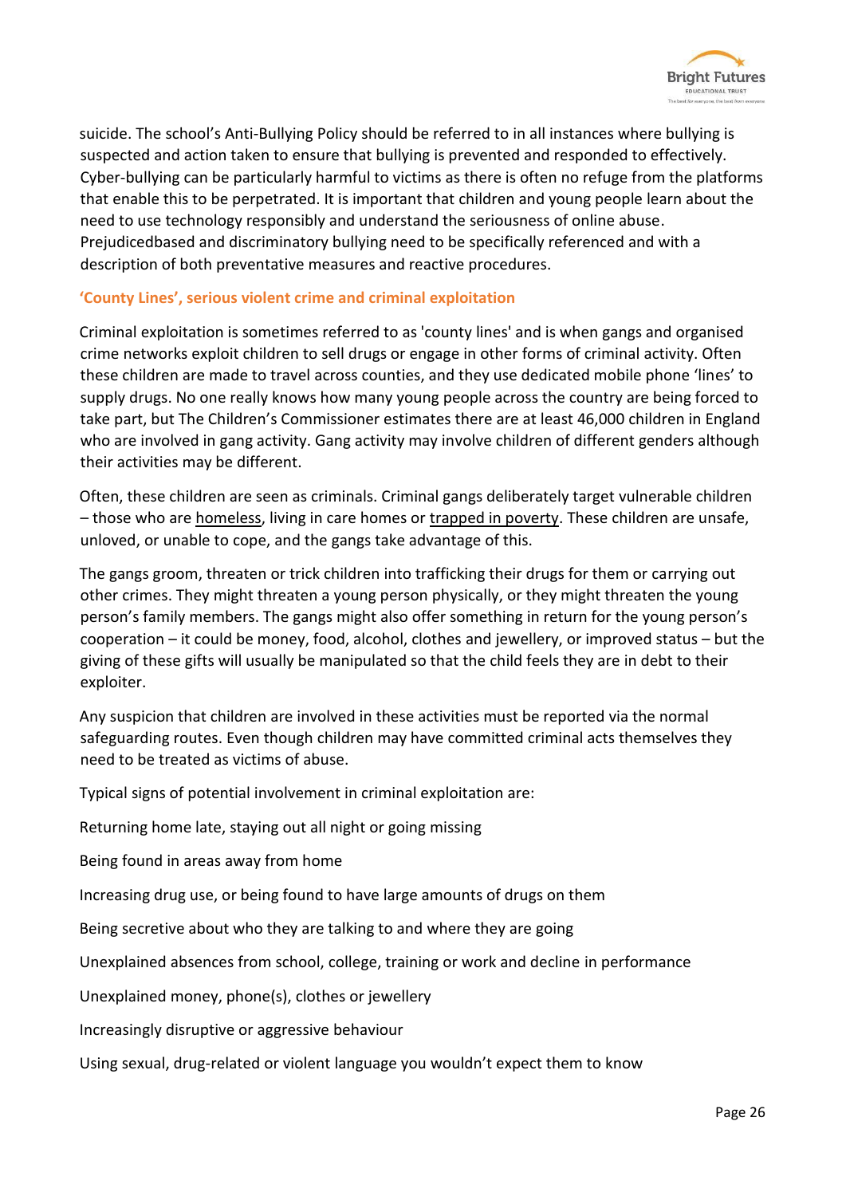suicide. The school's Anti-Bullying Policy should be referred to in all instances where bullying is suspected and action taken to ensure that bullying is prevented and responded to effectively. Cyber-bullying can be particularly harmful to victims as there is often no refuge from the platforms that enable this to be perpetrated. It is important that children and young people learn about the need to use technology responsibly and understand the seriousness of online abuse. Prejudicedbased and discriminatory bullying need to be specifically referenced and with a description of both preventative measures and reactive procedures.

### 'County Lines', serious violent crime and criminal exploitation

Criminal exploitation is sometimes referred to as 'county lines' and is when gangs and organised crime networks exploit children to sell drugs or engage in other forms of criminal activity. Often these children are made to travel across counties, and they use dedicated mobile phone 'lines' to supply drugs. No one really knows how many young people across the country are being forced to take part, but The Children's Commissioner estimates there are at least 46,000 children in England who are involved in gang activity. Gang activity may involve children of different genders although their activities may be different.

Often, these children are seen as criminals. Criminal gangs deliberately target vulnerable children – those who are homeless, living in care homes or trapped in poverty. These children are unsafe, unloved, or unable to cope, and the gangs take advantage of this.

The gangs groom, threaten or trick children into trafficking their drugs for them or carrying out other crimes. They might threaten a young person physically, or they might threaten the young person's family members. The gangs might also offer something in return for the young person's cooperation – it could be money, food, alcohol, clothes and jewellery, or improved status – but the giving of these gifts will usually be manipulated so that the child feels they are in debt to their exploiter.

Any suspicion that children are involved in these activities must be reported via the normal safeguarding routes. Even though children may have committed criminal acts themselves they need to be treated as victims of abuse.

Typical signs of potential involvement in criminal exploitation are:

Returning home late, staying out all night or going missing

Being found in areas away from home

Increasing drug use, or being found to have large amounts of drugs on them

Being secretive about who they are talking to and where they are going

Unexplained absences from school, college, training or work and decline in performance

Unexplained money, phone(s), clothes or jewellery

Increasingly disruptive or aggressive behaviour

Using sexual, drug-related or violent language you wouldn't expect them to know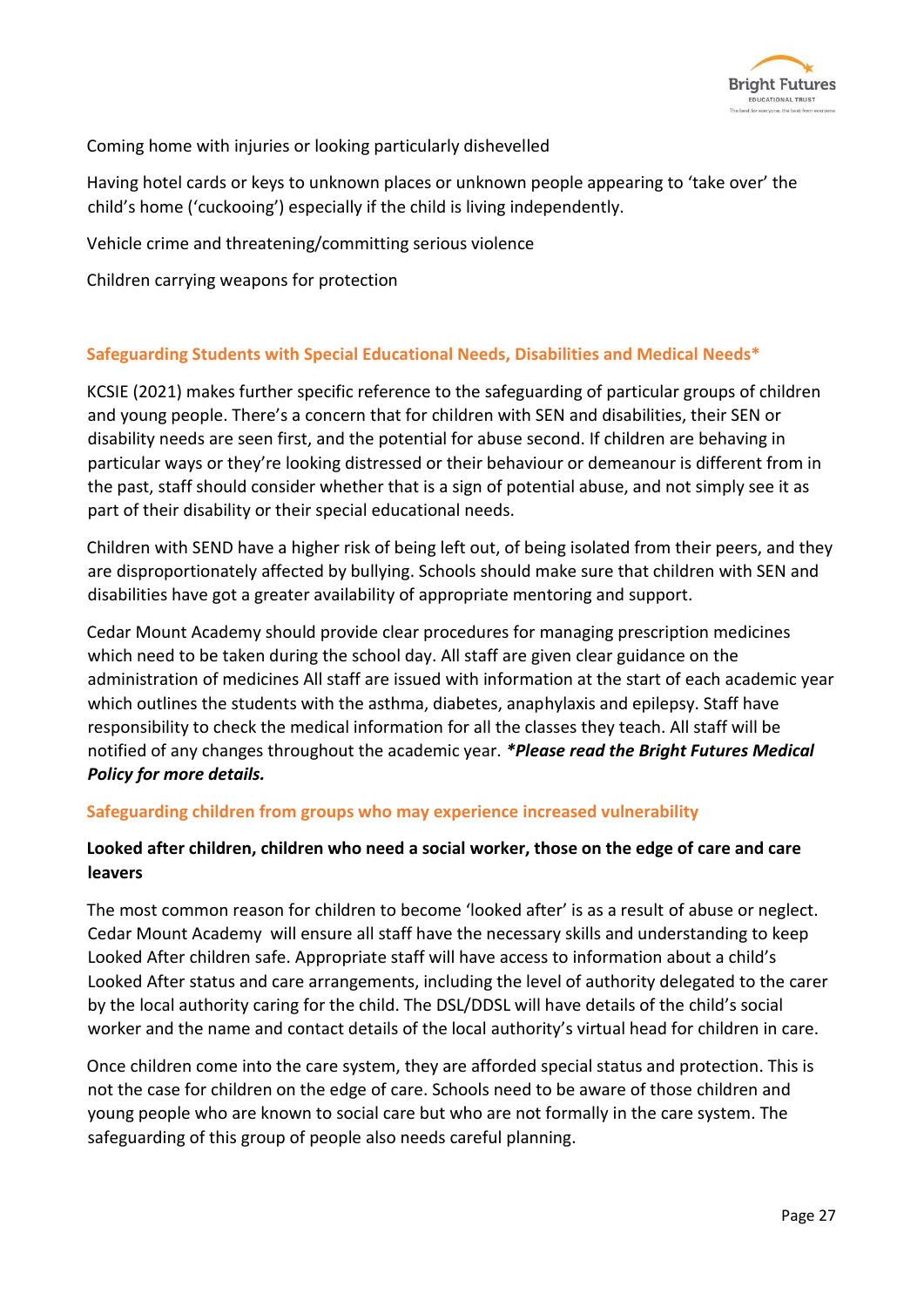Coming home with injuries or looking particularly dishevelled

Having hotel cards or keys to unknown places or unknown people appearing to 'take over' the child's home ('cuckooing') especially if the child is living independently.

Vehicle crime and threatening/committing serious violence

Children carrying weapons for protection

## Safeguarding Students with Special Educational Needs, Disabilities and Medical Needs*

KCSIE (2021) makes further specific reference to the safeguarding of particular groups of children and young people. There's a concern that for children with SEN and disabilities, their SEN or disability needs are seen first, and the potential for abuse second. If children are behaving in particular ways or they're looking distressed or their behaviour or demeanour is different from in the past, staff should consider whether that is a sign of potential abuse, and not simply see it as part of their disability or their special educational needs.

Children with SEND have a higher risk of being left out, of being isolated from their peers, and they are disproportionately affected by bullying. Schools should make sure that children with SEN and disabilities have got a greater availability of appropriate mentoring and support.

Cedar Mount Academy should provide clear procedures for managing prescription medicines which need to be taken during the school day. All staff are given clear guidance on the administration of medicines All staff are issued with information at the start of each academic year which outlines the students with the asthma, diabetes, anaphylaxis and epilepsy. Staff have responsibility to check the medical information for all the classes they teach. All staff will be notified of any changes throughout the academic year. ***Please read the Bright Futures Medical Policy for more details.***

## Safeguarding children from groups who may experience increased vulnerability

### Looked after children, children who need a social worker, those on the edge of care and care leavers

The most common reason for children to become 'looked after' is as a result of abuse or neglect. Cedar Mount Academy will ensure all staff have the necessary skills and understanding to keep Looked After children safe. Appropriate staff will have access to information about a child's Looked After status and care arrangements, including the level of authority delegated to the carer by the local authority caring for the child. The DSL/DDSL will have details of the child's social worker and the name and contact details of the local authority's virtual head for children in care.

Once children come into the care system, they are afforded special status and protection. This is not the case for children on the edge of care. Schools need to be aware of those children and young people who are known to social care but who are not formally in the care system. The safeguarding of this group of people also needs careful planning.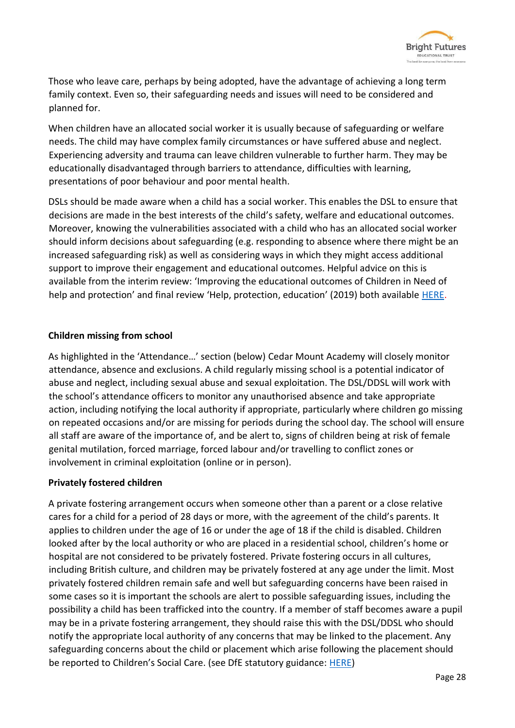Those who leave care, perhaps by being adopted, have the advantage of achieving a long term family context. Even so, their safeguarding needs and issues will need to be considered and planned for.

When children have an allocated social worker it is usually because of safeguarding or welfare needs. The child may have complex family circumstances or have suffered abuse and neglect. Experiencing adversity and trauma can leave children vulnerable to further harm. They may be educationally disadvantaged through barriers to attendance, difficulties with learning, presentations of poor behaviour and poor mental health.

DSLs should be made aware when a child has a social worker. This enables the DSL to ensure that decisions are made in the best interests of the child's safety, welfare and educational outcomes. Moreover, knowing the vulnerabilities associated with a child who has an allocated social worker should inform decisions about safeguarding (e.g. responding to absence where there might be an increased safeguarding risk) as well as considering ways in which they might access additional support to improve their engagement and educational outcomes. Helpful advice on this is available from the interim review: 'Improving the educational outcomes of Children in Need of help and protection' and final review 'Help, protection, education' (2019) both available HERE.

**Children missing from school**

As highlighted in the 'Attendance…' section (below) Cedar Mount Academy will closely monitor attendance, absence and exclusions. A child regularly missing school is a potential indicator of abuse and neglect, including sexual abuse and sexual exploitation. The DSL/DDSL will work with the school's attendance officers to monitor any unauthorised absence and take appropriate action, including notifying the local authority if appropriate, particularly where children go missing on repeated occasions and/or are missing for periods during the school day. The school will ensure all staff are aware of the importance of, and be alert to, signs of children being at risk of female genital mutilation, forced marriage, forced labour and/or travelling to conflict zones or involvement in criminal exploitation (online or in person).

**Privately fostered children**

A private fostering arrangement occurs when someone other than a parent or a close relative cares for a child for a period of 28 days or more, with the agreement of the child's parents. It applies to children under the age of 16 or under the age of 18 if the child is disabled. Children looked after by the local authority or who are placed in a residential school, children's home or hospital are not considered to be privately fostered. Private fostering occurs in all cultures, including British culture, and children may be privately fostered at any age under the limit. Most privately fostered children remain safe and well but safeguarding concerns have been raised in some cases so it is important the schools are alert to possible safeguarding issues, including the possibility a child has been trafficked into the country. If a member of staff becomes aware a pupil may be in a private fostering arrangement, they should raise this with the DSL/DDSL who should notify the appropriate local authority of any concerns that may be linked to the placement. Any safeguarding concerns about the child or placement which arise following the placement should be reported to Children's Social Care. (see DfE statutory guidance: HERE)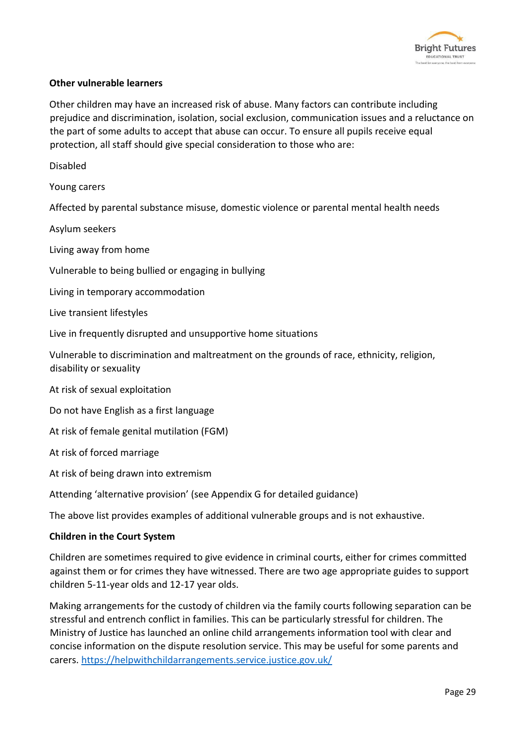**Other vulnerable learners**

Other children may have an increased risk of abuse. Many factors can contribute including prejudice and discrimination, isolation, social exclusion, communication issues and a reluctance on the part of some adults to accept that abuse can occur. To ensure all pupils receive equal protection, all staff should give special consideration to those who are:

Disabled

Young carers

Affected by parental substance misuse, domestic violence or parental mental health needs

Asylum seekers

Living away from home

Vulnerable to being bullied or engaging in bullying

Living in temporary accommodation

Live transient lifestyles

Live in frequently disrupted and unsupportive home situations

Vulnerable to discrimination and maltreatment on the grounds of race, ethnicity, religion, disability or sexuality

At risk of sexual exploitation

Do not have English as a first language

At risk of female genital mutilation (FGM)

At risk of forced marriage

At risk of being drawn into extremism

Attending 'alternative provision' (see Appendix G for detailed guidance)

The above list provides examples of additional vulnerable groups and is not exhaustive.

**Children in the Court System**

Children are sometimes required to give evidence in criminal courts, either for crimes committed against them or for crimes they have witnessed. There are two age appropriate guides to support children 5-11-year olds and 12-17 year olds.

Making arrangements for the custody of children via the family courts following separation can be stressful and entrench conflict in families. This can be particularly stressful for children. The Ministry of Justice has launched an online child arrangements information tool with clear and concise information on the dispute resolution service. This may be useful for some parents and carers. https://helpwithchildarrangements.service.justice.gov.uk/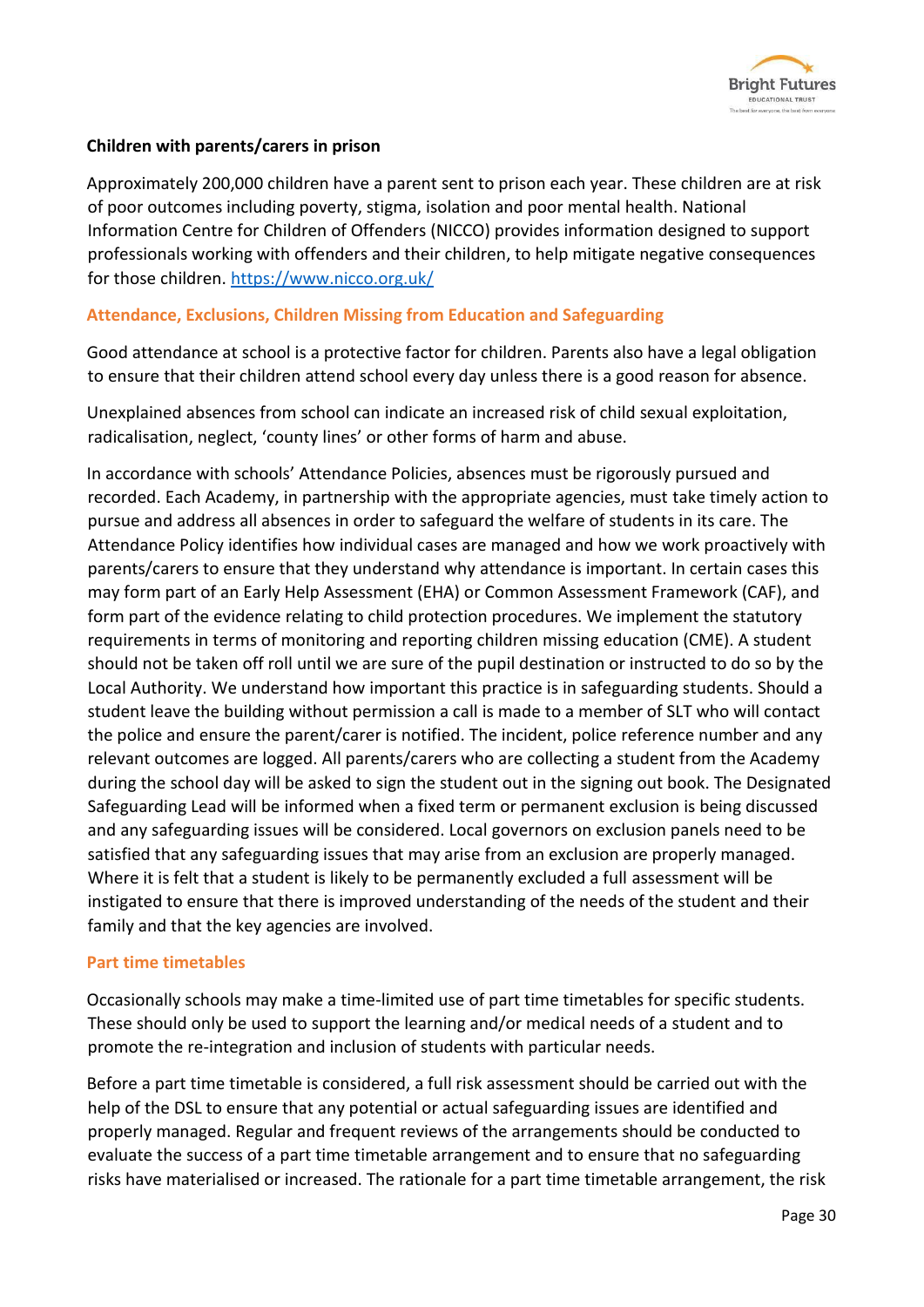**Children with parents/carers in prison**

Approximately 200,000 children have a parent sent to prison each year. These children are at risk of poor outcomes including poverty, stigma, isolation and poor mental health. National Information Centre for Children of Offenders (NICCO) provides information designed to support professionals working with offenders and their children, to help mitigate negative consequences for those children. [https://www.nicco.org.uk/](https://www.nicco.org.uk/)

## Attendance, Exclusions, Children Missing from Education and Safeguarding

Good attendance at school is a protective factor for children. Parents also have a legal obligation to ensure that their children attend school every day unless there is a good reason for absence.

Unexplained absences from school can indicate an increased risk of child sexual exploitation, radicalisation, neglect, 'county lines' or other forms of harm and abuse.

In accordance with schools' Attendance Policies, absences must be rigorously pursued and recorded. Each Academy, in partnership with the appropriate agencies, must take timely action to pursue and address all absences in order to safeguard the welfare of students in its care. The Attendance Policy identifies how individual cases are managed and how we work proactively with parents/carers to ensure that they understand why attendance is important. In certain cases this may form part of an Early Help Assessment (EHA) or Common Assessment Framework (CAF), and form part of the evidence relating to child protection procedures. We implement the statutory requirements in terms of monitoring and reporting children missing education (CME). A student should not be taken off roll until we are sure of the pupil destination or instructed to do so by the Local Authority. We understand how important this practice is in safeguarding students. Should a student leave the building without permission a call is made to a member of SLT who will contact the police and ensure the parent/carer is notified. The incident, police reference number and any relevant outcomes are logged. All parents/carers who are collecting a student from the Academy during the school day will be asked to sign the student out in the signing out book. The Designated Safeguarding Lead will be informed when a fixed term or permanent exclusion is being discussed and any safeguarding issues will be considered. Local governors on exclusion panels need to be satisfied that any safeguarding issues that may arise from an exclusion are properly managed. Where it is felt that a student is likely to be permanently excluded a full assessment will be instigated to ensure that there is improved understanding of the needs of the student and their family and that the key agencies are involved.

## Part time timetables

Occasionally schools may make a time-limited use of part time timetables for specific students. These should only be used to support the learning and/or medical needs of a student and to promote the re-integration and inclusion of students with particular needs.

Before a part time timetable is considered, a full risk assessment should be carried out with the help of the DSL to ensure that any potential or actual safeguarding issues are identified and properly managed. Regular and frequent reviews of the arrangements should be conducted to evaluate the success of a part time timetable arrangement and to ensure that no safeguarding risks have materialised or increased. The rationale for a part time timetable arrangement, the risk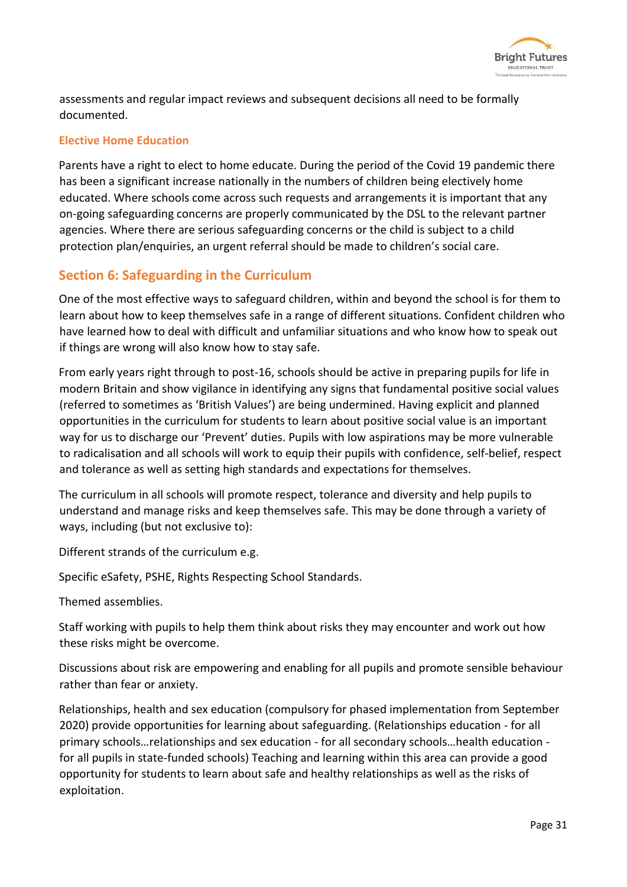assessments and regular impact reviews and subsequent decisions all need to be formally documented.

### Elective Home Education

Parents have a right to elect to home educate. During the period of the Covid 19 pandemic there has been a significant increase nationally in the numbers of children being electively home educated. Where schools come across such requests and arrangements it is important that any on-going safeguarding concerns are properly communicated by the DSL to the relevant partner agencies. Where there are serious safeguarding concerns or the child is subject to a child protection plan/enquiries, an urgent referral should be made to children's social care.

## Section 6: Safeguarding in the Curriculum

One of the most effective ways to safeguard children, within and beyond the school is for them to learn about how to keep themselves safe in a range of different situations. Confident children who have learned how to deal with difficult and unfamiliar situations and who know how to speak out if things are wrong will also know how to stay safe.

From early years right through to post-16, schools should be active in preparing pupils for life in modern Britain and show vigilance in identifying any signs that fundamental positive social values (referred to sometimes as 'British Values') are being undermined. Having explicit and planned opportunities in the curriculum for students to learn about positive social value is an important way for us to discharge our 'Prevent' duties. Pupils with low aspirations may be more vulnerable to radicalisation and all schools will work to equip their pupils with confidence, self-belief, respect and tolerance as well as setting high standards and expectations for themselves.

The curriculum in all schools will promote respect, tolerance and diversity and help pupils to understand and manage risks and keep themselves safe. This may be done through a variety of ways, including (but not exclusive to):

Different strands of the curriculum e.g.

Specific eSafety, PSHE, Rights Respecting School Standards.

Themed assemblies.

Staff working with pupils to help them think about risks they may encounter and work out how these risks might be overcome.

Discussions about risk are empowering and enabling for all pupils and promote sensible behaviour rather than fear or anxiety.

Relationships, health and sex education (compulsory for phased implementation from September 2020) provide opportunities for learning about safeguarding. (Relationships education - for all primary schools…relationships and sex education - for all secondary schools…health education - for all pupils in state-funded schools) Teaching and learning within this area can provide a good opportunity for students to learn about safe and healthy relationships as well as the risks of exploitation.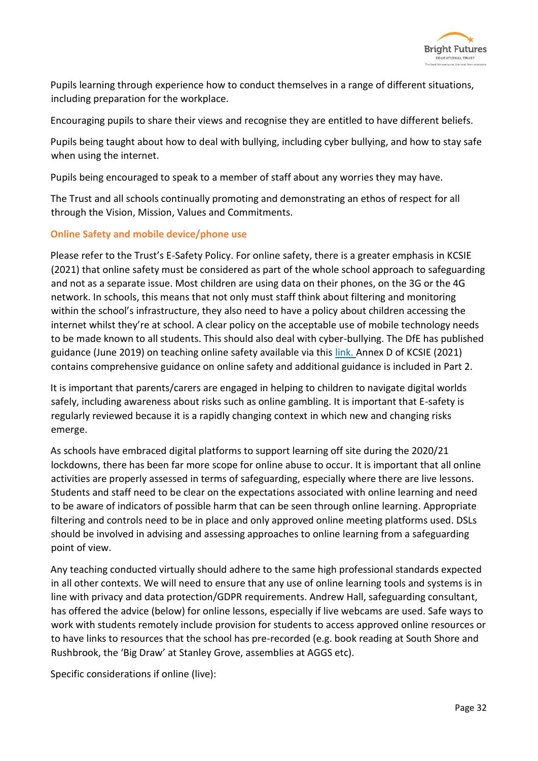Pupils learning through experience how to conduct themselves in a range of different situations, including preparation for the workplace.

Encouraging pupils to share their views and recognise they are entitled to have different beliefs.

Pupils being taught about how to deal with bullying, including cyber bullying, and how to stay safe when using the internet.

Pupils being encouraged to speak to a member of staff about any worries they may have.

The Trust and all schools continually promoting and demonstrating an ethos of respect for all through the Vision, Mission, Values and Commitments.

### Online Safety and mobile device/phone use

Please refer to the Trust's E-Safety Policy. For online safety, there is a greater emphasis in KCSIE (2021) that online safety must be considered as part of the whole school approach to safeguarding and not as a separate issue. Most children are using data on their phones, on the 3G or the 4G network. In schools, this means that not only must staff think about filtering and monitoring within the school's infrastructure, they also need to have a policy about children accessing the internet whilst they're at school. A clear policy on the acceptable use of mobile technology needs to be made known to all students. This should also deal with cyber-bullying. The DfE has published guidance (June 2019) on teaching online safety available via this link. Annex D of KCSIE (2021) contains comprehensive guidance on online safety and additional guidance is included in Part 2.

It is important that parents/carers are engaged in helping to children to navigate digital worlds safely, including awareness about risks such as online gambling. It is important that E-safety is regularly reviewed because it is a rapidly changing context in which new and changing risks emerge.

As schools have embraced digital platforms to support learning off site during the 2020/21 lockdowns, there has been far more scope for online abuse to occur. It is important that all online activities are properly assessed in terms of safeguarding, especially where there are live lessons. Students and staff need to be clear on the expectations associated with online learning and need to be aware of indicators of possible harm that can be seen through online learning. Appropriate filtering and controls need to be in place and only approved online meeting platforms used. DSLs should be involved in advising and assessing approaches to online learning from a safeguarding point of view.

Any teaching conducted virtually should adhere to the same high professional standards expected in all other contexts. We will need to ensure that any use of online learning tools and systems is in line with privacy and data protection/GDPR requirements. Andrew Hall, safeguarding consultant, has offered the advice (below) for online lessons, especially if live webcams are used. Safe ways to work with students remotely include provision for students to access approved online resources or to have links to resources that the school has pre-recorded (e.g. book reading at South Shore and Rushbrook, the 'Big Draw' at Stanley Grove, assemblies at AGGS etc).

Specific considerations if online (live):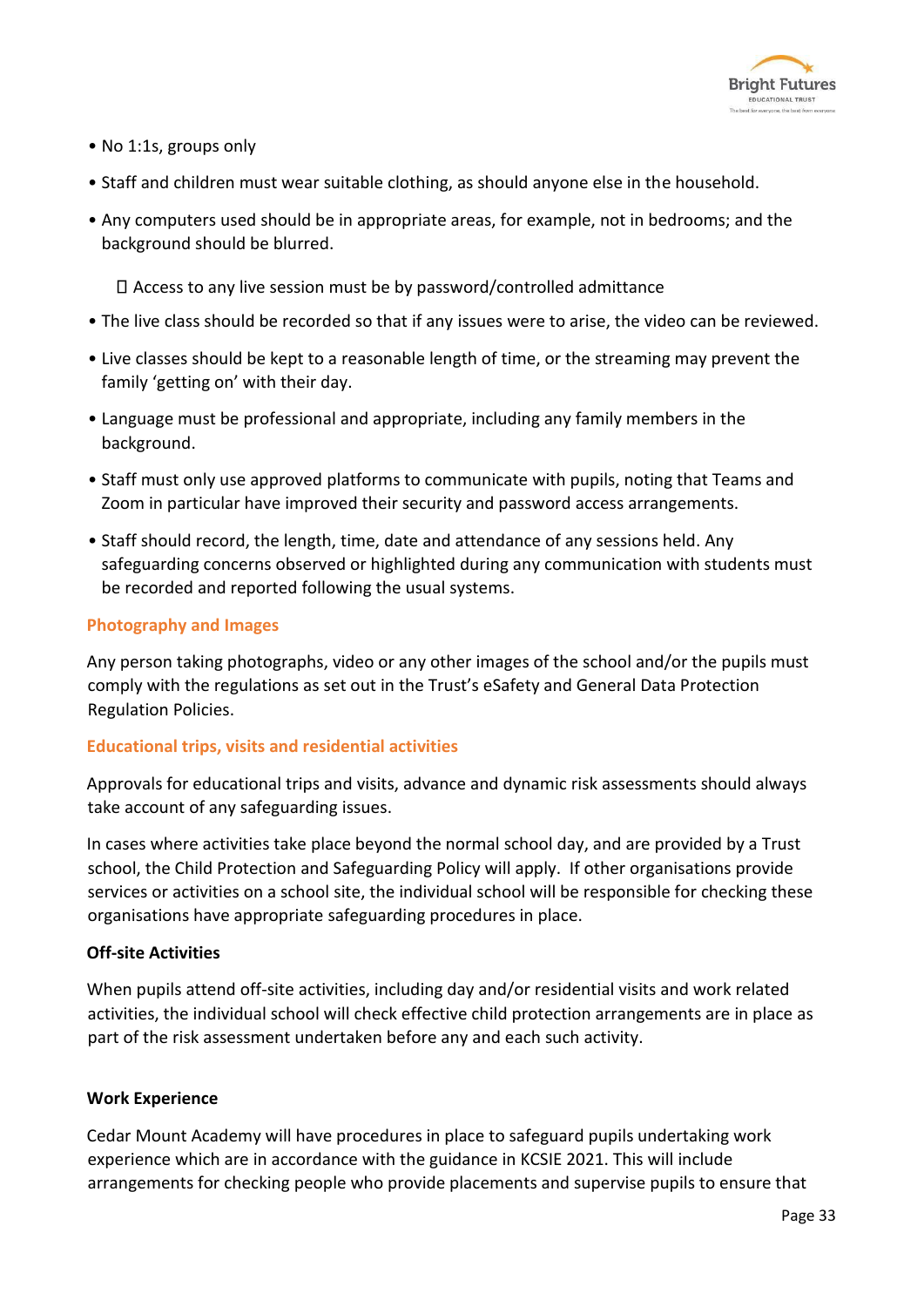- No 1:1s, groups only
- Staff and children must wear suitable clothing, as should anyone else in the household.
- Any computers used should be in appropriate areas, for example, not in bedrooms; and the background should be blurred.
  -  Access to any live session must be by password/controlled admittance
- The live class should be recorded so that if any issues were to arise, the video can be reviewed.
- Live classes should be kept to a reasonable length of time, or the streaming may prevent the family 'getting on' with their day.
- Language must be professional and appropriate, including any family members in the background.
- Staff must only use approved platforms to communicate with pupils, noting that Teams and Zoom in particular have improved their security and password access arrangements.
- Staff should record, the length, time, date and attendance of any sessions held. Any safeguarding concerns observed or highlighted during any communication with students must be recorded and reported following the usual systems.

## Photography and Images

Any person taking photographs, video or any other images of the school and/or the pupils must comply with the regulations as set out in the Trust's eSafety and General Data Protection Regulation Policies.

## Educational trips, visits and residential activities

Approvals for educational trips and visits, advance and dynamic risk assessments should always take account of any safeguarding issues.

In cases where activities take place beyond the normal school day, and are provided by a Trust school, the Child Protection and Safeguarding Policy will apply. If other organisations provide services or activities on a school site, the individual school will be responsible for checking these organisations have appropriate safeguarding procedures in place.

### Off-site Activities

When pupils attend off-site activities, including day and/or residential visits and work related activities, the individual school will check effective child protection arrangements are in place as part of the risk assessment undertaken before any and each such activity.

### Work Experience

Cedar Mount Academy will have procedures in place to safeguard pupils undertaking work experience which are in accordance with the guidance in KCSIE 2021. This will include arrangements for checking people who provide placements and supervise pupils to ensure that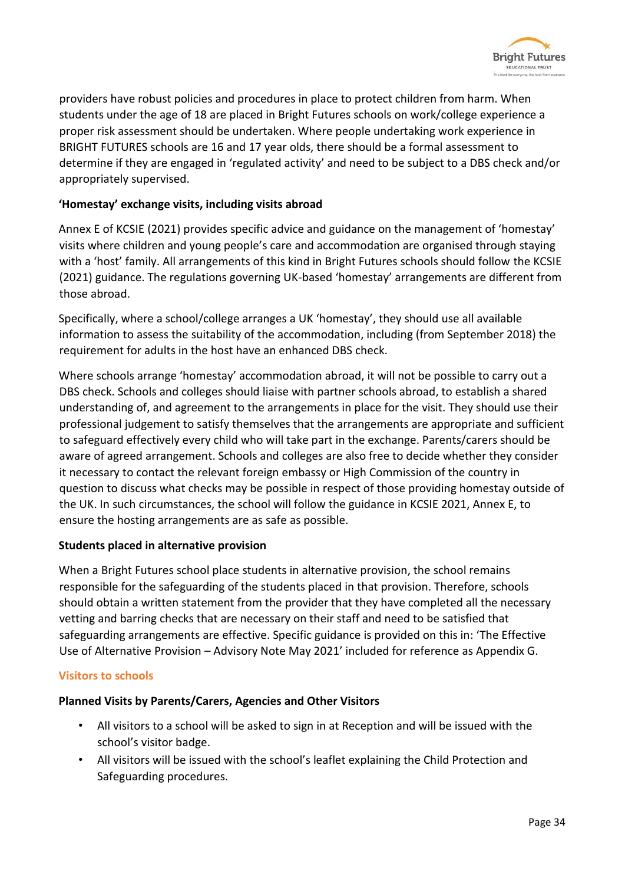providers have robust policies and procedures in place to protect children from harm. When students under the age of 18 are placed in Bright Futures schools on work/college experience a proper risk assessment should be undertaken. Where people undertaking work experience in BRIGHT FUTURES schools are 16 and 17 year olds, there should be a formal assessment to determine if they are engaged in 'regulated activity' and need to be subject to a DBS check and/or appropriately supervised.

**'Homestay' exchange visits, including visits abroad**

Annex E of KCSIE (2021) provides specific advice and guidance on the management of 'homestay' visits where children and young people's care and accommodation are organised through staying with a 'host' family. All arrangements of this kind in Bright Futures schools should follow the KCSIE (2021) guidance. The regulations governing UK-based 'homestay' arrangements are different from those abroad.

Specifically, where a school/college arranges a UK 'homestay', they should use all available information to assess the suitability of the accommodation, including (from September 2018) the requirement for adults in the host have an enhanced DBS check.

Where schools arrange 'homestay' accommodation abroad, it will not be possible to carry out a DBS check. Schools and colleges should liaise with partner schools abroad, to establish a shared understanding of, and agreement to the arrangements in place for the visit. They should use their professional judgement to satisfy themselves that the arrangements are appropriate and sufficient to safeguard effectively every child who will take part in the exchange. Parents/carers should be aware of agreed arrangement. Schools and colleges are also free to decide whether they consider it necessary to contact the relevant foreign embassy or High Commission of the country in question to discuss what checks may be possible in respect of those providing homestay outside of the UK. In such circumstances, the school will follow the guidance in KCSIE 2021, Annex E, to ensure the hosting arrangements are as safe as possible.

**Students placed in alternative provision**

When a Bright Futures school place students in alternative provision, the school remains responsible for the safeguarding of the students placed in that provision. Therefore, schools should obtain a written statement from the provider that they have completed all the necessary vetting and barring checks that are necessary on their staff and need to be satisfied that safeguarding arrangements are effective. Specific guidance is provided on this in: 'The Effective Use of Alternative Provision – Advisory Note May 2021' included for reference as Appendix G.

## Visitors to schools

**Planned Visits by Parents/Carers, Agencies and Other Visitors**

- All visitors to a school will be asked to sign in at Reception and will be issued with the school's visitor badge.
- All visitors will be issued with the school's leaflet explaining the Child Protection and Safeguarding procedures.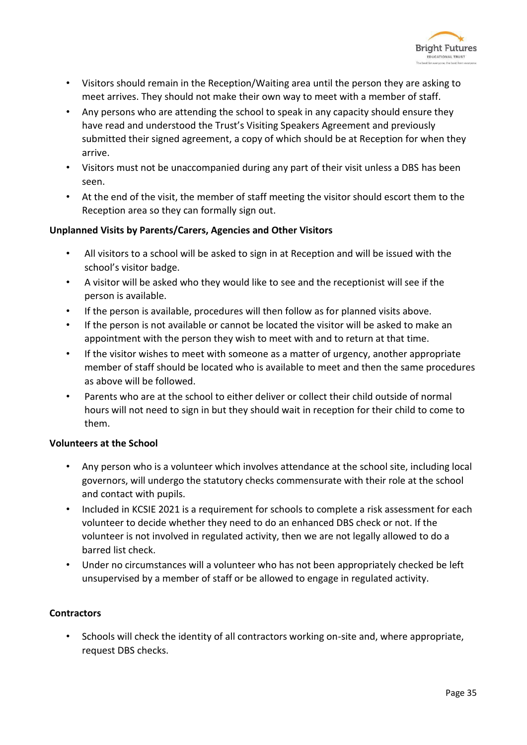- Visitors should remain in the Reception/Waiting area until the person they are asking to meet arrives. They should not make their own way to meet with a member of staff.
- Any persons who are attending the school to speak in any capacity should ensure they have read and understood the Trust's Visiting Speakers Agreement and previously submitted their signed agreement, a copy of which should be at Reception for when they arrive.
- Visitors must not be unaccompanied during any part of their visit unless a DBS has been seen.
- At the end of the visit, the member of staff meeting the visitor should escort them to the Reception area so they can formally sign out.

**Unplanned Visits by Parents/Carers, Agencies and Other Visitors**

- All visitors to a school will be asked to sign in at Reception and will be issued with the school's visitor badge.
- A visitor will be asked who they would like to see and the receptionist will see if the person is available.
- If the person is available, procedures will then follow as for planned visits above.
- If the person is not available or cannot be located the visitor will be asked to make an appointment with the person they wish to meet with and to return at that time.
- If the visitor wishes to meet with someone as a matter of urgency, another appropriate member of staff should be located who is available to meet and then the same procedures as above will be followed.
- Parents who are at the school to either deliver or collect their child outside of normal hours will not need to sign in but they should wait in reception for their child to come to them.

**Volunteers at the School**

- Any person who is a volunteer which involves attendance at the school site, including local governors, will undergo the statutory checks commensurate with their role at the school and contact with pupils.
- Included in KCSIE 2021 is a requirement for schools to complete a risk assessment for each volunteer to decide whether they need to do an enhanced DBS check or not. If the volunteer is not involved in regulated activity, then we are not legally allowed to do a barred list check.
- Under no circumstances will a volunteer who has not been appropriately checked be left unsupervised by a member of staff or be allowed to engage in regulated activity.

**Contractors**

- Schools will check the identity of all contractors working on-site and, where appropriate, request DBS checks.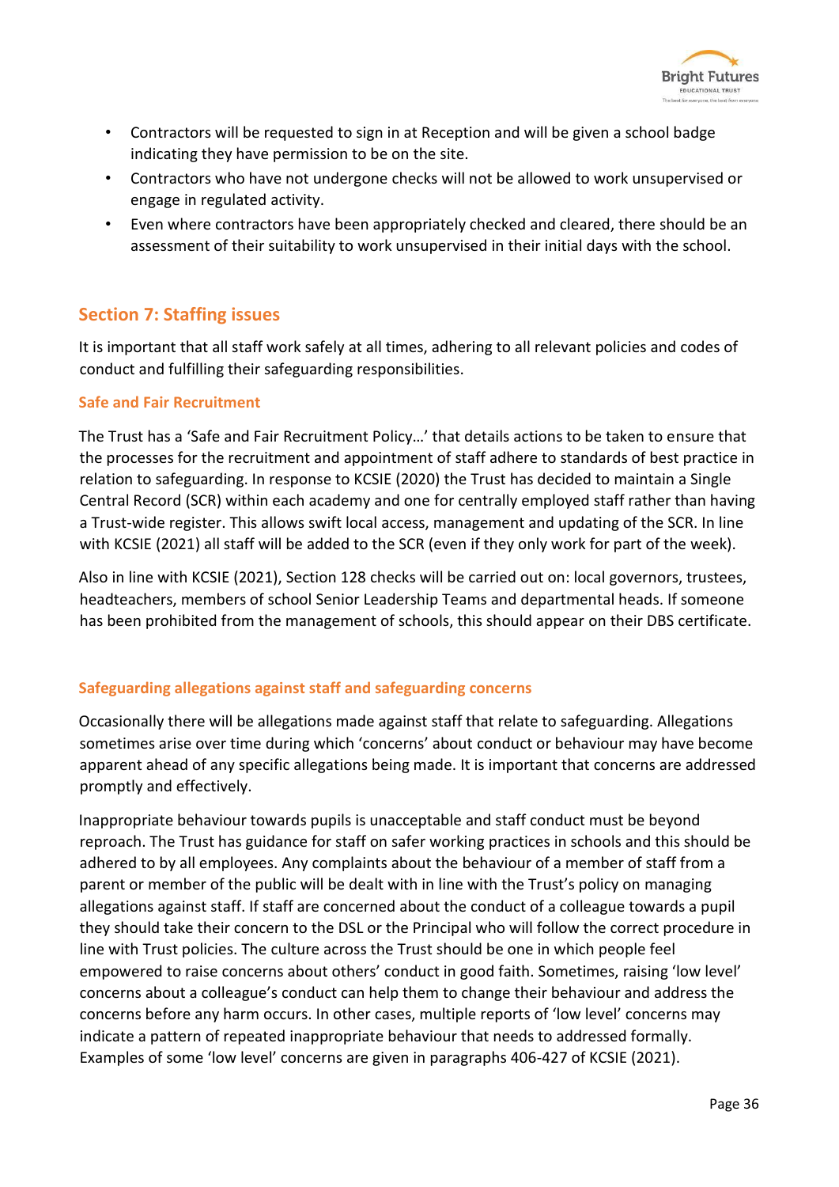- Contractors will be requested to sign in at Reception and will be given a school badge indicating they have permission to be on the site.
- Contractors who have not undergone checks will not be allowed to work unsupervised or engage in regulated activity.
- Even where contractors have been appropriately checked and cleared, there should be an assessment of their suitability to work unsupervised in their initial days with the school.

## Section 7: Staffing issues

It is important that all staff work safely at all times, adhering to all relevant policies and codes of conduct and fulfilling their safeguarding responsibilities.

### Safe and Fair Recruitment

The Trust has a 'Safe and Fair Recruitment Policy…' that details actions to be taken to ensure that the processes for the recruitment and appointment of staff adhere to standards of best practice in relation to safeguarding. In response to KCSIE (2020) the Trust has decided to maintain a Single Central Record (SCR) within each academy and one for centrally employed staff rather than having a Trust-wide register. This allows swift local access, management and updating of the SCR. In line with KCSIE (2021) all staff will be added to the SCR (even if they only work for part of the week).

Also in line with KCSIE (2021), Section 128 checks will be carried out on: local governors, trustees, headteachers, members of school Senior Leadership Teams and departmental heads. If someone has been prohibited from the management of schools, this should appear on their DBS certificate.

### Safeguarding allegations against staff and safeguarding concerns

Occasionally there will be allegations made against staff that relate to safeguarding. Allegations sometimes arise over time during which 'concerns' about conduct or behaviour may have become apparent ahead of any specific allegations being made. It is important that concerns are addressed promptly and effectively.

Inappropriate behaviour towards pupils is unacceptable and staff conduct must be beyond reproach. The Trust has guidance for staff on safer working practices in schools and this should be adhered to by all employees. Any complaints about the behaviour of a member of staff from a parent or member of the public will be dealt with in line with the Trust's policy on managing allegations against staff. If staff are concerned about the conduct of a colleague towards a pupil they should take their concern to the DSL or the Principal who will follow the correct procedure in line with Trust policies. The culture across the Trust should be one in which people feel empowered to raise concerns about others' conduct in good faith. Sometimes, raising 'low level' concerns about a colleague's conduct can help them to change their behaviour and address the concerns before any harm occurs. In other cases, multiple reports of 'low level' concerns may indicate a pattern of repeated inappropriate behaviour that needs to addressed formally. Examples of some 'low level' concerns are given in paragraphs 406-427 of KCSIE (2021).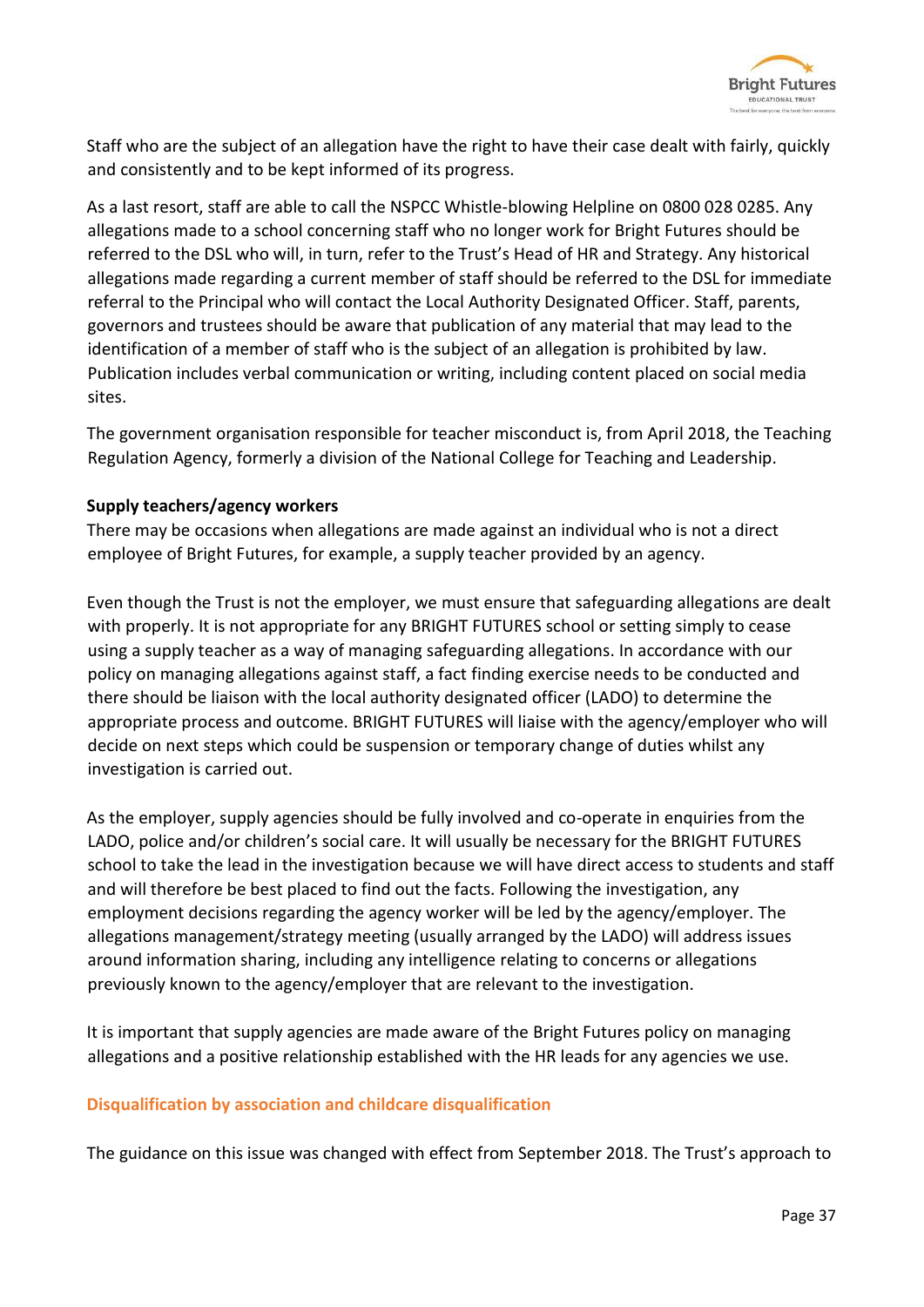Staff who are the subject of an allegation have the right to have their case dealt with fairly, quickly and consistently and to be kept informed of its progress.

As a last resort, staff are able to call the NSPCC Whistle-blowing Helpline on 0800 028 0285. Any allegations made to a school concerning staff who no longer work for Bright Futures should be referred to the DSL who will, in turn, refer to the Trust's Head of HR and Strategy. Any historical allegations made regarding a current member of staff should be referred to the DSL for immediate referral to the Principal who will contact the Local Authority Designated Officer. Staff, parents, governors and trustees should be aware that publication of any material that may lead to the identification of a member of staff who is the subject of an allegation is prohibited by law. Publication includes verbal communication or writing, including content placed on social media sites.

The government organisation responsible for teacher misconduct is, from April 2018, the Teaching Regulation Agency, formerly a division of the National College for Teaching and Leadership.

**Supply teachers/agency workers**

There may be occasions when allegations are made against an individual who is not a direct employee of Bright Futures, for example, a supply teacher provided by an agency.

Even though the Trust is not the employer, we must ensure that safeguarding allegations are dealt with properly. It is not appropriate for any BRIGHT FUTURES school or setting simply to cease using a supply teacher as a way of managing safeguarding allegations. In accordance with our policy on managing allegations against staff, a fact finding exercise needs to be conducted and there should be liaison with the local authority designated officer (LADO) to determine the appropriate process and outcome. BRIGHT FUTURES will liaise with the agency/employer who will decide on next steps which could be suspension or temporary change of duties whilst any investigation is carried out.

As the employer, supply agencies should be fully involved and co-operate in enquiries from the LADO, police and/or children's social care. It will usually be necessary for the BRIGHT FUTURES school to take the lead in the investigation because we will have direct access to students and staff and will therefore be best placed to find out the facts. Following the investigation, any employment decisions regarding the agency worker will be led by the agency/employer. The allegations management/strategy meeting (usually arranged by the LADO) will address issues around information sharing, including any intelligence relating to concerns or allegations previously known to the agency/employer that are relevant to the investigation.

It is important that supply agencies are made aware of the Bright Futures policy on managing allegations and a positive relationship established with the HR leads for any agencies we use.

## Disqualification by association and childcare disqualification

The guidance on this issue was changed with effect from September 2018. The Trust's approach to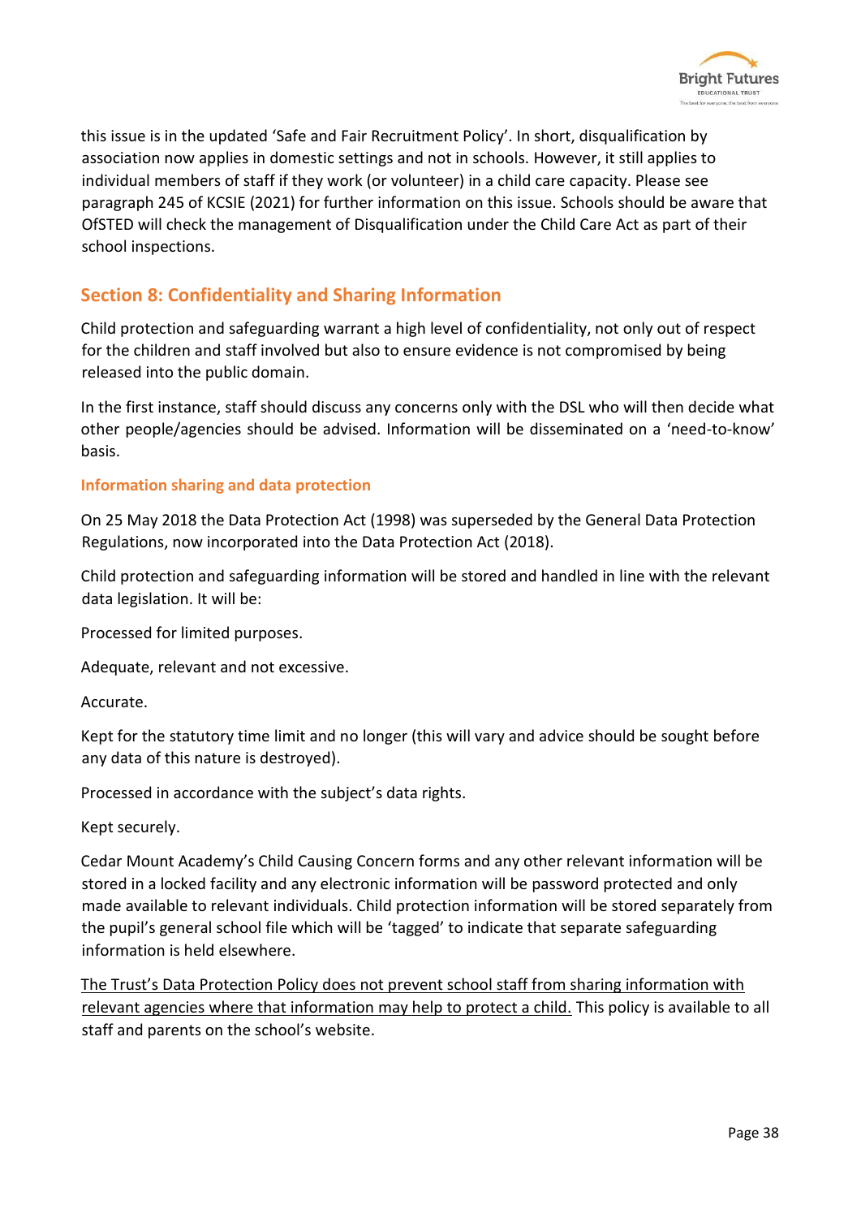this issue is in the updated 'Safe and Fair Recruitment Policy'. In short, disqualification by association now applies in domestic settings and not in schools. However, it still applies to individual members of staff if they work (or volunteer) in a child care capacity. Please see paragraph 245 of KCSIE (2021) for further information on this issue. Schools should be aware that OfSTED will check the management of Disqualification under the Child Care Act as part of their school inspections.

## Section 8: Confidentiality and Sharing Information

Child protection and safeguarding warrant a high level of confidentiality, not only out of respect for the children and staff involved but also to ensure evidence is not compromised by being released into the public domain.

In the first instance, staff should discuss any concerns only with the DSL who will then decide what other people/agencies should be advised. Information will be disseminated on a 'need-to-know' basis.

### Information sharing and data protection

On 25 May 2018 the Data Protection Act (1998) was superseded by the General Data Protection Regulations, now incorporated into the Data Protection Act (2018).

Child protection and safeguarding information will be stored and handled in line with the relevant data legislation. It will be:

Processed for limited purposes.

Adequate, relevant and not excessive.

Accurate.

Kept for the statutory time limit and no longer (this will vary and advice should be sought before any data of this nature is destroyed).

Processed in accordance with the subject's data rights.

Kept securely.

Cedar Mount Academy's Child Causing Concern forms and any other relevant information will be stored in a locked facility and any electronic information will be password protected and only made available to relevant individuals. Child protection information will be stored separately from the pupil's general school file which will be 'tagged' to indicate that separate safeguarding information is held elsewhere.

<u>The Trust's Data Protection Policy does not prevent school staff from sharing information with relevant agencies where that information may help to protect a child.</u> This policy is available to all staff and parents on the school's website.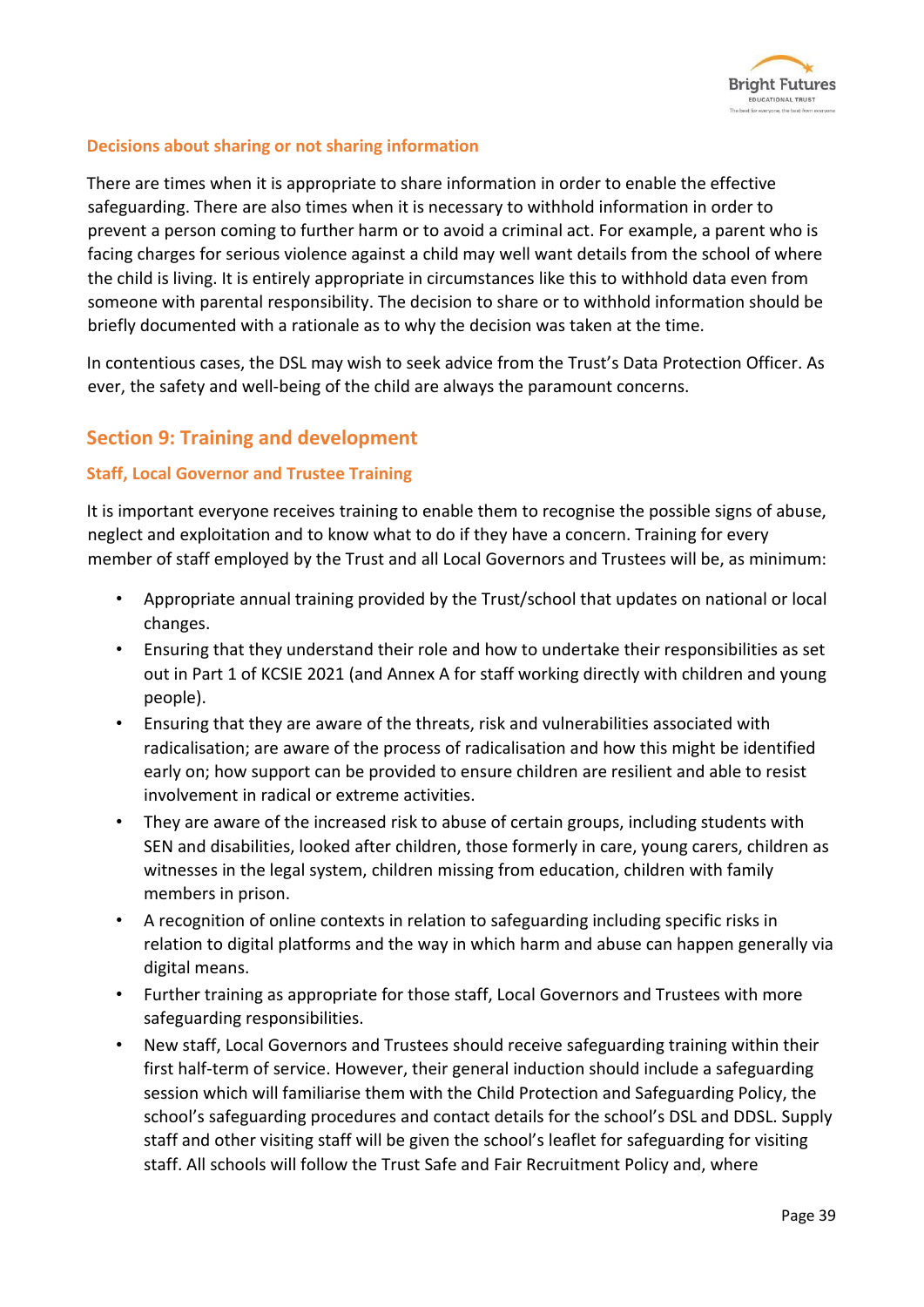### Decisions about sharing or not sharing information

There are times when it is appropriate to share information in order to enable the effective safeguarding. There are also times when it is necessary to withhold information in order to prevent a person coming to further harm or to avoid a criminal act. For example, a parent who is facing charges for serious violence against a child may well want details from the school of where the child is living. It is entirely appropriate in circumstances like this to withhold data even from someone with parental responsibility. The decision to share or to withhold information should be briefly documented with a rationale as to why the decision was taken at the time.

In contentious cases, the DSL may wish to seek advice from the Trust's Data Protection Officer. As ever, the safety and well-being of the child are always the paramount concerns.

## Section 9: Training and development

### Staff, Local Governor and Trustee Training

It is important everyone receives training to enable them to recognise the possible signs of abuse, neglect and exploitation and to know what to do if they have a concern. Training for every member of staff employed by the Trust and all Local Governors and Trustees will be, as minimum:

- Appropriate annual training provided by the Trust/school that updates on national or local changes.
- Ensuring that they understand their role and how to undertake their responsibilities as set out in Part 1 of KCSIE 2021 (and Annex A for staff working directly with children and young people).
- Ensuring that they are aware of the threats, risk and vulnerabilities associated with radicalisation; are aware of the process of radicalisation and how this might be identified early on; how support can be provided to ensure children are resilient and able to resist involvement in radical or extreme activities.
- They are aware of the increased risk to abuse of certain groups, including students with SEN and disabilities, looked after children, those formerly in care, young carers, children as witnesses in the legal system, children missing from education, children with family members in prison.
- A recognition of online contexts in relation to safeguarding including specific risks in relation to digital platforms and the way in which harm and abuse can happen generally via digital means.
- Further training as appropriate for those staff, Local Governors and Trustees with more safeguarding responsibilities.
- New staff, Local Governors and Trustees should receive safeguarding training within their first half-term of service. However, their general induction should include a safeguarding session which will familiarise them with the Child Protection and Safeguarding Policy, the school's safeguarding procedures and contact details for the school's DSL and DDSL. Supply staff and other visiting staff will be given the school's leaflet for safeguarding for visiting staff. All schools will follow the Trust Safe and Fair Recruitment Policy and, where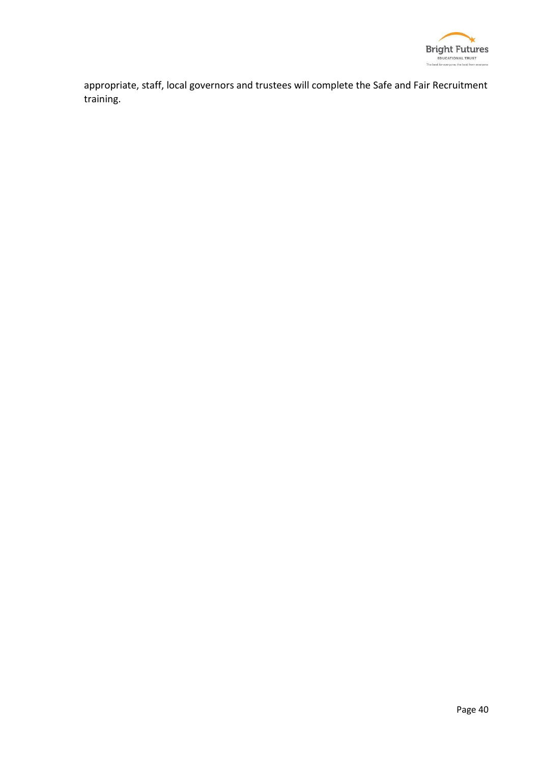appropriate, staff, local governors and trustees will complete the Safe and Fair Recruitment training.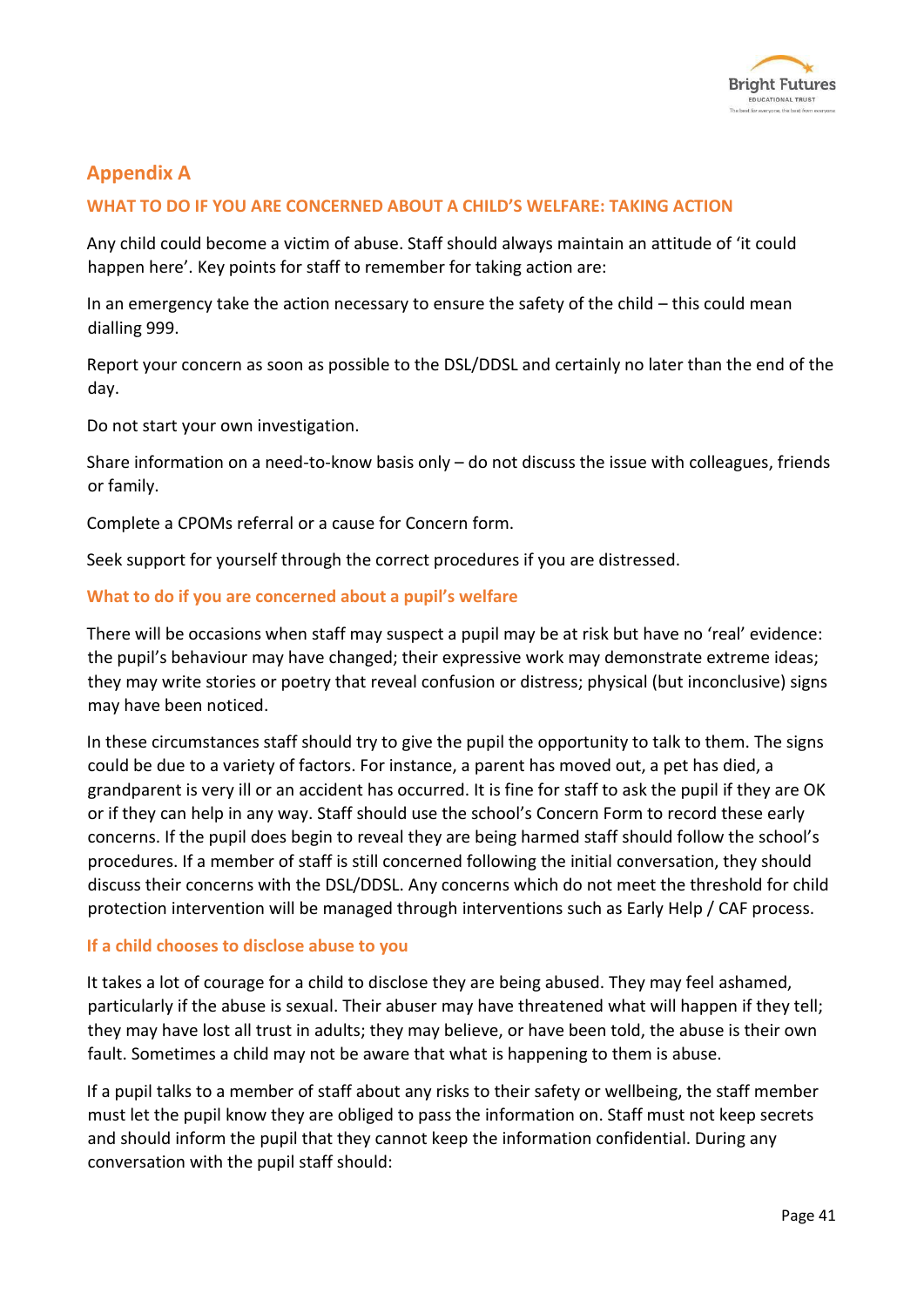## Appendix A

### WHAT TO DO IF YOU ARE CONCERNED ABOUT A CHILD'S WELFARE: TAKING ACTION

Any child could become a victim of abuse. Staff should always maintain an attitude of 'it could happen here'. Key points for staff to remember for taking action are:

In an emergency take the action necessary to ensure the safety of the child – this could mean dialling 999.

Report your concern as soon as possible to the DSL/DDSL and certainly no later than the end of the day.

Do not start your own investigation.

Share information on a need-to-know basis only – do not discuss the issue with colleagues, friends or family.

Complete a CPOMs referral or a cause for Concern form.

Seek support for yourself through the correct procedures if you are distressed.

### What to do if you are concerned about a pupil's welfare

There will be occasions when staff may suspect a pupil may be at risk but have no 'real' evidence: the pupil's behaviour may have changed; their expressive work may demonstrate extreme ideas; they may write stories or poetry that reveal confusion or distress; physical (but inconclusive) signs may have been noticed.

In these circumstances staff should try to give the pupil the opportunity to talk to them. The signs could be due to a variety of factors. For instance, a parent has moved out, a pet has died, a grandparent is very ill or an accident has occurred. It is fine for staff to ask the pupil if they are OK or if they can help in any way. Staff should use the school's Concern Form to record these early concerns. If the pupil does begin to reveal they are being harmed staff should follow the school's procedures. If a member of staff is still concerned following the initial conversation, they should discuss their concerns with the DSL/DDSL. Any concerns which do not meet the threshold for child protection intervention will be managed through interventions such as Early Help / CAF process.

### If a child chooses to disclose abuse to you

It takes a lot of courage for a child to disclose they are being abused. They may feel ashamed, particularly if the abuse is sexual. Their abuser may have threatened what will happen if they tell; they may have lost all trust in adults; they may believe, or have been told, the abuse is their own fault. Sometimes a child may not be aware that what is happening to them is abuse.

If a pupil talks to a member of staff about any risks to their safety or wellbeing, the staff member must let the pupil know they are obliged to pass the information on. Staff must not keep secrets and should inform the pupil that they cannot keep the information confidential. During any conversation with the pupil staff should: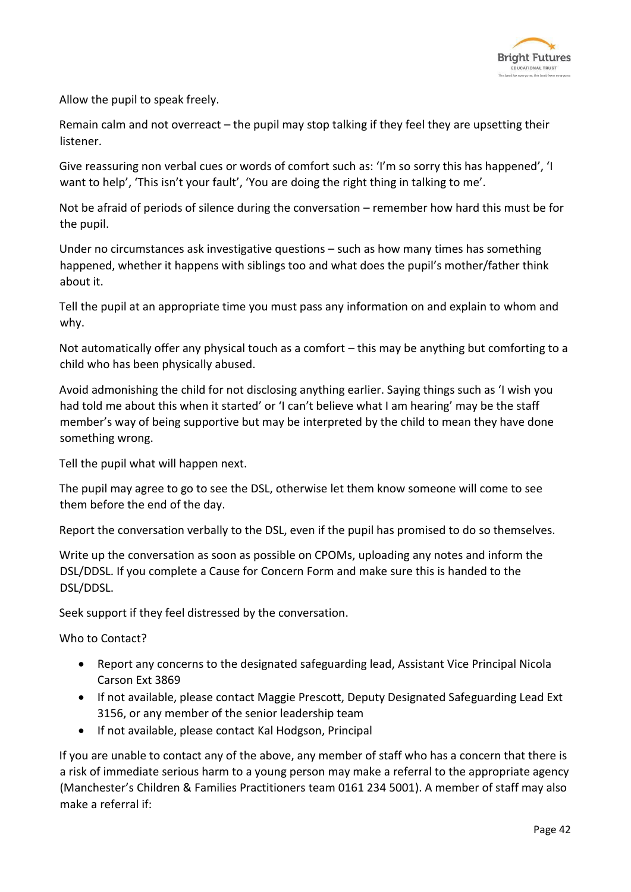Allow the pupil to speak freely.

Remain calm and not overreact – the pupil may stop talking if they feel they are upsetting their listener.

Give reassuring non verbal cues or words of comfort such as: 'I'm so sorry this has happened', 'I want to help', 'This isn't your fault', 'You are doing the right thing in talking to me'.

Not be afraid of periods of silence during the conversation – remember how hard this must be for the pupil.

Under no circumstances ask investigative questions – such as how many times has something happened, whether it happens with siblings too and what does the pupil's mother/father think about it.

Tell the pupil at an appropriate time you must pass any information on and explain to whom and why.

Not automatically offer any physical touch as a comfort – this may be anything but comforting to a child who has been physically abused.

Avoid admonishing the child for not disclosing anything earlier. Saying things such as 'I wish you had told me about this when it started' or 'I can't believe what I am hearing' may be the staff member's way of being supportive but may be interpreted by the child to mean they have done something wrong.

Tell the pupil what will happen next.

The pupil may agree to go to see the DSL, otherwise let them know someone will come to see them before the end of the day.

Report the conversation verbally to the DSL, even if the pupil has promised to do so themselves.

Write up the conversation as soon as possible on CPOMs, uploading any notes and inform the DSL/DDSL. If you complete a Cause for Concern Form and make sure this is handed to the DSL/DDSL.

Seek support if they feel distressed by the conversation.

Who to Contact?

- Report any concerns to the designated safeguarding lead, Assistant Vice Principal Nicola Carson Ext 3869
- If not available, please contact Maggie Prescott, Deputy Designated Safeguarding Lead Ext 3156, or any member of the senior leadership team
- If not available, please contact Kal Hodgson, Principal

If you are unable to contact any of the above, any member of staff who has a concern that there is a risk of immediate serious harm to a young person may make a referral to the appropriate agency (Manchester's Children & Families Practitioners team 0161 234 5001). A member of staff may also make a referral if: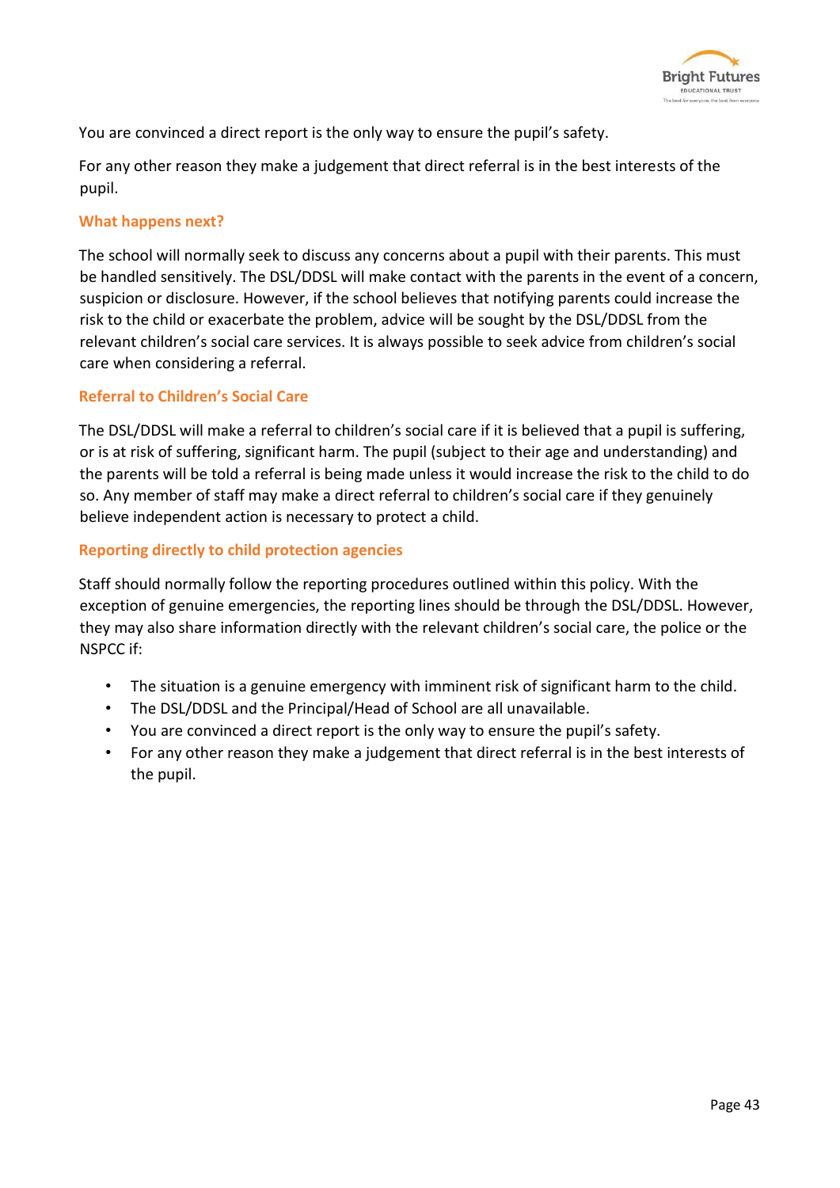You are convinced a direct report is the only way to ensure the pupil's safety.

For any other reason they make a judgement that direct referral is in the best interests of the pupil.

### What happens next?

The school will normally seek to discuss any concerns about a pupil with their parents. This must be handled sensitively. The DSL/DDSL will make contact with the parents in the event of a concern, suspicion or disclosure. However, if the school believes that notifying parents could increase the risk to the child or exacerbate the problem, advice will be sought by the DSL/DDSL from the relevant children's social care services. It is always possible to seek advice from children's social care when considering a referral.

### Referral to Children's Social Care

The DSL/DDSL will make a referral to children's social care if it is believed that a pupil is suffering, or is at risk of suffering, significant harm. The pupil (subject to their age and understanding) and the parents will be told a referral is being made unless it would increase the risk to the child to do so. Any member of staff may make a direct referral to children's social care if they genuinely believe independent action is necessary to protect a child.

### Reporting directly to child protection agencies

Staff should normally follow the reporting procedures outlined within this policy. With the exception of genuine emergencies, the reporting lines should be through the DSL/DDSL. However, they may also share information directly with the relevant children's social care, the police or the NSPCC if:

- The situation is a genuine emergency with imminent risk of significant harm to the child.
- The DSL/DDSL and the Principal/Head of School are all unavailable.
- You are convinced a direct report is the only way to ensure the pupil's safety.
- For any other reason they make a judgement that direct referral is in the best interests of the pupil.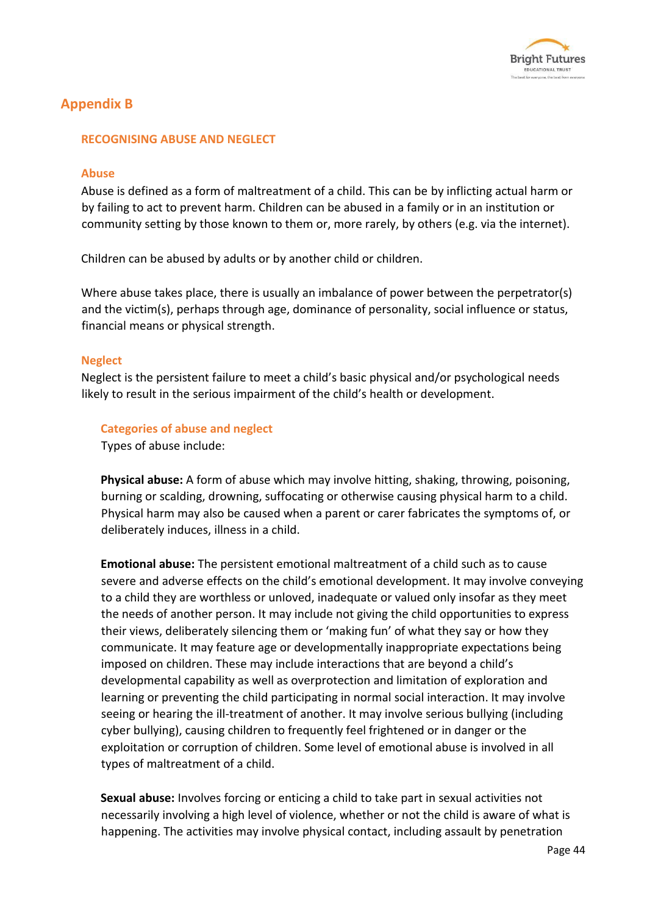## Appendix B

### RECOGNISING ABUSE AND NEGLECT

#### Abuse

Abuse is defined as a form of maltreatment of a child. This can be by inflicting actual harm or by failing to act to prevent harm. Children can be abused in a family or in an institution or community setting by those known to them or, more rarely, by others (e.g. via the internet).

Children can be abused by adults or by another child or children.

Where abuse takes place, there is usually an imbalance of power between the perpetrator(s) and the victim(s), perhaps through age, dominance of personality, social influence or status, financial means or physical strength.

#### Neglect

Neglect is the persistent failure to meet a child's basic physical and/or psychological needs likely to result in the serious impairment of the child's health or development.

#### Categories of abuse and neglect

Types of abuse include:

**Physical abuse:** A form of abuse which may involve hitting, shaking, throwing, poisoning, burning or scalding, drowning, suffocating or otherwise causing physical harm to a child. Physical harm may also be caused when a parent or carer fabricates the symptoms of, or deliberately induces, illness in a child.

**Emotional abuse:** The persistent emotional maltreatment of a child such as to cause severe and adverse effects on the child's emotional development. It may involve conveying to a child they are worthless or unloved, inadequate or valued only insofar as they meet the needs of another person. It may include not giving the child opportunities to express their views, deliberately silencing them or 'making fun' of what they say or how they communicate. It may feature age or developmentally inappropriate expectations being imposed on children. These may include interactions that are beyond a child's developmental capability as well as overprotection and limitation of exploration and learning or preventing the child participating in normal social interaction. It may involve seeing or hearing the ill-treatment of another. It may involve serious bullying (including cyber bullying), causing children to frequently feel frightened or in danger or the exploitation or corruption of children. Some level of emotional abuse is involved in all types of maltreatment of a child.

**Sexual abuse:** Involves forcing or enticing a child to take part in sexual activities not necessarily involving a high level of violence, whether or not the child is aware of what is happening. The activities may involve physical contact, including assault by penetration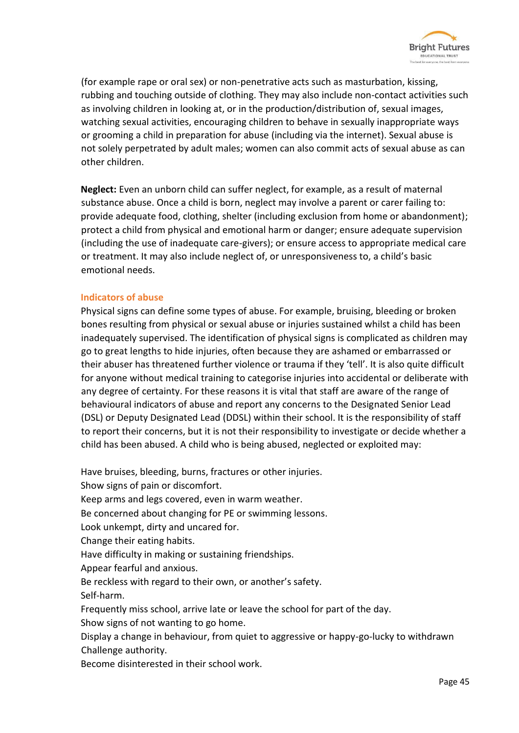(for example rape or oral sex) or non-penetrative acts such as masturbation, kissing, rubbing and touching outside of clothing. They may also include non-contact activities such as involving children in looking at, or in the production/distribution of, sexual images, watching sexual activities, encouraging children to behave in sexually inappropriate ways or grooming a child in preparation for abuse (including via the internet). Sexual abuse is not solely perpetrated by adult males; women can also commit acts of sexual abuse as can other children.

**Neglect:** Even an unborn child can suffer neglect, for example, as a result of maternal substance abuse. Once a child is born, neglect may involve a parent or carer failing to: provide adequate food, clothing, shelter (including exclusion from home or abandonment); protect a child from physical and emotional harm or danger; ensure adequate supervision (including the use of inadequate care-givers); or ensure access to appropriate medical care or treatment. It may also include neglect of, or unresponsiveness to, a child's basic emotional needs.

### Indicators of abuse

Physical signs can define some types of abuse. For example, bruising, bleeding or broken bones resulting from physical or sexual abuse or injuries sustained whilst a child has been inadequately supervised. The identification of physical signs is complicated as children may go to great lengths to hide injuries, often because they are ashamed or embarrassed or their abuser has threatened further violence or trauma if they 'tell'. It is also quite difficult for anyone without medical training to categorise injuries into accidental or deliberate with any degree of certainty. For these reasons it is vital that staff are aware of the range of behavioural indicators of abuse and report any concerns to the Designated Senior Lead (DSL) or Deputy Designated Lead (DDSL) within their school. It is the responsibility of staff to report their concerns, but it is not their responsibility to investigate or decide whether a child has been abused. A child who is being abused, neglected or exploited may:

Have bruises, bleeding, burns, fractures or other injuries.
Show signs of pain or discomfort.
Keep arms and legs covered, even in warm weather.
Be concerned about changing for PE or swimming lessons.
Look unkempt, dirty and uncared for.
Change their eating habits.
Have difficulty in making or sustaining friendships.
Appear fearful and anxious.
Be reckless with regard to their own, or another's safety.
Self-harm.
Frequently miss school, arrive late or leave the school for part of the day.
Show signs of not wanting to go home.
Display a change in behaviour, from quiet to aggressive or happy-go-lucky to withdrawn
Challenge authority.
Become disinterested in their school work.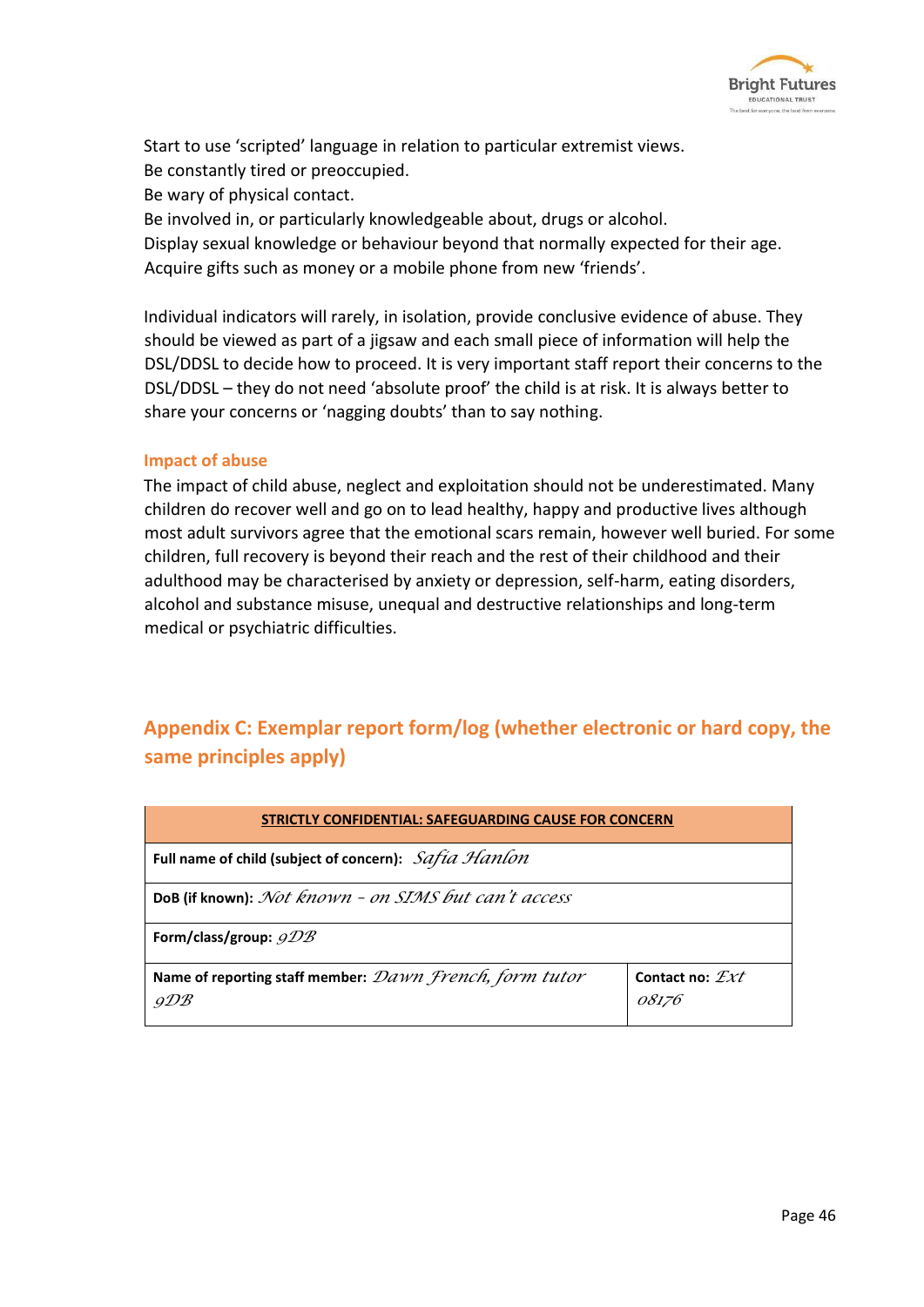Start to use 'scripted' language in relation to particular extremist views.
Be constantly tired or preoccupied.
Be wary of physical contact.
Be involved in, or particularly knowledgeable about, drugs or alcohol.
Display sexual knowledge or behaviour beyond that normally expected for their age.
Acquire gifts such as money or a mobile phone from new 'friends'.

Individual indicators will rarely, in isolation, provide conclusive evidence of abuse. They should be viewed as part of a jigsaw and each small piece of information will help the DSL/DDSL to decide how to proceed. It is very important staff report their concerns to the DSL/DDSL – they do not need 'absolute proof' the child is at risk. It is always better to share your concerns or 'nagging doubts' than to say nothing.

### Impact of abuse

The impact of child abuse, neglect and exploitation should not be underestimated. Many children do recover well and go on to lead healthy, happy and productive lives although most adult survivors agree that the emotional scars remain, however well buried. For some children, full recovery is beyond their reach and the rest of their childhood and their adulthood may be characterised by anxiety or depression, self-harm, eating disorders, alcohol and substance misuse, unequal and destructive relationships and long-term medical or psychiatric difficulties.

## Appendix C: Exemplar report form/log (whether electronic or hard copy, the same principles apply)

| **STRICTLY CONFIDENTIAL: SAFEGUARDING CAUSE FOR CONCERN** | |
|---|---|
| **Full name of child (subject of concern):** *Safia Hanlon* | |
| **DoB (if known):** *Not known – on SIMS but can't access* | |
| **Form/class/group:** *9DB* | |
| **Name of reporting staff member:** *Dawn French, form tutor 9DB* | **Contact no:** *Ext 08176* |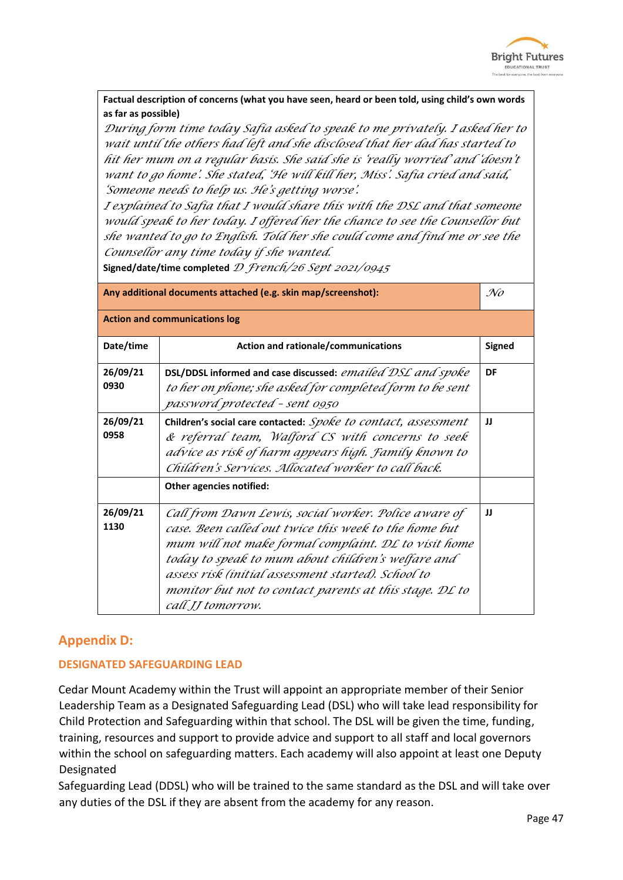| **Factual description of concerns (what you have seen, heard or been told, using child's own words as far as possible)** | | |
|---|---|---|
| *During form time today Safia asked to speak to me privately. I asked her to wait until the others had left and she disclosed that her dad has started to hit her mum on a regular basis. She said she is 'really worried' and 'doesn't want to go home'. She stated, 'He will kill her, Miss'. Safia cried and said, 'Someone needs to help us. He's getting worse'. I explained to Safia that I would share this with the DSL and that someone would speak to her today. I offered her the chance to see the Counsellor but she wanted to go to English. Told her she could come and find me or see the Counsellor any time today if she wanted.* **Signed/date/time completed** *D French/26 Sept 2021/0945* | | |
| **Any additional documents attached (e.g. skin map/screenshot):** | | *No* |
| **Action and communications log** | | |
| **Date/time** | **Action and rationale/communications** | **Signed** |
| **26/09/21 0930** | **DSL/DDSL informed and case discussed:** *emailed DSL and spoke to her on phone; she asked for completed form to be sent password protected - sent 0950* | **DF** |
| **26/09/21 0958** | **Children's social care contacted:** *Spoke to contact, assessment & referral team, Walford CS with concerns to seek advice as risk of harm appears high. Family known to Children's Services. Allocated worker to call back.* | **JJ** |
| | **Other agencies notified:** | |
| **26/09/21 1130** | *Call from Dawn Lewis, social worker. Police aware of case. Been called out twice this week to the home but mum will not make formal complaint. DL to visit home today to speak to mum about children's welfare and assess risk (initial assessment started). School to monitor but not to contact parents at this stage. DL to call JJ tomorrow.* | **JJ** |

## Appendix D:

### DESIGNATED SAFEGUARDING LEAD

Cedar Mount Academy within the Trust will appoint an appropriate member of their Senior Leadership Team as a Designated Safeguarding Lead (DSL) who will take lead responsibility for Child Protection and Safeguarding within that school. The DSL will be given the time, funding, training, resources and support to provide advice and support to all staff and local governors within the school on safeguarding matters. Each academy will also appoint at least one Deputy Designated Safeguarding Lead (DDSL) who will be trained to the same standard as the DSL and will take over any duties of the DSL if they are absent from the academy for any reason.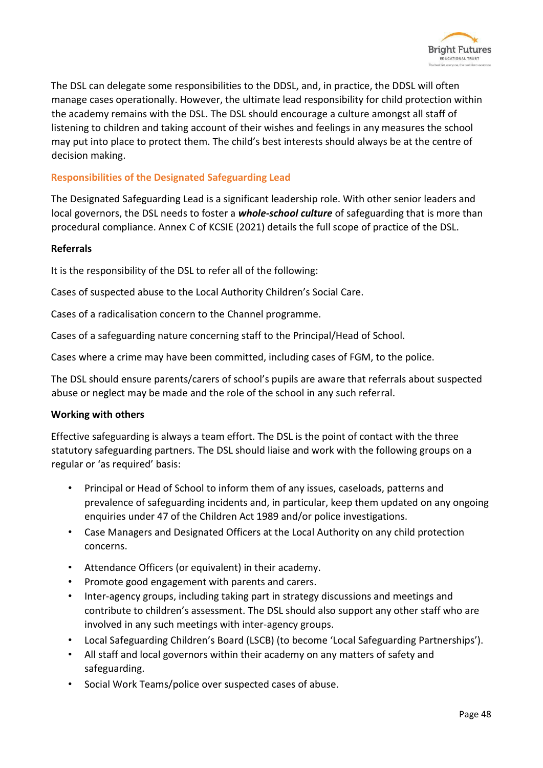The DSL can delegate some responsibilities to the DDSL, and, in practice, the DDSL will often manage cases operationally. However, the ultimate lead responsibility for child protection within the academy remains with the DSL. The DSL should encourage a culture amongst all staff of listening to children and taking account of their wishes and feelings in any measures the school may put into place to protect them. The child's best interests should always be at the centre of decision making.

## Responsibilities of the Designated Safeguarding Lead

The Designated Safeguarding Lead is a significant leadership role. With other senior leaders and local governors, the DSL needs to foster a ***whole-school culture*** of safeguarding that is more than procedural compliance. Annex C of KCSIE (2021) details the full scope of practice of the DSL.

### Referrals

It is the responsibility of the DSL to refer all of the following:

Cases of suspected abuse to the Local Authority Children's Social Care.

Cases of a radicalisation concern to the Channel programme.

Cases of a safeguarding nature concerning staff to the Principal/Head of School.

Cases where a crime may have been committed, including cases of FGM, to the police.

The DSL should ensure parents/carers of school's pupils are aware that referrals about suspected abuse or neglect may be made and the role of the school in any such referral.

### Working with others

Effective safeguarding is always a team effort. The DSL is the point of contact with the three statutory safeguarding partners. The DSL should liaise and work with the following groups on a regular or 'as required' basis:

- Principal or Head of School to inform them of any issues, caseloads, patterns and prevalence of safeguarding incidents and, in particular, keep them updated on any ongoing enquiries under 47 of the Children Act 1989 and/or police investigations.
- Case Managers and Designated Officers at the Local Authority on any child protection concerns.
- Attendance Officers (or equivalent) in their academy.
- Promote good engagement with parents and carers.
- Inter-agency groups, including taking part in strategy discussions and meetings and contribute to children's assessment. The DSL should also support any other staff who are involved in any such meetings with inter-agency groups.
- Local Safeguarding Children's Board (LSCB) (to become 'Local Safeguarding Partnerships').
- All staff and local governors within their academy on any matters of safety and safeguarding.
- Social Work Teams/police over suspected cases of abuse.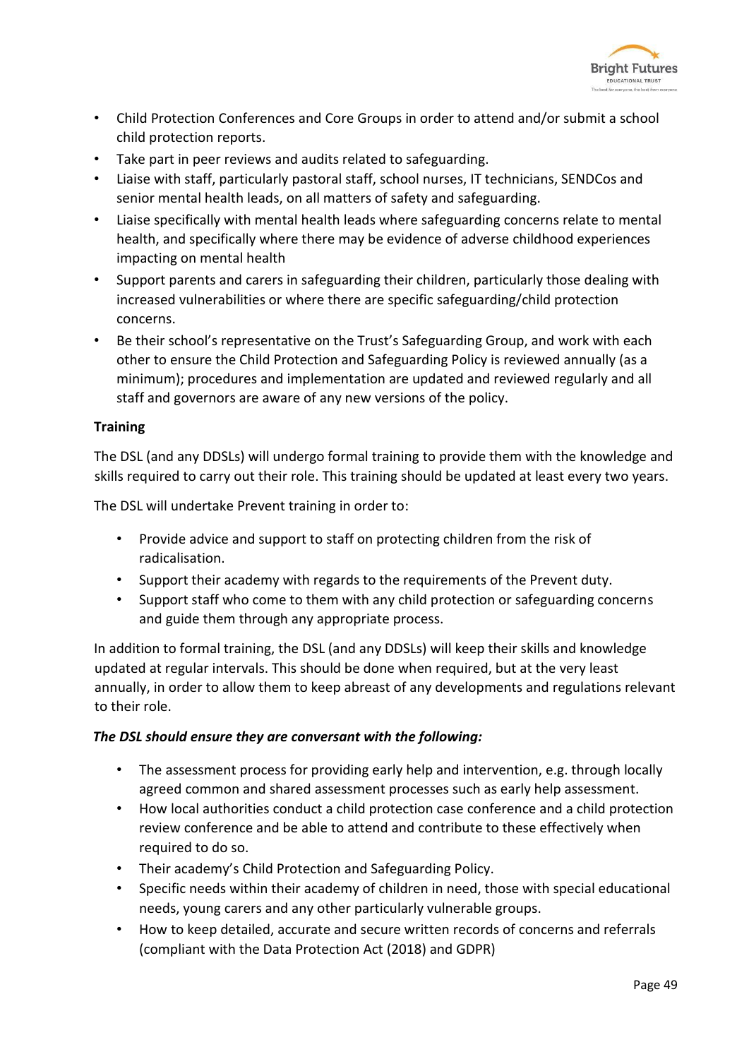- Child Protection Conferences and Core Groups in order to attend and/or submit a school child protection reports.
- Take part in peer reviews and audits related to safeguarding.
- Liaise with staff, particularly pastoral staff, school nurses, IT technicians, SENDCos and senior mental health leads, on all matters of safety and safeguarding.
- Liaise specifically with mental health leads where safeguarding concerns relate to mental health, and specifically where there may be evidence of adverse childhood experiences impacting on mental health
- Support parents and carers in safeguarding their children, particularly those dealing with increased vulnerabilities or where there specific safeguarding/child protection concerns.
- Be their school's representative on the Trust's Safeguarding Group, and work with each other to ensure the Child Protection and Safeguarding Policy is reviewed annually (as a minimum); procedures and implementation are updated and reviewed regularly and all staff and governors are aware of any new versions of the policy.

**Training**

The DSL (and any DDSLs) will undergo formal training to provide them with the knowledge and skills required to carry out their role. This training should be updated at least every two years.

The DSL will undertake Prevent training in order to:

- Provide advice and support to staff on protecting children from the risk of radicalisation.
- Support their academy with regards to the requirements of the Prevent duty.
- Support staff who come to them with any child protection or safeguarding concerns and guide them through any appropriate process.

In addition to formal training, the DSL (and any DDSLs) will keep their skills and knowledge updated at regular intervals. This should be done when required, but at the very least annually, in order to allow them to keep abreast of any developments and regulations relevant to their role.

***The DSL should ensure they are conversant with the following:***

- The assessment process for providing early help and intervention, e.g. through locally agreed common and shared assessment processes such as early help assessment.
- How local authorities conduct a child protection case conference and a child protection review conference and be able to attend and contribute to these effectively when required to do so.
- Their academy's Child Protection and Safeguarding Policy.
- Specific needs within their academy of children in need, those with special educational needs, young carers and any other particularly vulnerable groups.
- How to keep detailed, accurate and secure written records of concerns and referrals (compliant with the Data Protection Act (2018) and GDPR)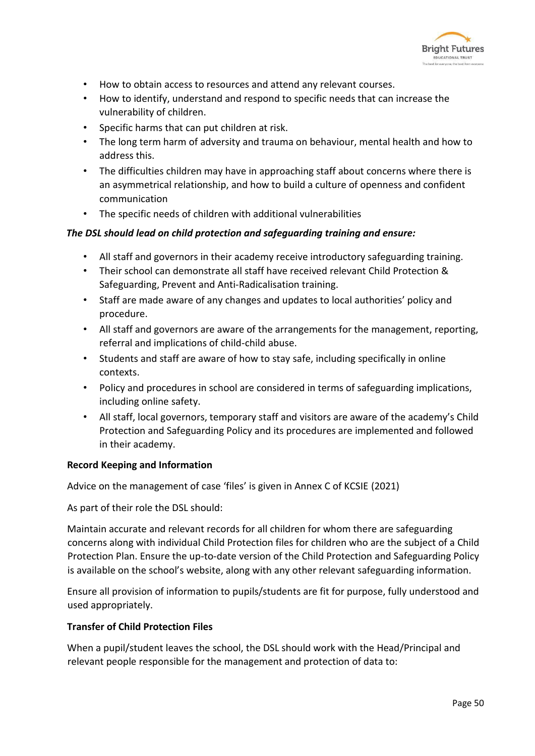- How to obtain access to resources and attend any relevant courses.
- How to identify, understand and respond to specific needs that can increase the vulnerability of children.
- Specific harms that can put children at risk.
- The long term harm of adversity and trauma on behaviour, mental health and how to address this.
- The difficulties children may have in approaching staff about concerns where there is an asymmetrical relationship, and how to build a culture of openness and confident communication
- The specific needs of children with additional vulnerabilities

***The DSL should lead on child protection and safeguarding training and ensure:***

- All staff and governors in their academy receive introductory safeguarding training.
- Their school can demonstrate all staff have received relevant Child Protection & Safeguarding, Prevent and Anti-Radicalisation training.
- Staff are made aware of any changes and updates to local authorities' policy and procedure.
- All staff and governors are aware of the arrangements for the management, reporting, referral and implications of child-child abuse.
- Students and staff are aware of how to stay safe, including specifically in online contexts.
- Policy and procedures in school are considered in terms of safeguarding implications, including online safety.
- All staff, local governors, temporary staff and visitors are aware of the academy's Child Protection and Safeguarding Policy and its procedures are implemented and followed in their academy.

**Record Keeping and Information**

Advice on the management of case 'files' is given in Annex C of KCSIE (2021)

As part of their role the DSL should:

Maintain accurate and relevant records for all children for whom there are safeguarding concerns along with individual Child Protection files for children who are the subject of a Child Protection Plan. Ensure the up-to-date version of the Child Protection and Safeguarding Policy is available on the school's website, along with any other relevant safeguarding information.

Ensure all provision of information to pupils/students are fit for purpose, fully understood and used appropriately.

**Transfer of Child Protection Files**

When a pupil/student leaves the school, the DSL should work with the Head/Principal and relevant people responsible for the management and protection of data to: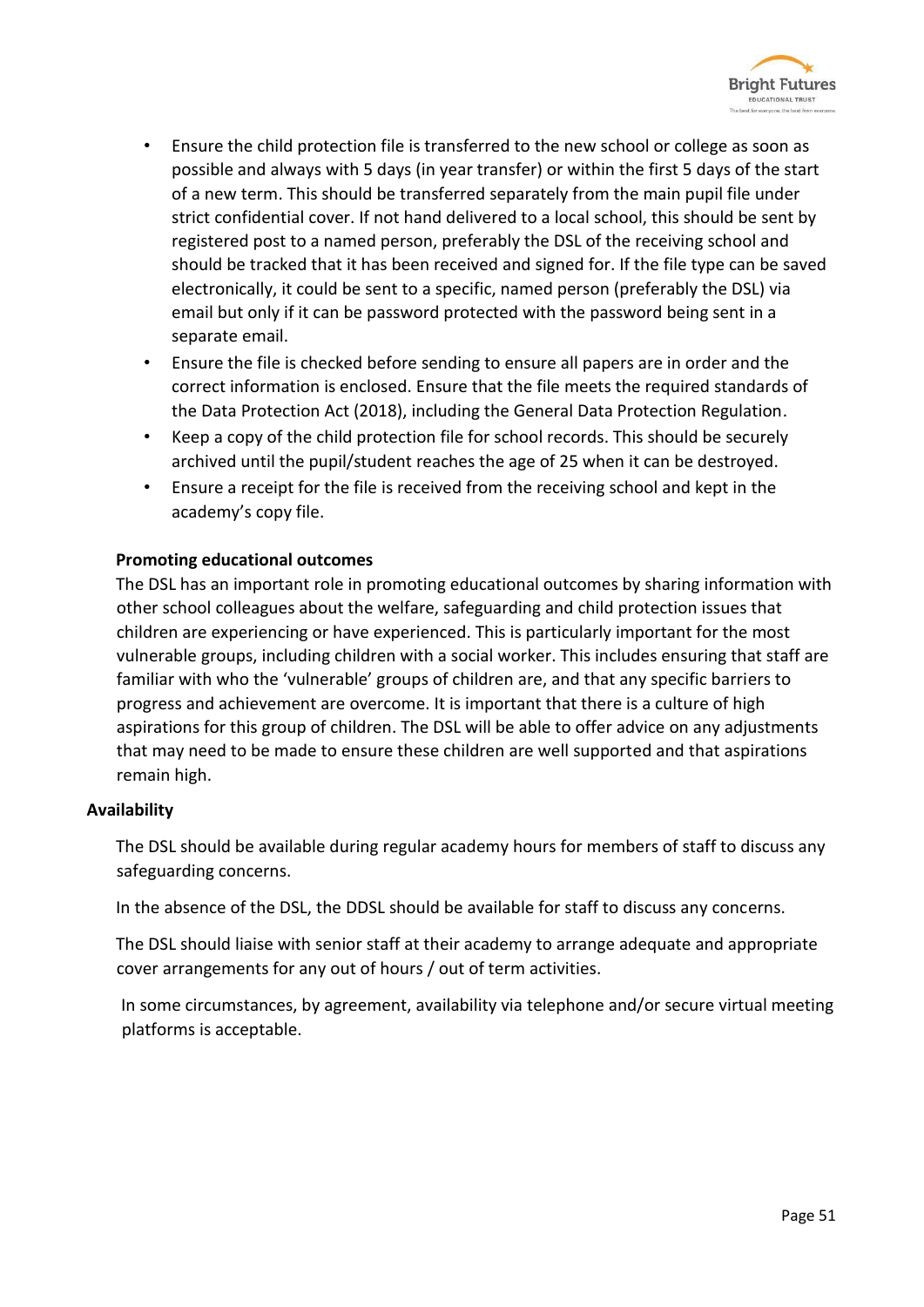- Ensure the child protection file is transferred to the new school or college as soon as possible and always with 5 days (in year transfer) or within the first 5 days of the start of a new term. This should be transferred separately from the main pupil file under strict confidential cover. If not hand delivered to a local school, this should be sent by registered post to a named person, preferably the DSL of the receiving school and should be tracked that it has been received and signed for. If the file type can be saved electronically, it could be sent to a specific, named person (preferably the DSL) via email but only if it can be password protected with the password being sent in a separate email.
- Ensure the file is checked before sending to ensure all papers are in order and the correct information is enclosed. Ensure that the file meets the required standards of the Data Protection Act (2018), including the General Data Protection Regulation.
- Keep a copy of the child protection file for school records. This should be securely archived until the pupil/student reaches the age of 25 when it can be destroyed.
- Ensure a receipt for the file is received from the receiving school and kept in the academy's copy file.

**Promoting educational outcomes**

The DSL has an important role in promoting educational outcomes by sharing information with other school colleagues about the welfare, safeguarding and child protection issues that children are experiencing or have experienced. This is particularly important for the most vulnerable groups, including children with a social worker. This includes ensuring that staff are familiar with who the 'vulnerable' groups of children are, and that any specific barriers to progress and achievement are overcome. It is important that there is a culture of high aspirations for this group of children. The DSL will be able to offer advice on any adjustments that may need to be made to ensure these children are well supported and that aspirations remain high.

**Availability**

The DSL should be available during regular academy hours for members of staff to discuss any safeguarding concerns.

In the absence of the DSL, the DDSL should be available for staff to discuss any concerns.

The DSL should liaise with senior staff at their academy to arrange adequate and appropriate cover arrangements for any out of hours / out of term activities.

In some circumstances, by agreement, availability via telephone and/or secure virtual meeting platforms is acceptable.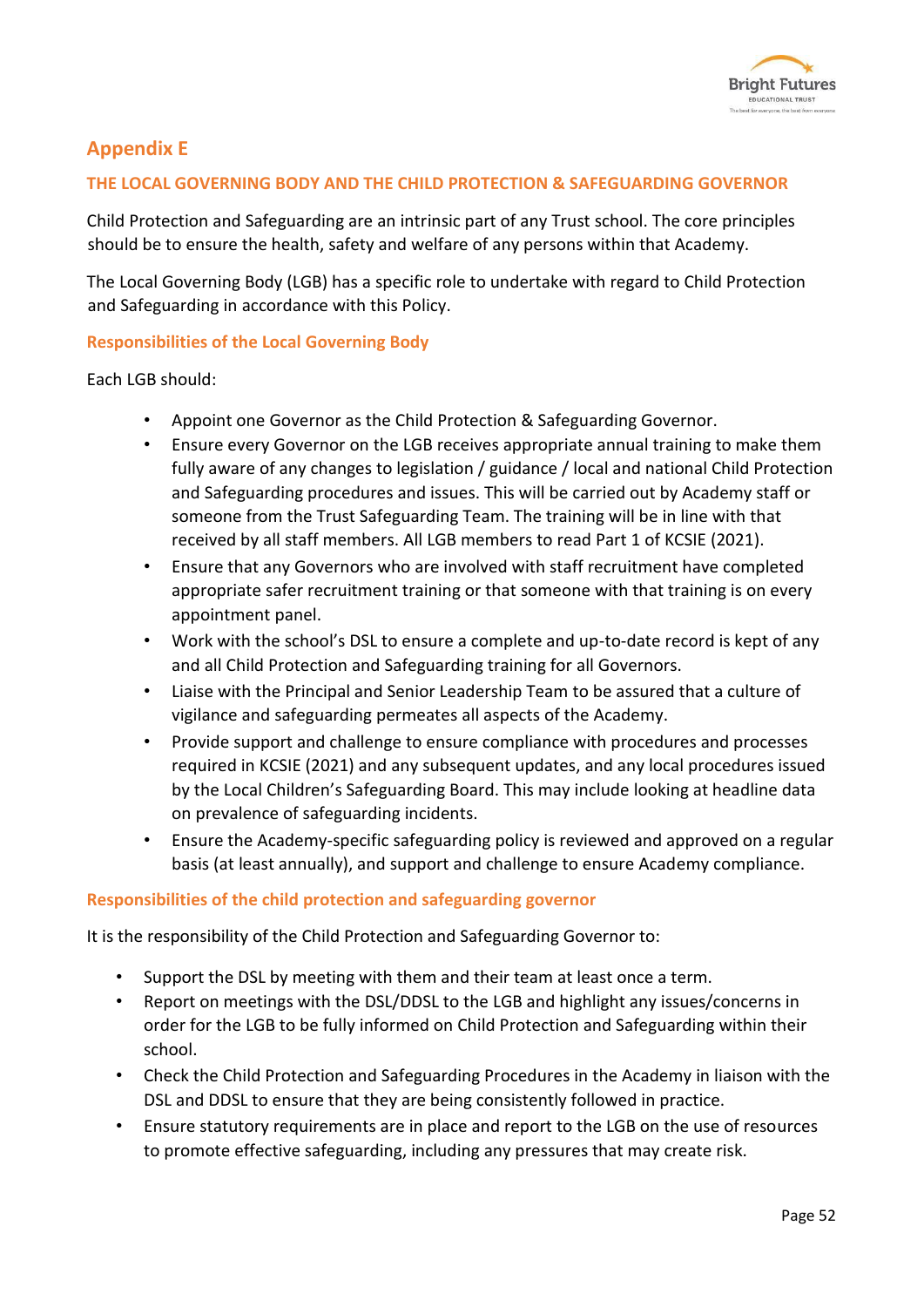## Appendix E

### THE LOCAL GOVERNING BODY AND THE CHILD PROTECTION & SAFEGUARDING GOVERNOR

Child Protection and Safeguarding are an intrinsic part of any Trust school. The core principles should be to ensure the health, safety and welfare of any persons within that Academy.

The Local Governing Body (LGB) has a specific role to undertake with regard to Child Protection and Safeguarding in accordance with this Policy.

### Responsibilities of the Local Governing Body

Each LGB should:

- Appoint one Governor as the Child Protection & Safeguarding Governor.
- Ensure every Governor on the LGB receives appropriate annual training to make them fully aware of any changes to legislation / guidance / local and national Child Protection and Safeguarding procedures and issues. This will be carried out by Academy staff or someone from the Trust Safeguarding Team. The training will be in line with that received by all staff members. All LGB members to read Part 1 of KCSIE (2021).
- Ensure that any Governors who are involved with staff recruitment have completed appropriate safer recruitment training or that someone with that training is on every appointment panel.
- Work with the school's DSL to ensure a complete and up-to-date record is kept of any and all Child Protection and Safeguarding training for all Governors.
- Liaise with the Principal and Senior Leadership Team to be assured that a culture of vigilance and safeguarding permeates all aspects of the Academy.
- Provide support and challenge to ensure compliance with procedures and processes required in KCSIE (2021) and any subsequent updates, and any local procedures issued by the Local Children's Safeguarding Board. This may include looking at headline data on prevalence of safeguarding incidents.
- Ensure the Academy-specific safeguarding policy is reviewed and approved on a regular basis (at least annually), and support and challenge to ensure Academy compliance.

### Responsibilities of the child protection and safeguarding governor

It is the responsibility of the Child Protection and Safeguarding Governor to:

- Support the DSL by meeting with them and their team at least once a term.
- Report on meetings with the DSL/DDSL to the LGB and highlight any issues/concerns in order for the LGB to be fully informed on Child Protection and Safeguarding within their school.
- Check the Child Protection and Safeguarding Procedures in the Academy in liaison with the DSL and DDSL to ensure that they are being consistently followed in practice.
- Ensure statutory requirements are in place and report to the LGB on the use of resources to promote effective safeguarding, including any pressures that may create risk.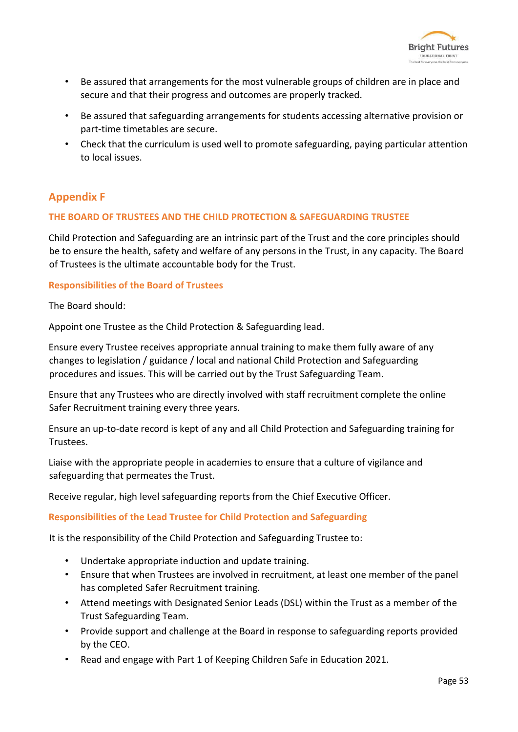- Be assured that arrangements for the most vulnerable groups of children are in place and secure and that their progress and outcomes are properly tracked.
- Be assured that safeguarding arrangements for students accessing alternative provision or part-time timetables are secure.
- Check that the curriculum is used well to promote safeguarding, paying particular attention to local issues.

## Appendix F

### THE BOARD OF TRUSTEES AND THE CHILD PROTECTION & SAFEGUARDING TRUSTEE

Child Protection and Safeguarding are an intrinsic part of the Trust and the core principles should be to ensure the health, safety and welfare of any persons in the Trust, in any capacity. The Board of Trustees is the ultimate accountable body for the Trust.

#### Responsibilities of the Board of Trustees

The Board should:

Appoint one Trustee as the Child Protection & Safeguarding lead.

Ensure every Trustee receives appropriate annual training to make them fully aware of any changes to legislation / guidance / local and national Child Protection and Safeguarding procedures and issues. This will be carried out by the Trust Safeguarding Team.

Ensure that any Trustees who are directly involved with staff recruitment complete the online Safer Recruitment training every three years.

Ensure an up-to-date record is kept of any and all Child Protection and Safeguarding training for Trustees.

Liaise with the appropriate people in academies to ensure that a culture of vigilance and safeguarding that permeates the Trust.

Receive regular, high level safeguarding reports from the Chief Executive Officer.

#### Responsibilities of the Lead Trustee for Child Protection and Safeguarding

It is the responsibility of the Child Protection and Safeguarding Trustee to:

- Undertake appropriate induction and update training.
- Ensure that when Trustees are involved in recruitment, at least one member of the panel has completed Safer Recruitment training.
- Attend meetings with Designated Senior Leads (DSL) within the Trust as a member of the Trust Safeguarding Team.
- Provide support and challenge at the Board in response to safeguarding reports provided by the CEO.
- Read and engage with Part 1 of Keeping Children Safe in Education 2021.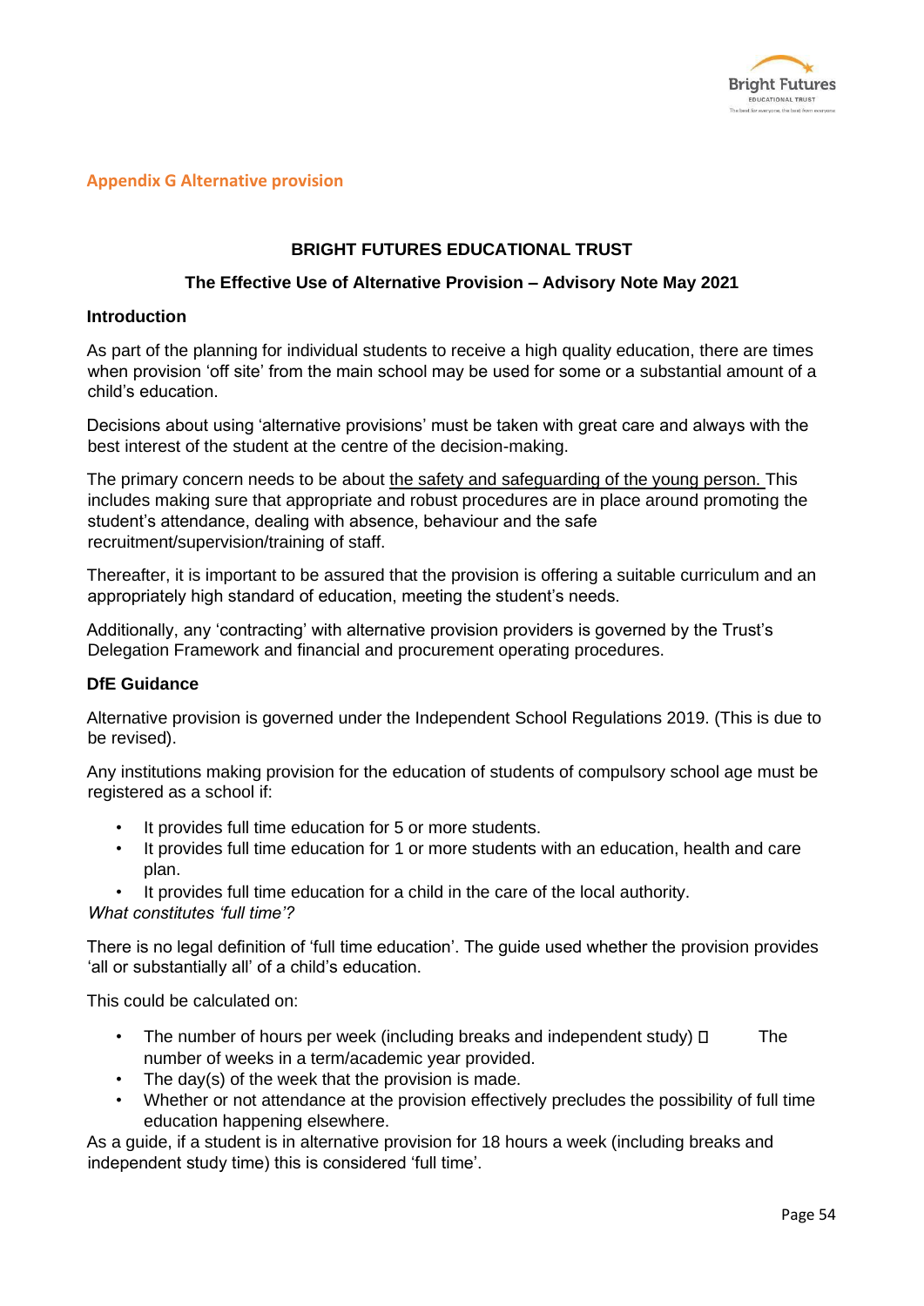## Appendix G Alternative provision

**BRIGHT FUTURES EDUCATIONAL TRUST**

**The Effective Use of Alternative Provision – Advisory Note May 2021**

### Introduction

As part of the planning for individual students to receive a high quality education, there are times when provision 'off site' from the main school may be used for some or a substantial amount of a child's education.

Decisions about using 'alternative provisions' must be taken with great care and always with the best interest of the student at the centre of the decision-making.

The primary concern needs to be about the safety and safeguarding of the young person. This includes making sure that appropriate and robust procedures are in place around promoting the student's attendance, dealing with absence, behaviour and the safe recruitment/supervision/training of staff.

Thereafter, it is important to be assured that the provision is offering a suitable curriculum and an appropriately high standard of education, meeting the student's needs.

Additionally, any 'contracting' with alternative provision providers is governed by the Trust's Delegation Framework and financial and procurement operating procedures.

### DfE Guidance

Alternative provision is governed under the Independent School Regulations 2019. (This is due to be revised).

Any institutions making provision for the education of students of compulsory school age must be registered as a school if:

- It provides full time education for 5 or more students.
- It provides full time education for 1 or more students with an education, health and care plan.
- It provides full time education for a child in the care of the local authority.

*What constitutes 'full time'?*

There is no legal definition of 'full time education'. The guide used whether the provision provides 'all or substantially all' of a child's education.

This could be calculated on:

- The number of hours per week (including breaks and independent study)
- The number of weeks in a term/academic year provided.
- The day(s) of the week that the provision is made.
- Whether or not attendance at the provision effectively precludes the possibility of full time education happening elsewhere.

As a guide, if a student is in alternative provision for 18 hours a week (including breaks and independent study time) this is considered 'full time'.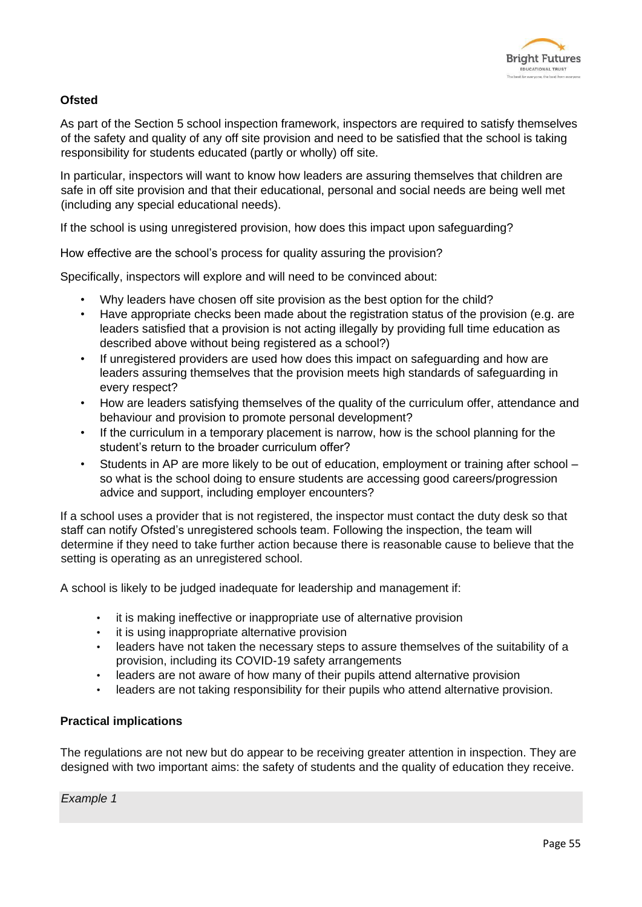**Ofsted**

As part of the Section 5 school inspection framework, inspectors are required to satisfy themselves of the safety and quality of any off site provision and need to be satisfied that the school is taking responsibility for students educated (partly or wholly) off site.

In particular, inspectors will want to know how leaders are assuring themselves that children are safe in off site provision and that their educational, personal and social needs are being well met (including any special educational needs).

If the school is using unregistered provision, how does this impact upon safeguarding?

How effective are the school's process for quality assuring the provision?

Specifically, inspectors will explore and will need to be convinced about:

- Why leaders have chosen off site provision as the best option for the child?
- Have appropriate checks been made about the registration status of the provision (e.g. are leaders satisfied that a provision is not acting illegally by providing full time education as described above without being registered as a school?)
- If unregistered providers are used how does this impact on safeguarding and how are leaders assuring themselves that the provision meets high standards of safeguarding in every respect?
- How are leaders satisfying themselves of the quality of the curriculum offer, attendance and behaviour and provision to promote personal development?
- If the curriculum in a temporary placement is narrow, how is the school planning for the student's return to the broader curriculum offer?
- Students in AP are more likely to be out of education, employment or training after school – so what is the school doing to ensure students are accessing good careers/progression advice and support, including employer encounters?

If a school uses a provider that is not registered, the inspector must contact the duty desk so that staff can notify Ofsted's unregistered schools team. Following the inspection, the team will determine if they need to take further action because there is reasonable cause to believe that the setting is operating as an unregistered school.

A school is likely to be judged inadequate for leadership and management if:

- it is making ineffective or inappropriate use of alternative provision
- it is using inappropriate alternative provision
- leaders have not taken the necessary steps to assure themselves of the suitability of a provision, including its COVID-19 safety arrangements
- leaders are not aware of how many of their pupils attend alternative provision
- leaders are not taking responsibility for their pupils who attend alternative provision.

**Practical implications**

The regulations are not new but do appear to be receiving greater attention in inspection. They are designed with two important aims: the safety of students and the quality of education they receive.

*Example 1*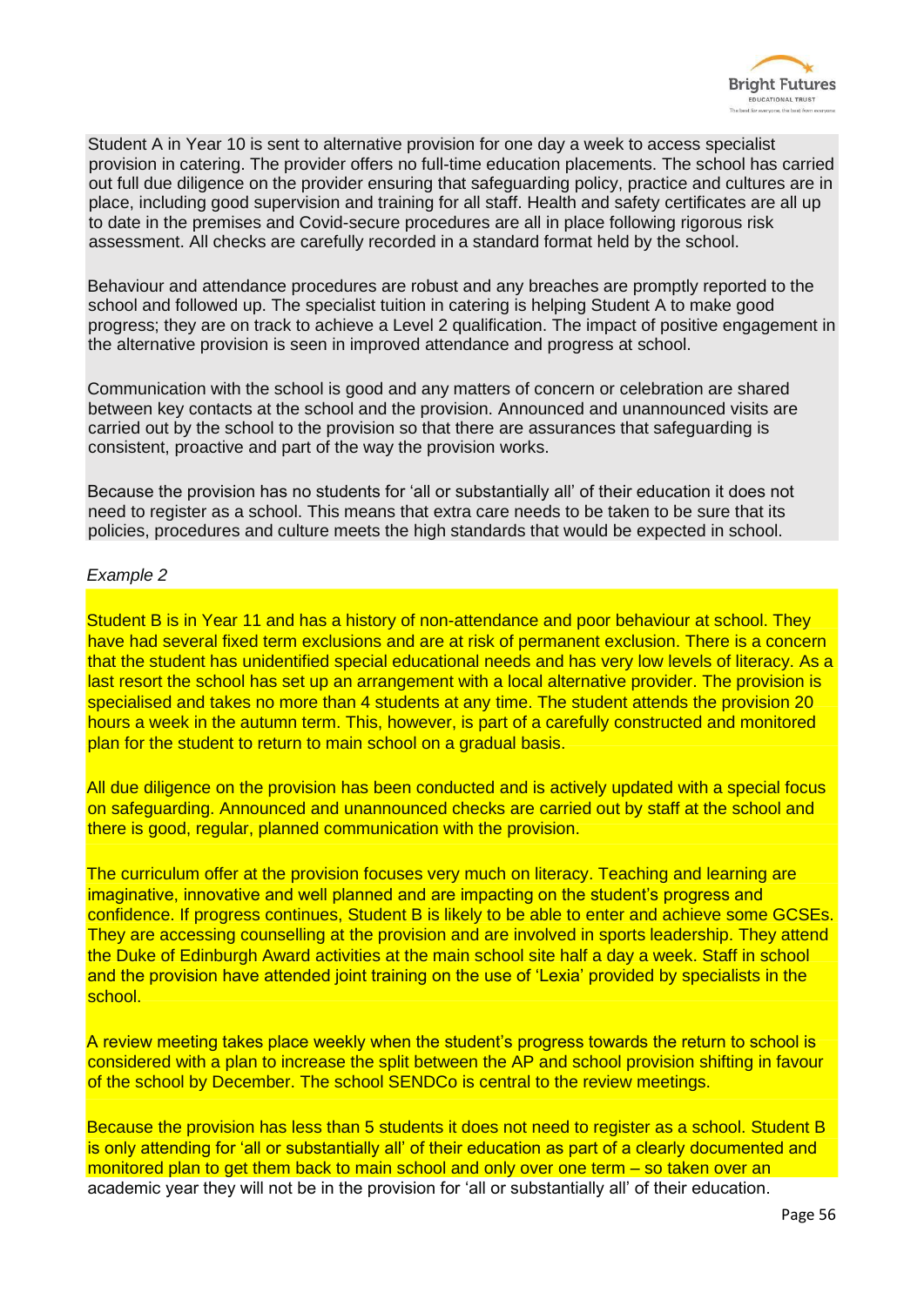Student A in Year 10 is sent to alternative provision for one day a week to access specialist provision in catering. The provider offers no full-time education placements. The school has carried out full due diligence on the provider ensuring that safeguarding policy, practice and cultures are in place, including good supervision and training for all staff. Health and safety certificates are all up to date in the premises and Covid-secure procedures are all in place following rigorous risk assessment. All checks are carefully recorded in a standard format held by the school.

Behaviour and attendance procedures are robust and any breaches are promptly reported to the school and followed up. The specialist tuition in catering is helping Student A to make good progress; they are on track to achieve a Level 2 qualification. The impact of positive engagement in the alternative provision is seen in improved attendance and progress at school.

Communication with the school is good and any matters of concern or celebration are shared between key contacts at the school and the provision. Announced and unannounced visits are carried out by the school to the provision so that there are assurances that safeguarding is consistent, proactive and part of the way the provision works.

Because the provision has no students for 'all or substantially all' of their education it does not need to register as a school. This means that extra care needs to be taken to be sure that its policies, procedures and culture meets the high standards that would be expected in school.

*Example 2*

Student B is in Year 11 and has a history of non-attendance and poor behaviour at school. They have had several fixed term exclusions and are at risk of permanent exclusion. There is a concern that the student has unidentified special educational needs and has very low levels of literacy. As a last resort the school has set up an arrangement with a local alternative provider. The provision is specialised and takes no more than 4 students at any time. The student attends the provision 20 hours a week in the autumn term. This, however, is part of a carefully constructed and monitored plan for the student to return to main school on a gradual basis.

All due diligence on the provision has been conducted and is actively updated with a special focus on safeguarding. Announced and unannounced checks are carried out by staff at the school and there is good, regular, planned communication with the provision.

The curriculum offer at the provision focuses very much on literacy. Teaching and learning are imaginative, innovative and well planned and are impacting on the student's progress and confidence. If progress continues, Student B is likely to be able to enter and achieve some GCSEs. They are accessing counselling at the provision and are involved in sports leadership. They attend the Duke of Edinburgh Award activities at the main school site half a day a week. Staff in school and the provision have attended joint training on the use of 'Lexia' provided by specialists in the school.

A review meeting takes place weekly when the student's progress towards the return to school is considered with a plan to increase the split between the AP and school provision shifting in favour of the school by December. The school SENDCo is central to the review meetings.

Because the provision has less than 5 students it does not need to register as a school. Student B is only attending for 'all or substantially all' of their education as part of a clearly documented and monitored plan to get them back to main school and only over one term – so taken over an academic year they will not be in the provision for 'all or substantially all' of their education.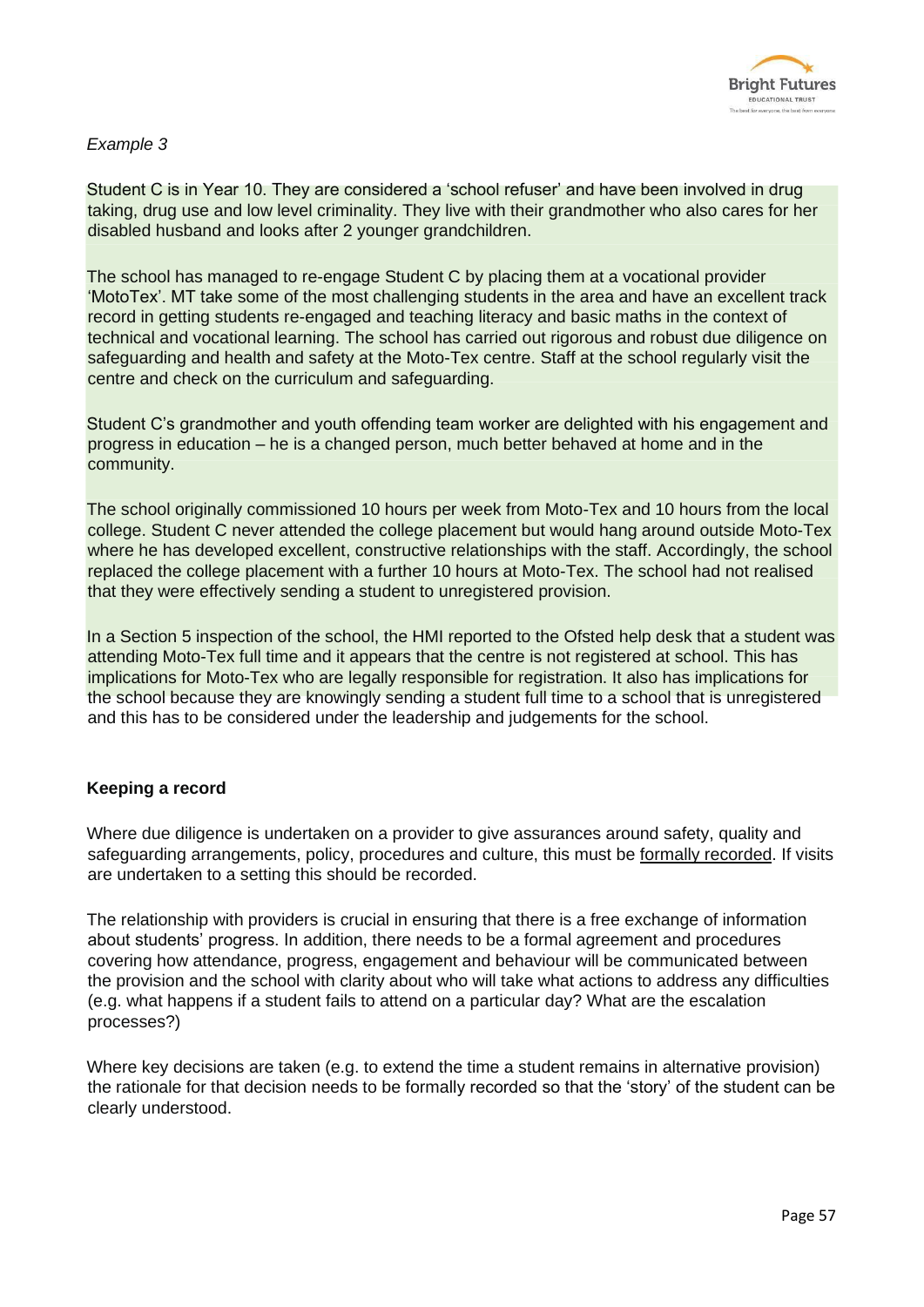*Example 3*

Student C is in Year 10. They are considered a 'school refuser' and have been involved in drug taking, drug use and low level criminality. They live with their grandmother who also cares for her disabled husband and looks after 2 younger grandchildren.

The school has managed to re-engage Student C by placing them at a vocational provider 'MotoTex'. MT take some of the most challenging students in the area and have an excellent track record in getting students re-engaged and teaching literacy and basic maths in the context of technical and vocational learning. The school has carried out rigorous and robust due diligence on safeguarding and health and safety at the Moto-Tex centre. Staff at the school regularly visit the centre and check on the curriculum and safeguarding.

Student C's grandmother and youth offending team worker are delighted with his engagement and progress in education – he is a changed person, much better behaved at home and in the community.

The school originally commissioned 10 hours per week from Moto-Tex and 10 hours from the local college. Student C never attended the college placement but would hang around outside Moto-Tex where he has developed excellent, constructive relationships with the staff. Accordingly, the school replaced the college placement with a further 10 hours at Moto-Tex. The school had not realised that they were effectively sending a student to unregistered provision.

In a Section 5 inspection of the school, the HMI reported to the Ofsted help desk that a student was attending Moto-Tex full time and it appears that the centre is not registered at school. This has implications for Moto-Tex who are legally responsible for registration. It also has implications for the school because they are knowingly sending a student full time to a school that is unregistered and this has to be considered under the leadership and judgements for the school.

**Keeping a record**

Where due diligence is undertaken on a provider to give assurances around safety, quality and safeguarding arrangements, policy, procedures and culture, this must be formally recorded. If visits are undertaken to a setting this should be recorded.

The relationship with providers is crucial in ensuring that there is a free exchange of information about students' progress. In addition, there needs to be a formal agreement and procedures covering how attendance, progress, engagement and behaviour will be communicated between the provision and the school with clarity about who will take what actions to address any difficulties (e.g. what happens if a student fails to attend on a particular day? What are the escalation processes?)

Where key decisions are taken (e.g. to extend the time a student remains in alternative provision) the rationale for that decision needs to be formally recorded so that the 'story' of the student can be clearly understood.